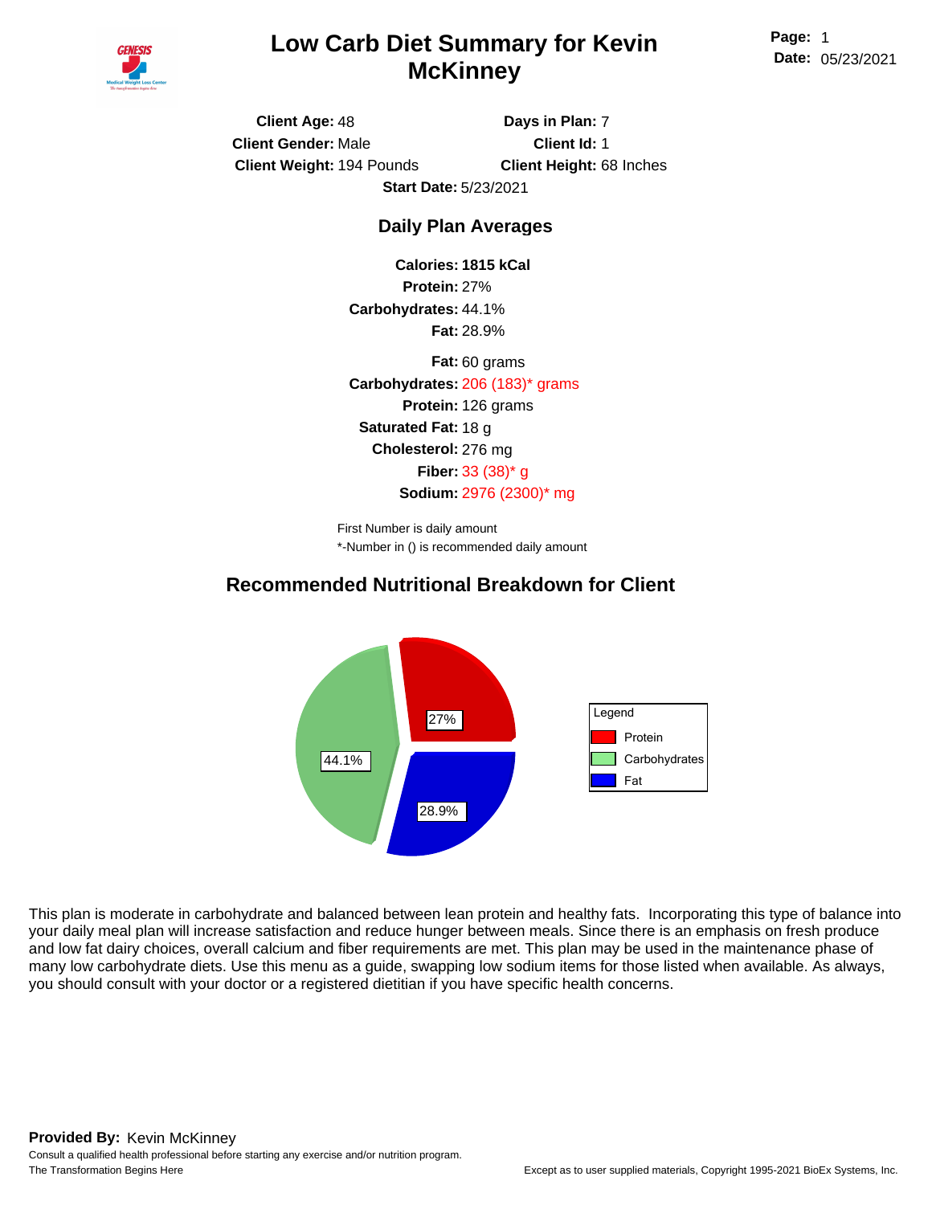# Low Carb Diet Summary for Kevin McKinney

**Page:** 1
**Date:** 05/23/2021

**Client Age:** 48
**Days in Plan:** 7
**Client Gender:** Male
**Client Id:** 1
**Client Weight:** 194 Pounds
**Client Height:** 68 Inches
**Start Date:** 5/23/2021

## Daily Plan Averages

**Calories:** **1815 kCal**
**Protein:** 27%
**Carbohydrates:** 44.1%
**Fat:** 28.9%

**Fat:** 60 grams
**Carbohydrates:** 206 (183)* grams
**Protein:** 126 grams
**Saturated Fat:** 18 g
**Cholesterol:** 276 mg
**Fiber:** 33 (38)* g
**Sodium:** 2976 (2300)* mg

First Number is daily amount
*-Number in () is recommended daily amount

## Recommended Nutritional Breakdown for Client

| Legend | |
| --- | --- |
| Protein | 27% |
| Carbohydrates | 44.1% |
| Fat | 28.9% |

This plan is moderate in carbohydrate and balanced between lean protein and healthy fats. Incorporating this type of balance into your daily meal plan will increase satisfaction and reduce hunger between meals. Since there is an emphasis on fresh produce and low fat dairy choices, overall calcium and fiber requirements are met. This plan may be used in the maintenance phase of many low carbohydrate diets. Use this menu as a guide, swapping low sodium items for those listed when available. As always, you should consult with your doctor or a registered dietitian if you have specific health concerns.

**Provided By:** Kevin McKinney
Consult a qualified health professional before starting any exercise and/or nutrition program.
The Transformation Begins Here

Except as to user supplied materials, Copyright 1995-2021 BioEx Systems, Inc.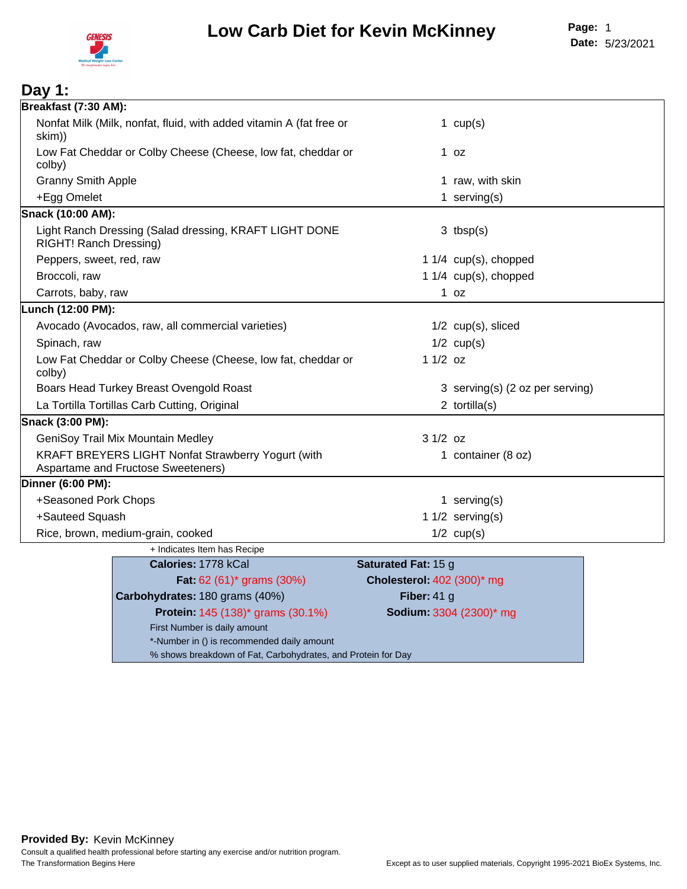# Low Carb Diet for Kevin McKinney

**Page:** 1
**Date:** 5/23/2021

## Day 1:

| **Breakfast (7:30 AM):** | |
|---|---|
| Nonfat Milk (Milk, nonfat, fluid, with added vitamin A (fat free or skim)) | 1 cup(s) |
| Low Fat Cheddar or Colby Cheese (Cheese, low fat, cheddar or colby) | 1 oz |
| Granny Smith Apple | 1 raw, with skin |
| +Egg Omelet | 1 serving(s) |
| **Snack (10:00 AM):** | |
| Light Ranch Dressing (Salad dressing, KRAFT LIGHT DONE RIGHT! Ranch Dressing) | 3 tbsp(s) |
| Peppers, sweet, red, raw | 1 1/4 cup(s), chopped |
| Broccoli, raw | 1 1/4 cup(s), chopped |
| Carrots, baby, raw | 1 oz |
| **Lunch (12:00 PM):** | |
| Avocado (Avocados, raw, all commercial varieties) | 1/2 cup(s), sliced |
| Spinach, raw | 1/2 cup(s) |
| Low Fat Cheddar or Colby Cheese (Cheese, low fat, cheddar or colby) | 1 1/2 oz |
| Boars Head Turkey Breast Ovengold Roast | 3 serving(s) (2 oz per serving) |
| La Tortilla Tortillas Carb Cutting, Original | 2 tortilla(s) |
| **Snack (3:00 PM):** | |
| GeniSoy Trail Mix Mountain Medley | 3 1/2 oz |
| KRAFT BREYERS LIGHT Nonfat Strawberry Yogurt (with Aspartame and Fructose Sweeteners) | 1 container (8 oz) |
| **Dinner (6:00 PM):** | |
| +Seasoned Pork Chops | 1 serving(s) |
| +Sauteed Squash | 1 1/2 serving(s) |
| Rice, brown, medium-grain, cooked | 1/2 cup(s) |

+ Indicates Item has Recipe

| | |
|---|---|
| **Calories:** 1778 kCal | **Saturated Fat:** 15 g |
| **Fat:** 62 (61)* grams (30%) | **Cholesterol:** 402 (300)* mg |
| **Carbohydrates:** 180 grams (40%) | **Fiber:** 41 g |
| **Protein:** 145 (138)* grams (30.1%) | **Sodium:** 3304 (2300)* mg |

First Number is daily amount
*-Number in () is recommended daily amount
% shows breakdown of Fat, Carbohydrates, and Protein for Day

**Provided By:** Kevin McKinney
Consult a qualified health professional before starting any exercise and/or nutrition program.
The Transformation Begins Here

Except as to user supplied materials, Copyright 1995-2021 BioEx Systems, Inc.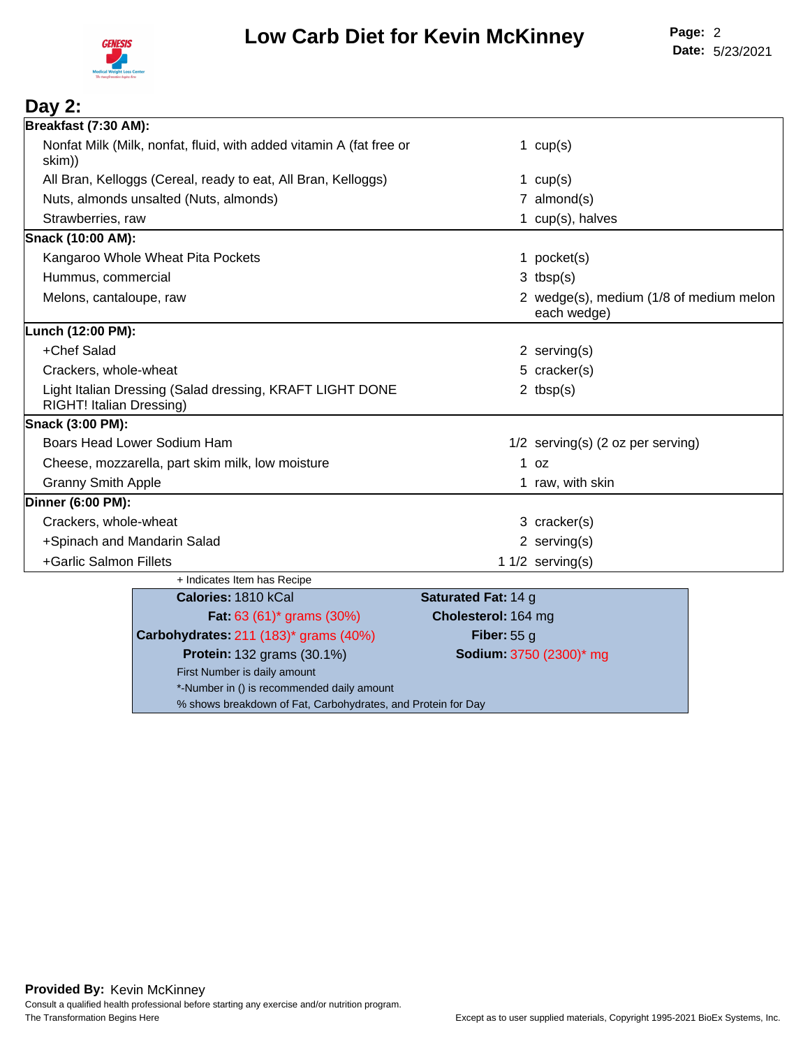# Low Carb Diet for Kevin McKinney

**Page:** 2
**Date:** 5/23/2021

## Day 2:

| | |
|---|---|
| **Breakfast (7:30 AM):** | |
| Nonfat Milk (Milk, nonfat, fluid, with added vitamin A (fat free or skim)) | 1 cup(s) |
| All Bran, Kelloggs (Cereal, ready to eat, All Bran, Kelloggs) | 1 cup(s) |
| Nuts, almonds unsalted (Nuts, almonds) | 7 almond(s) |
| Strawberries, raw | 1 cup(s), halves |
| **Snack (10:00 AM):** | |
| Kangaroo Whole Wheat Pita Pockets | 1 pocket(s) |
| Hummus, commercial | 3 tbsp(s) |
| Melons, cantaloupe, raw | 2 wedge(s), medium (1/8 of medium melon each wedge) |
| **Lunch (12:00 PM):** | |
| +Chef Salad | 2 serving(s) |
| Crackers, whole-wheat | 5 cracker(s) |
| Light Italian Dressing (Salad dressing, KRAFT LIGHT DONE RIGHT! Italian Dressing) | 2 tbsp(s) |
| **Snack (3:00 PM):** | |
| Boars Head Lower Sodium Ham | 1/2 serving(s) (2 oz per serving) |
| Cheese, mozzarella, part skim milk, low moisture | 1 oz |
| Granny Smith Apple | 1 raw, with skin |
| **Dinner (6:00 PM):** | |
| Crackers, whole-wheat | 3 cracker(s) |
| +Spinach and Mandarin Salad | 2 serving(s) |
| +Garlic Salmon Fillets | 1 1/2 serving(s) |

+ Indicates Item has Recipe

| | |
|---|---|
| **Calories:** 1810 kCal | **Saturated Fat:** 14 g |
| **Fat:** 63 (61)* grams (30%) | **Cholesterol:** 164 mg |
| **Carbohydrates:** 211 (183)* grams (40%) | **Fiber:** 55 g |
| **Protein:** 132 grams (30.1%) | **Sodium:** 3750 (2300)* mg |

First Number is daily amount
*-Number in () is recommended daily amount
% shows breakdown of Fat, Carbohydrates, and Protein for Day

**Provided By:** Kevin McKinney
Consult a qualified health professional before starting any exercise and/or nutrition program.
The Transformation Begins Here

Except as to user supplied materials, Copyright 1995-2021 BioEx Systems, Inc.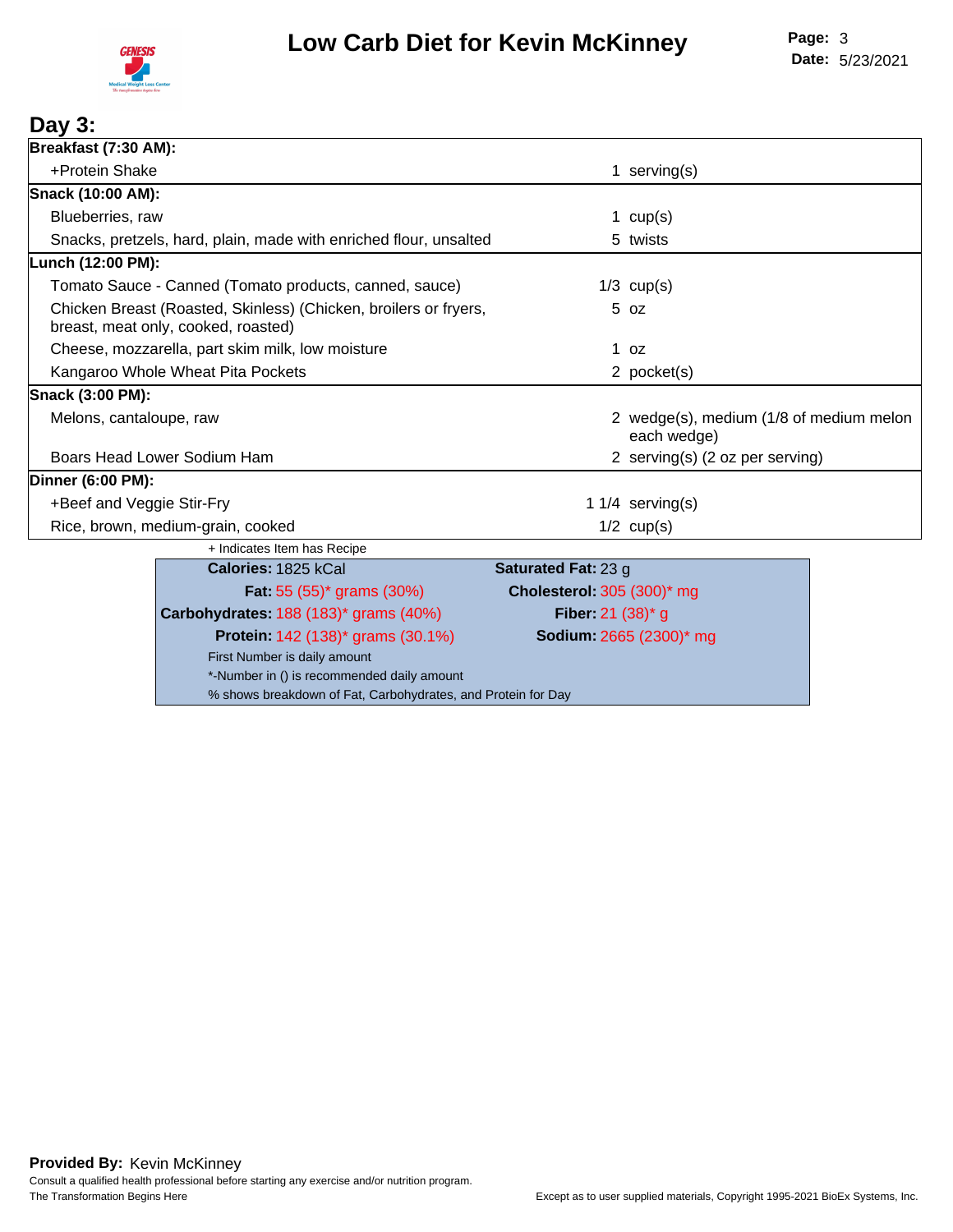# Low Carb Diet for Kevin McKinney

## Day 3:

| | |
|---|---|
| **Breakfast (7:30 AM):** | |
| +Protein Shake | 1 serving(s) |
| **Snack (10:00 AM):** | |
| Blueberries, raw | 1 cup(s) |
| Snacks, pretzels, hard, plain, made with enriched flour, unsalted | 5 twists |
| **Lunch (12:00 PM):** | |
| Tomato Sauce - Canned (Tomato products, canned, sauce) | 1/3 cup(s) |
| Chicken Breast (Roasted, Skinless) (Chicken, broilers or fryers, breast, meat only, cooked, roasted) | 5 oz |
| Cheese, mozzarella, part skim milk, low moisture | 1 oz |
| Kangaroo Whole Wheat Pita Pockets | 2 pocket(s) |
| **Snack (3:00 PM):** | |
| Melons, cantaloupe, raw | 2 wedge(s), medium (1/8 of medium melon each wedge) |
| Boars Head Lower Sodium Ham | 2 serving(s) (2 oz per serving) |
| **Dinner (6:00 PM):** | |
| +Beef and Veggie Stir-Fry | 1 1/4 serving(s) |
| Rice, brown, medium-grain, cooked | 1/2 cup(s) |

+ Indicates Item has Recipe

| | |
|---|---|
| **Calories:** 1825 kCal | **Saturated Fat:** 23 g |
| **Fat:** 55 (55)* grams (30%) | **Cholesterol:** 305 (300)* mg |
| **Carbohydrates:** 188 (183)* grams (40%) | **Fiber:** 21 (38)* g |
| **Protein:** 142 (138)* grams (30.1%) | **Sodium:** 2665 (2300)* mg |

First Number is daily amount

*-Number in () is recommended daily amount

% shows breakdown of Fat, Carbohydrates, and Protein for Day

**Provided By:** Kevin McKinney

Consult a qualified health professional before starting any exercise and/or nutrition program.

The Transformation Begins Here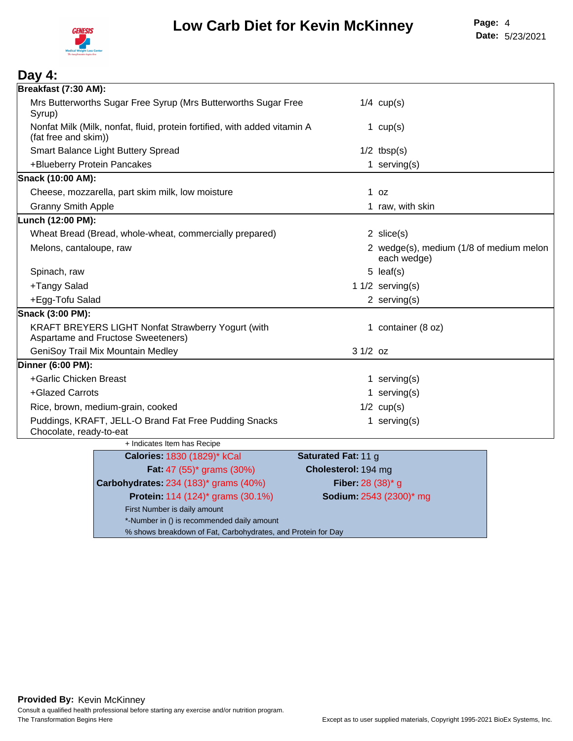# Low Carb Diet for Kevin McKinney

**Page:** 4
**Date:** 5/23/2021

## Day 4:

| | |
|---|---|
| **Breakfast (7:30 AM):** | |
| Mrs Butterworths Sugar Free Syrup (Mrs Butterworths Sugar Free Syrup) | 1/4 cup(s) |
| Nonfat Milk (Milk, nonfat, fluid, protein fortified, with added vitamin A (fat free and skim)) | 1 cup(s) |
| Smart Balance Light Buttery Spread | 1/2 tbsp(s) |
| +Blueberry Protein Pancakes | 1 serving(s) |
| **Snack (10:00 AM):** | |
| Cheese, mozzarella, part skim milk, low moisture | 1 oz |
| Granny Smith Apple | 1 raw, with skin |
| **Lunch (12:00 PM):** | |
| Wheat Bread (Bread, whole-wheat, commercially prepared) | 2 slice(s) |
| Melons, cantaloupe, raw | 2 wedge(s), medium (1/8 of medium melon each wedge) |
| Spinach, raw | 5 leaf(s) |
| +Tangy Salad | 1 1/2 serving(s) |
| +Egg-Tofu Salad | 2 serving(s) |
| **Snack (3:00 PM):** | |
| KRAFT BREYERS LIGHT Nonfat Strawberry Yogurt (with Aspartame and Fructose Sweeteners) | 1 container (8 oz) |
| GeniSoy Trail Mix Mountain Medley | 3 1/2 oz |
| **Dinner (6:00 PM):** | |
| +Garlic Chicken Breast | 1 serving(s) |
| +Glazed Carrots | 1 serving(s) |
| Rice, brown, medium-grain, cooked | 1/2 cup(s) |
| Puddings, KRAFT, JELL-O Brand Fat Free Pudding Snacks Chocolate, ready-to-eat | 1 serving(s) |

+ Indicates Item has Recipe

| | |
|---|---|
| **Calories:** 1830 (1829)* kCal | **Saturated Fat:** 11 g |
| **Fat:** 47 (55)* grams (30%) | **Cholesterol:** 194 mg |
| **Carbohydrates:** 234 (183)* grams (40%) | **Fiber:** 28 (38)* g |
| **Protein:** 114 (124)* grams (30.1%) | **Sodium:** 2543 (2300)* mg |

First Number is daily amount

*-Number in () is recommended daily amount

% shows breakdown of Fat, Carbohydrates, and Protein for Day

**Provided By:** Kevin McKinney

Consult a qualified health professional before starting any exercise and/or nutrition program.

The Transformation Begins Here

Except as to user supplied materials, Copyright 1995-2021 BioEx Systems, Inc.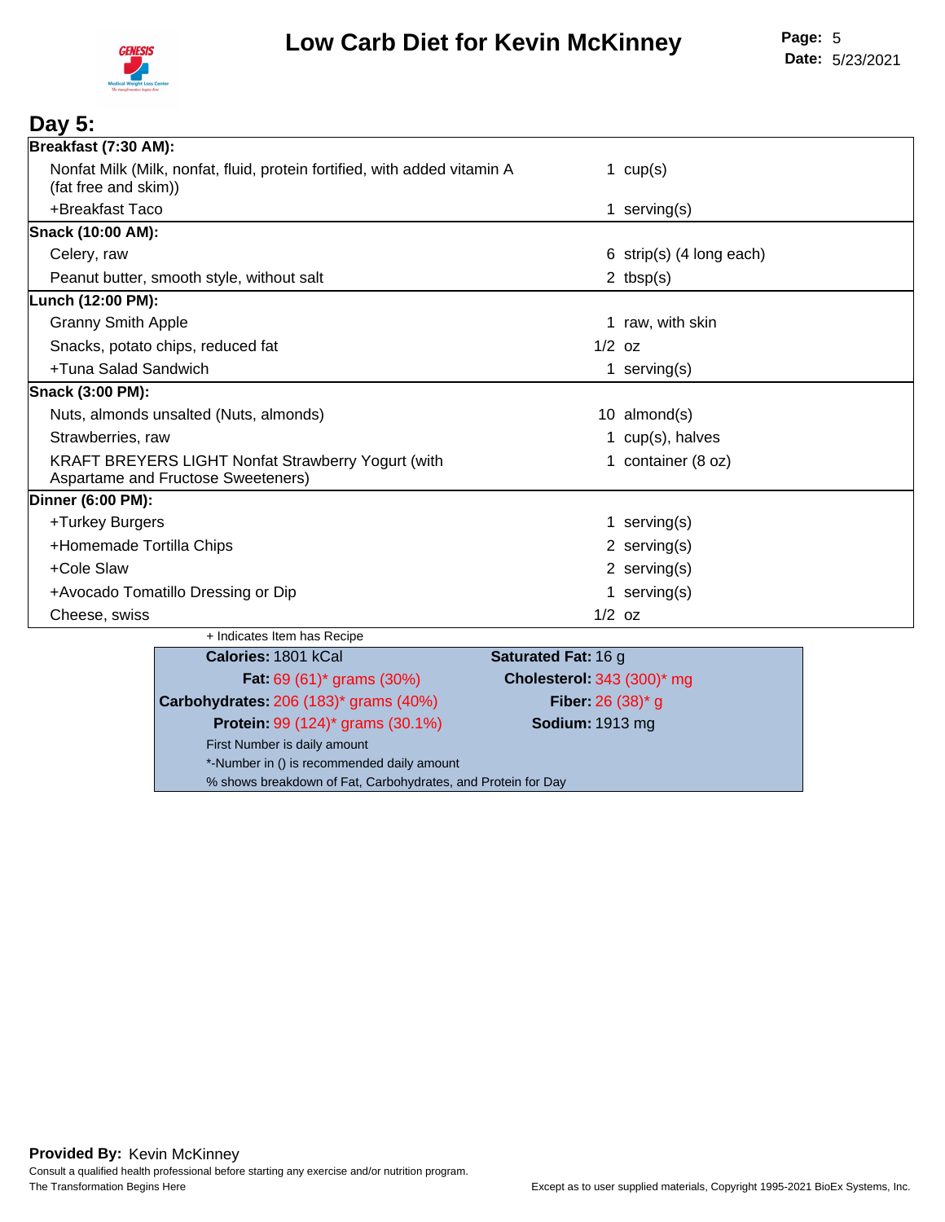# Low Carb Diet for Kevin McKinney

## Day 5:

| Meal / Item | Amount |
|---|---|
| **Breakfast (7:30 AM):** | |
| Nonfat Milk (Milk, nonfat, fluid, protein fortified, with added vitamin A (fat free and skim)) | 1 cup(s) |
| +Breakfast Taco | 1 serving(s) |
| **Snack (10:00 AM):** | |
| Celery, raw | 6 strip(s) (4 long each) |
| Peanut butter, smooth style, without salt | 2 tbsp(s) |
| **Lunch (12:00 PM):** | |
| Granny Smith Apple | 1 raw, with skin |
| Snacks, potato chips, reduced fat | 1/2 oz |
| +Tuna Salad Sandwich | 1 serving(s) |
| **Snack (3:00 PM):** | |
| Nuts, almonds unsalted (Nuts, almonds) | 10 almond(s) |
| Strawberries, raw | 1 cup(s), halves |
| KRAFT BREYERS LIGHT Nonfat Strawberry Yogurt (with Aspartame and Fructose Sweeteners) | 1 container (8 oz) |
| **Dinner (6:00 PM):** | |
| +Turkey Burgers | 1 serving(s) |
| +Homemade Tortilla Chips | 2 serving(s) |
| +Cole Slaw | 2 serving(s) |
| +Avocado Tomatillo Dressing or Dip | 1 serving(s) |
| Cheese, swiss | 1/2 oz |

+ Indicates Item has Recipe

| | |
|---|---|
| **Calories:** 1801 kCal | **Saturated Fat:** 16 g |
| **Fat:** 69 (61)* grams (30%) | **Cholesterol:** 343 (300)* mg |
| **Carbohydrates:** 206 (183)* grams (40%) | **Fiber:** 26 (38)* g |
| **Protein:** 99 (124)* grams (30.1%) | **Sodium:** 1913 mg |

First Number is daily amount

*-Number in () is recommended daily amount

% shows breakdown of Fat, Carbohydrates, and Protein for Day

**Provided By:** Kevin McKinney

Consult a qualified health professional before starting any exercise and/or nutrition program.

The Transformation Begins Here

Except as to user supplied materials, Copyright 1995-2021 BioEx Systems, Inc.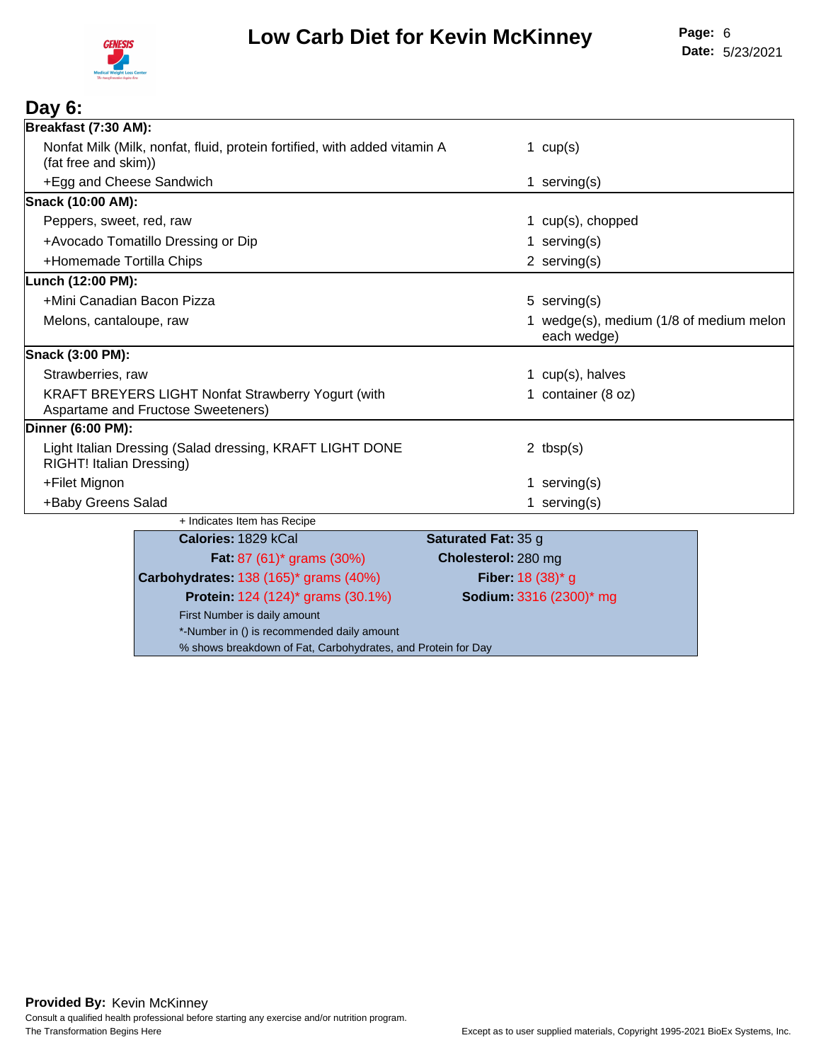# Low Carb Diet for Kevin McKinney

**Page:** 6
**Date:** 5/23/2021

## Day 6:

| | |
|---|---|
| **Breakfast (7:30 AM):** | |
| Nonfat Milk (Milk, nonfat, fluid, protein fortified, with added vitamin A (fat free and skim)) | 1 cup(s) |
| +Egg and Cheese Sandwich | 1 serving(s) |
| **Snack (10:00 AM):** | |
| Peppers, sweet, red, raw | 1 cup(s), chopped |
| +Avocado Tomatillo Dressing or Dip | 1 serving(s) |
| +Homemade Tortilla Chips | 2 serving(s) |
| **Lunch (12:00 PM):** | |
| +Mini Canadian Bacon Pizza | 5 serving(s) |
| Melons, cantaloupe, raw | 1 wedge(s), medium (1/8 of medium melon each wedge) |
| **Snack (3:00 PM):** | |
| Strawberries, raw | 1 cup(s), halves |
| KRAFT BREYERS LIGHT Nonfat Strawberry Yogurt (with Aspartame and Fructose Sweeteners) | 1 container (8 oz) |
| **Dinner (6:00 PM):** | |
| Light Italian Dressing (Salad dressing, KRAFT LIGHT DONE RIGHT! Italian Dressing) | 2 tbsp(s) |
| +Filet Mignon | 1 serving(s) |
| +Baby Greens Salad | 1 serving(s) |

+ Indicates Item has Recipe

| | |
|---|---|
| **Calories:** 1829 kCal | **Saturated Fat:** 35 g |
| **Fat:** 87 (61)* grams (30%) | **Cholesterol:** 280 mg |
| **Carbohydrates:** 138 (165)* grams (40%) | **Fiber:** 18 (38)* g |
| **Protein:** 124 (124)* grams (30.1%) | **Sodium:** 3316 (2300)* mg |

First Number is daily amount

*-Number in () is recommended daily amount

% shows breakdown of Fat, Carbohydrates, and Protein for Day

**Provided By:** Kevin McKinney

Consult a qualified health professional before starting any exercise and/or nutrition program.

The Transformation Begins Here

Except as to user supplied materials, Copyright 1995-2021 BioEx Systems, Inc.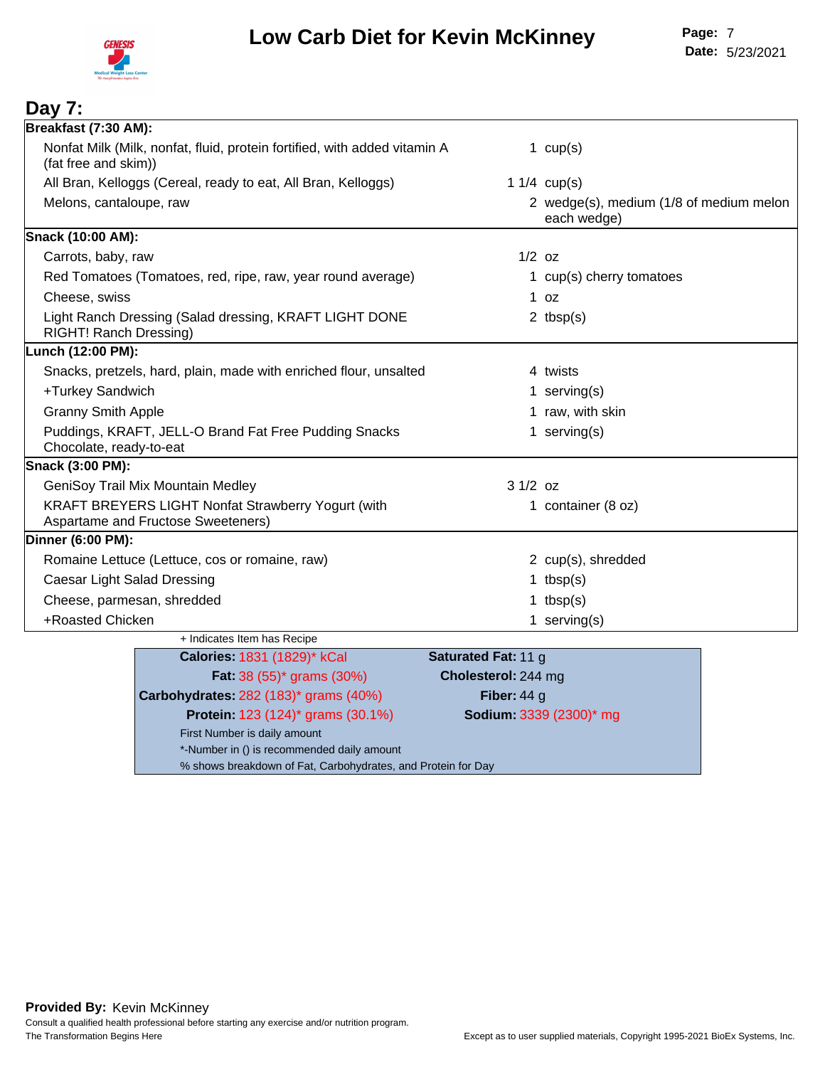# Low Carb Diet for Kevin McKinney

**Page:** 7
**Date:** 5/23/2021

## Day 7:

| Item | Amount |
|---|---|
| **Breakfast (7:30 AM):** | |
| Nonfat Milk (Milk, nonfat, fluid, protein fortified, with added vitamin A (fat free and skim)) | 1 cup(s) |
| All Bran, Kelloggs (Cereal, ready to eat, All Bran, Kelloggs) | 1 1/4 cup(s) |
| Melons, cantaloupe, raw | 2 wedge(s), medium (1/8 of medium melon each wedge) |
| **Snack (10:00 AM):** | |
| Carrots, baby, raw | 1/2 oz |
| Red Tomatoes (Tomatoes, red, ripe, raw, year round average) | 1 cup(s) cherry tomatoes |
| Cheese, swiss | 1 oz |
| Light Ranch Dressing (Salad dressing, KRAFT LIGHT DONE RIGHT! Ranch Dressing) | 2 tbsp(s) |
| **Lunch (12:00 PM):** | |
| Snacks, pretzels, hard, plain, made with enriched flour, unsalted | 4 twists |
| +Turkey Sandwich | 1 serving(s) |
| Granny Smith Apple | 1 raw, with skin |
| Puddings, KRAFT, JELL-O Brand Fat Free Pudding Snacks Chocolate, ready-to-eat | 1 serving(s) |
| **Snack (3:00 PM):** | |
| GeniSoy Trail Mix Mountain Medley | 3 1/2 oz |
| KRAFT BREYERS LIGHT Nonfat Strawberry Yogurt (with Aspartame and Fructose Sweeteners) | 1 container (8 oz) |
| **Dinner (6:00 PM):** | |
| Romaine Lettuce (Lettuce, cos or romaine, raw) | 2 cup(s), shredded |
| Caesar Light Salad Dressing | 1 tbsp(s) |
| Cheese, parmesan, shredded | 1 tbsp(s) |
| +Roasted Chicken | 1 serving(s) |

+ Indicates Item has Recipe

| | |
|---|---|
| **Calories:** 1831 (1829)* kCal | **Saturated Fat:** 11 g |
| **Fat:** 38 (55)* grams (30%) | **Cholesterol:** 244 mg |
| **Carbohydrates:** 282 (183)* grams (40%) | **Fiber:** 44 g |
| **Protein:** 123 (124)* grams (30.1%) | **Sodium:** 3339 (2300)* mg |

First Number is daily amount
*-Number in () is recommended daily amount
% shows breakdown of Fat, Carbohydrates, and Protein for Day

**Provided By:** Kevin McKinney
Consult a qualified health professional before starting any exercise and/or nutrition program.
The Transformation Begins Here

Except as to user supplied materials, Copyright 1995-2021 BioEx Systems, Inc.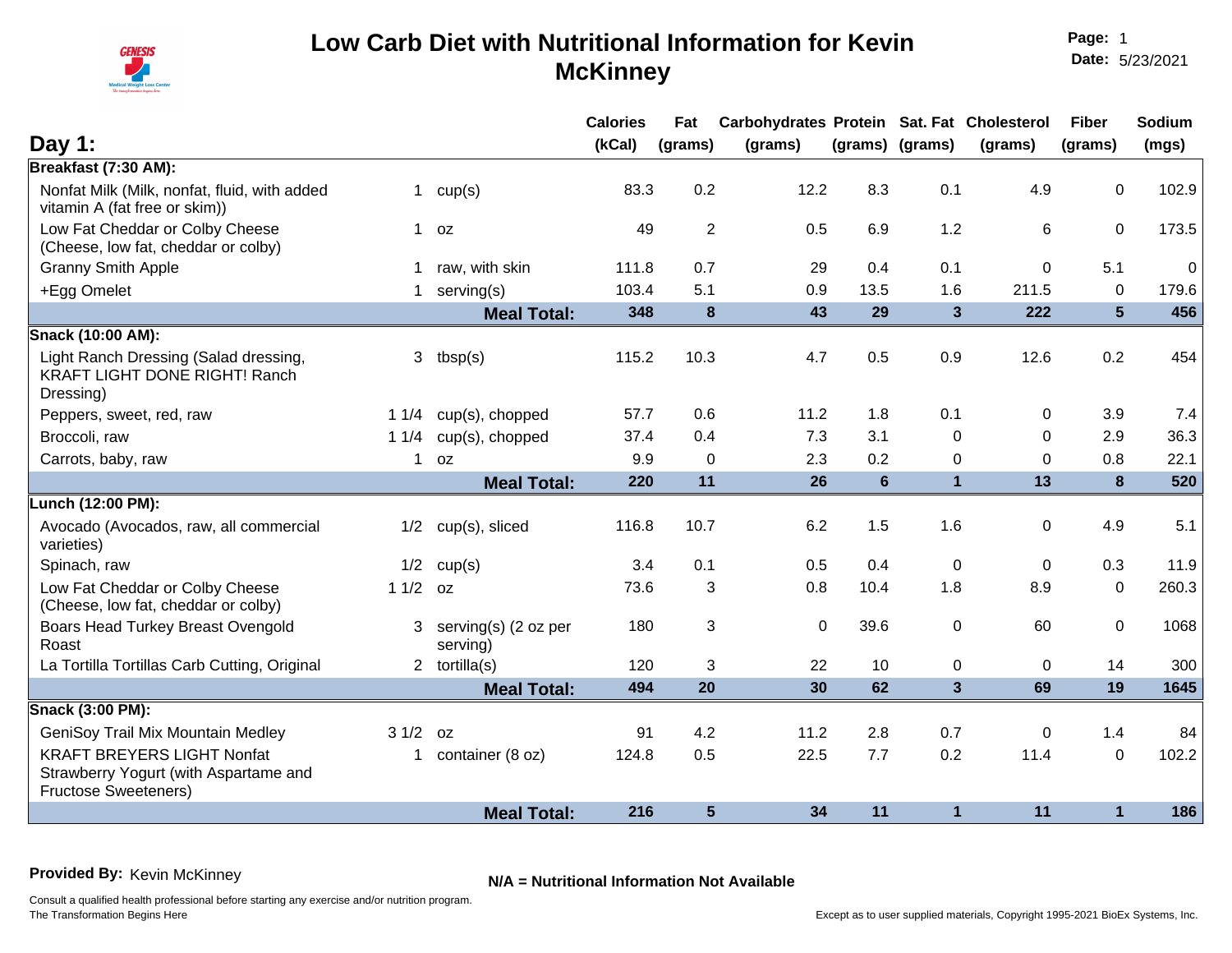# Low Carb Diet with Nutritional Information for Kevin McKinney

**Page:** 1
**Date:** 5/23/2021

## Day 1:

| | | | Calories (kCal) | Fat (grams) | Carbohydrates (grams) | Protein (grams) | Sat. Fat (grams) | Cholesterol (grams) | Fiber (grams) | Sodium (mgs) |
|---|---|---|---|---|---|---|---|---|---|---|
| **Breakfast (7:30 AM):** | | | | | | | | | | |
| Nonfat Milk (Milk, nonfat, fluid, with added vitamin A (fat free or skim)) | 1 | cup(s) | 83.3 | 0.2 | 12.2 | 8.3 | 0.1 | 4.9 | 0 | 102.9 |
| Low Fat Cheddar or Colby Cheese (Cheese, low fat, cheddar or colby) | 1 | oz | 49 | 2 | 0.5 | 6.9 | 1.2 | 6 | 0 | 173.5 |
| Granny Smith Apple | 1 | raw, with skin | 111.8 | 0.7 | 29 | 0.4 | 0.1 | 0 | 5.1 | 0 |
| +Egg Omelet | 1 | serving(s) | 103.4 | 5.1 | 0.9 | 13.5 | 1.6 | 211.5 | 0 | 179.6 |
| | | **Meal Total:** | **348** | **8** | **43** | **29** | **3** | **222** | **5** | **456** |
| **Snack (10:00 AM):** | | | | | | | | | | |
| Light Ranch Dressing (Salad dressing, KRAFT LIGHT DONE RIGHT! Ranch Dressing) | 3 | tbsp(s) | 115.2 | 10.3 | 4.7 | 0.5 | 0.9 | 12.6 | 0.2 | 454 |
| Peppers, sweet, red, raw | 1 1/4 | cup(s), chopped | 57.7 | 0.6 | 11.2 | 1.8 | 0.1 | 0 | 3.9 | 7.4 |
| Broccoli, raw | 1 1/4 | cup(s), chopped | 37.4 | 0.4 | 7.3 | 3.1 | 0 | 0 | 2.9 | 36.3 |
| Carrots, baby, raw | 1 | oz | 9.9 | 0 | 2.3 | 0.2 | 0 | 0 | 0.8 | 22.1 |
| | | **Meal Total:** | **220** | **11** | **26** | **6** | **1** | **13** | **8** | **520** |
| **Lunch (12:00 PM):** | | | | | | | | | | |
| Avocado (Avocados, raw, all commercial varieties) | 1/2 | cup(s), sliced | 116.8 | 10.7 | 6.2 | 1.5 | 1.6 | 0 | 4.9 | 5.1 |
| Spinach, raw | 1/2 | cup(s) | 3.4 | 0.1 | 0.5 | 0.4 | 0 | 0 | 0.3 | 11.9 |
| Low Fat Cheddar or Colby Cheese (Cheese, low fat, cheddar or colby) | 1 1/2 | oz | 73.6 | 3 | 0.8 | 10.4 | 1.8 | 8.9 | 0 | 260.3 |
| Boars Head Turkey Breast Ovengold Roast | 3 | serving(s) (2 oz per serving) | 180 | 3 | 0 | 39.6 | 0 | 60 | 0 | 1068 |
| La Tortilla Tortillas Carb Cutting, Original | 2 | tortilla(s) | 120 | 3 | 22 | 10 | 0 | 0 | 14 | 300 |
| | | **Meal Total:** | **494** | **20** | **30** | **62** | **3** | **69** | **19** | **1645** |
| **Snack (3:00 PM):** | | | | | | | | | | |
| GeniSoy Trail Mix Mountain Medley | 3 1/2 | oz | 91 | 4.2 | 11.2 | 2.8 | 0.7 | 0 | 1.4 | 84 |
| KRAFT BREYERS LIGHT Nonfat Strawberry Yogurt (with Aspartame and Fructose Sweeteners) | 1 | container (8 oz) | 124.8 | 0.5 | 22.5 | 7.7 | 0.2 | 11.4 | 0 | 102.2 |
| | | **Meal Total:** | **216** | **5** | **34** | **11** | **1** | **11** | **1** | **186** |

**Provided By:** Kevin McKinney

**N/A = Nutritional Information Not Available**

Consult a qualified health professional before starting any exercise and/or nutrition program.
The Transformation Begins Here

Except as to user supplied materials, Copyright 1995-2021 BioEx Systems, Inc.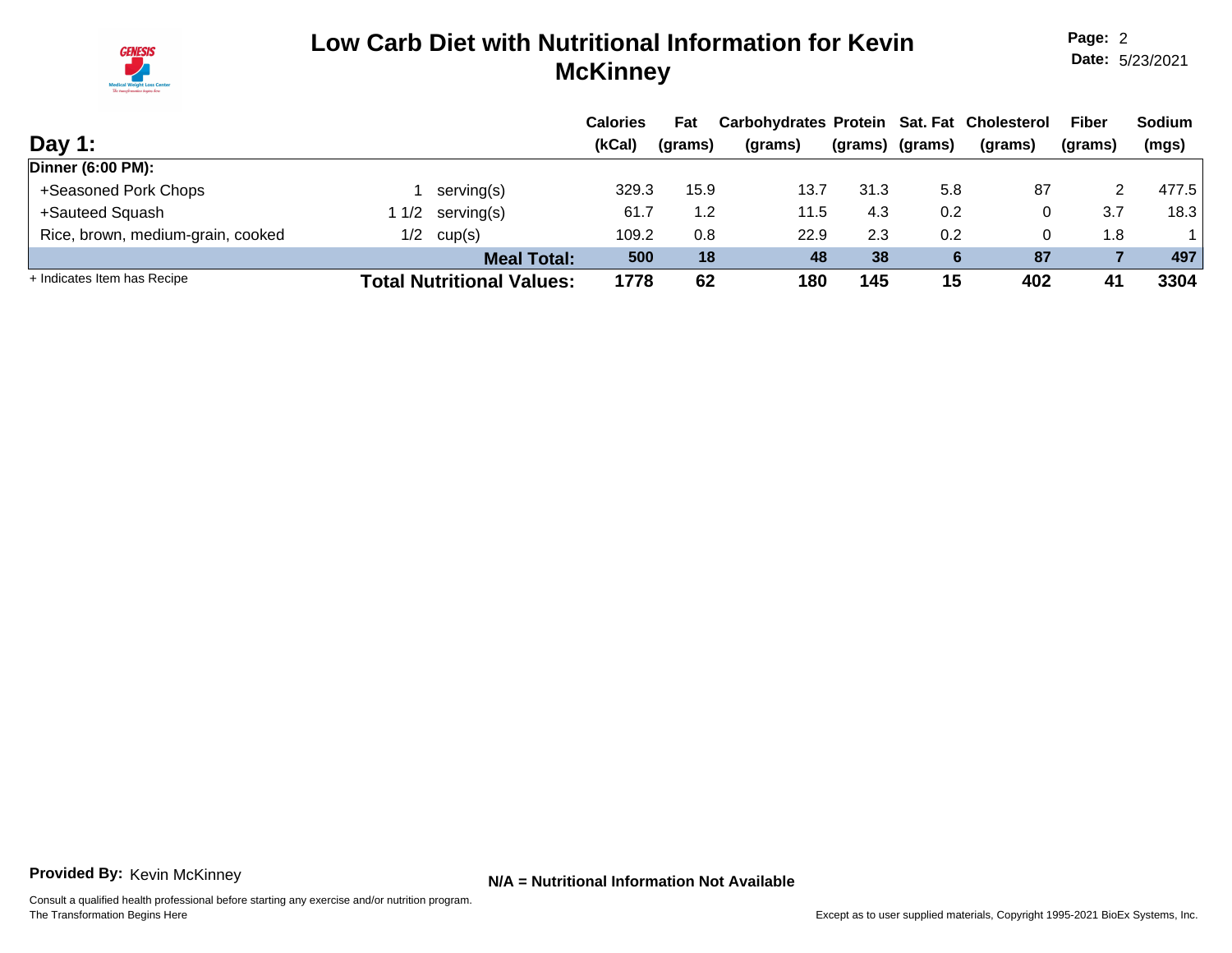# Low Carb Diet with Nutritional Information for Kevin McKinney

**Page:** 2
**Date:** 5/23/2021

## Day 1:

| | | | Calories (kCal) | Fat (grams) | Carbohydrates (grams) | Protein (grams) | Sat. Fat (grams) | Cholesterol (grams) | Fiber (grams) | Sodium (mgs) |
|---|---|---|---|---|---|---|---|---|---|---|
| **Dinner (6:00 PM):** | | | | | | | | | | |
| +Seasoned Pork Chops | 1 | serving(s) | 329.3 | 15.9 | 13.7 | 31.3 | 5.8 | 87 | 2 | 477.5 |
| +Sauteed Squash | 1 1/2 | serving(s) | 61.7 | 1.2 | 11.5 | 4.3 | 0.2 | 0 | 3.7 | 18.3 |
| Rice, brown, medium-grain, cooked | 1/2 | cup(s) | 109.2 | 0.8 | 22.9 | 2.3 | 0.2 | 0 | 1.8 | 1 |
| | | **Meal Total:** | **500** | **18** | **48** | **38** | **6** | **87** | **7** | **497** |
| + Indicates Item has Recipe | | **Total Nutritional Values:** | **1778** | **62** | **180** | **145** | **15** | **402** | **41** | **3304** |

**Provided By:** Kevin McKinney

**N/A = Nutritional Information Not Available**

Consult a qualified health professional before starting any exercise and/or nutrition program.
The Transformation Begins Here

Except as to user supplied materials, Copyright 1995-2021 BioEx Systems, Inc.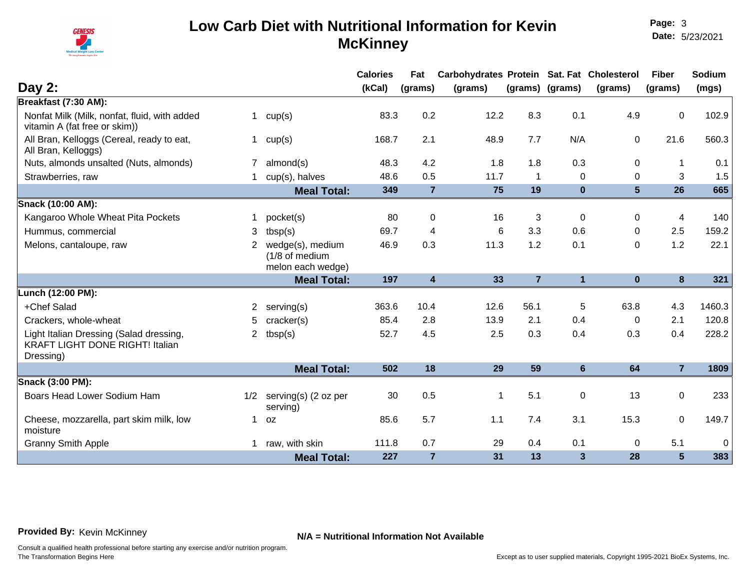# Low Carb Diet with Nutritional Information for Kevin McKinney

**Page:** 3
**Date:** 5/23/2021

## Day 2:

| | Qty | Unit | Calories (kCal) | Fat (grams) | Carbohydrates (grams) | Protein (grams) | Sat. Fat (grams) | Cholesterol (grams) | Fiber (grams) | Sodium (mgs) |
|---|---|---|---|---|---|---|---|---|---|---|
| **Breakfast (7:30 AM):** | | | | | | | | | | |
| Nonfat Milk (Milk, nonfat, fluid, with added vitamin A (fat free or skim)) | 1 | cup(s) | 83.3 | 0.2 | 12.2 | 8.3 | 0.1 | 4.9 | 0 | 102.9 |
| All Bran, Kelloggs (Cereal, ready to eat, All Bran, Kelloggs) | 1 | cup(s) | 168.7 | 2.1 | 48.9 | 7.7 | N/A | 0 | 21.6 | 560.3 |
| Nuts, almonds unsalted (Nuts, almonds) | 7 | almond(s) | 48.3 | 4.2 | 1.8 | 1.8 | 0.3 | 0 | 1 | 0.1 |
| Strawberries, raw | 1 | cup(s), halves | 48.6 | 0.5 | 11.7 | 1 | 0 | 0 | 3 | 1.5 |
| | | **Meal Total:** | **349** | **7** | **75** | **19** | **0** | **5** | **26** | **665** |
| **Snack (10:00 AM):** | | | | | | | | | | |
| Kangaroo Whole Wheat Pita Pockets | 1 | pocket(s) | 80 | 0 | 16 | 3 | 0 | 0 | 4 | 140 |
| Hummus, commercial | 3 | tbsp(s) | 69.7 | 4 | 6 | 3.3 | 0.6 | 0 | 2.5 | 159.2 |
| Melons, cantaloupe, raw | 2 | wedge(s), medium (1/8 of medium melon each wedge) | 46.9 | 0.3 | 11.3 | 1.2 | 0.1 | 0 | 1.2 | 22.1 |
| | | **Meal Total:** | **197** | **4** | **33** | **7** | **1** | **0** | **8** | **321** |
| **Lunch (12:00 PM):** | | | | | | | | | | |
| +Chef Salad | 2 | serving(s) | 363.6 | 10.4 | 12.6 | 56.1 | 5 | 63.8 | 4.3 | 1460.3 |
| Crackers, whole-wheat | 5 | cracker(s) | 85.4 | 2.8 | 13.9 | 2.1 | 0.4 | 0 | 2.1 | 120.8 |
| Light Italian Dressing (Salad dressing, KRAFT LIGHT DONE RIGHT! Italian Dressing) | 2 | tbsp(s) | 52.7 | 4.5 | 2.5 | 0.3 | 0.4 | 0.3 | 0.4 | 228.2 |
| | | **Meal Total:** | **502** | **18** | **29** | **59** | **6** | **64** | **7** | **1809** |
| **Snack (3:00 PM):** | | | | | | | | | | |
| Boars Head Lower Sodium Ham | 1/2 | serving(s) (2 oz per serving) | 30 | 0.5 | 1 | 5.1 | 0 | 13 | 0 | 233 |
| Cheese, mozzarella, part skim milk, low moisture | 1 | oz | 85.6 | 5.7 | 1.1 | 7.4 | 3.1 | 15.3 | 0 | 149.7 |
| Granny Smith Apple | 1 | raw, with skin | 111.8 | 0.7 | 29 | 0.4 | 0.1 | 0 | 5.1 | 0 |
| | | **Meal Total:** | **227** | **7** | **31** | **13** | **3** | **28** | **5** | **383** |

**Provided By:** Kevin McKinney

**N/A = Nutritional Information Not Available**

Consult a qualified health professional before starting any exercise and/or nutrition program.
The Transformation Begins Here

Except as to user supplied materials, Copyright 1995-2021 BioEx Systems, Inc.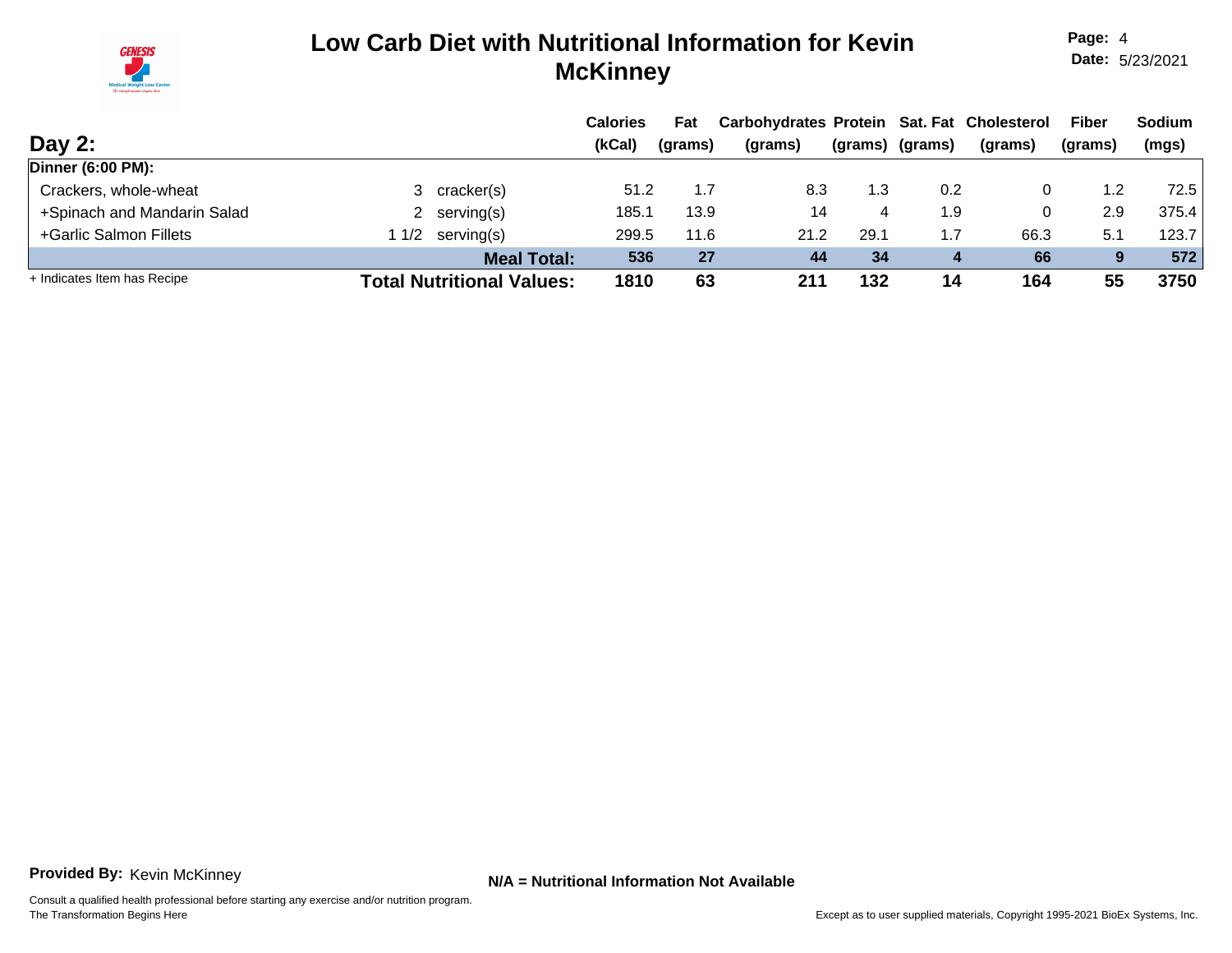# Low Carb Diet with Nutritional Information for Kevin McKinney

**Page:** 4
**Date:** 5/23/2021

## Day 2:

| | | Calories (kCal) | Fat (grams) | Carbohydrates (grams) | Protein (grams) | Sat. Fat (grams) | Cholesterol (grams) | Fiber (grams) | Sodium (mgs) |
|---|---|---|---|---|---|---|---|---|---|
| **Dinner (6:00 PM):** | | | | | | | | | |
| Crackers, whole-wheat | 3 cracker(s) | 51.2 | 1.7 | 8.3 | 1.3 | 0.2 | 0 | 1.2 | 72.5 |
| +Spinach and Mandarin Salad | 2 serving(s) | 185.1 | 13.9 | 14 | 4 | 1.9 | 0 | 2.9 | 375.4 |
| +Garlic Salmon Fillets | 1 1/2 serving(s) | 299.5 | 11.6 | 21.2 | 29.1 | 1.7 | 66.3 | 5.1 | 123.7 |
| | **Meal Total:** | **536** | **27** | **44** | **34** | **4** | **66** | **9** | **572** |
| + Indicates Item has Recipe | **Total Nutritional Values:** | **1810** | **63** | **211** | **132** | **14** | **164** | **55** | **3750** |

**Provided By:** Kevin McKinney

**N/A = Nutritional Information Not Available**

Consult a qualified health professional before starting any exercise and/or nutrition program.
The Transformation Begins Here

Except as to user supplied materials, Copyright 1995-2021 BioEx Systems, Inc.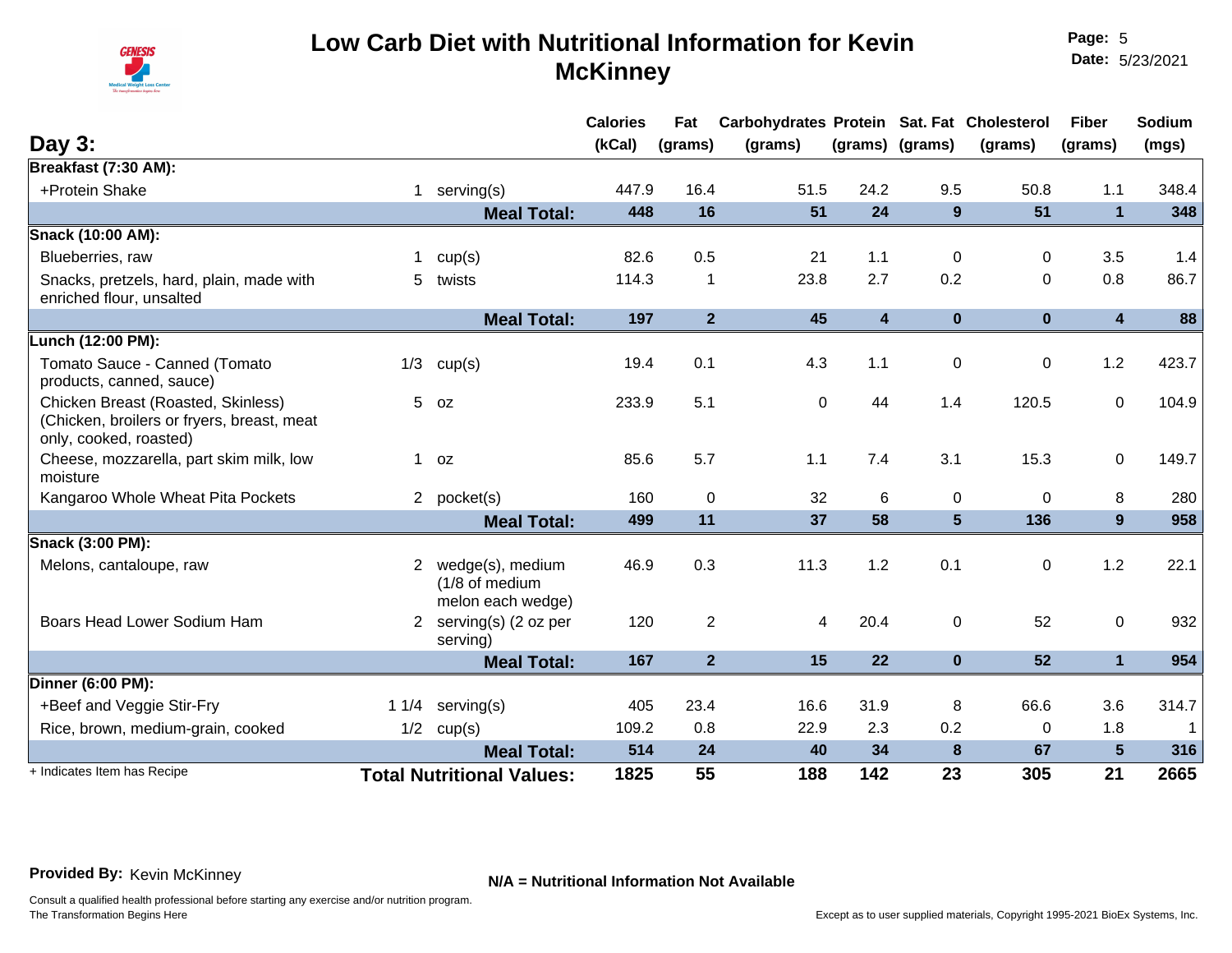# Low Carb Diet with Nutritional Information for Kevin McKinney

**Page:** 5
**Date:** 5/23/2021

## Day 3:

| | Qty | Unit | Calories (kCal) | Fat (grams) | Carbohydrates (grams) | Protein (grams) | Sat. Fat (grams) | Cholesterol (grams) | Fiber (grams) | Sodium (mgs) |
|---|---|---|---|---|---|---|---|---|---|---|
| **Breakfast (7:30 AM):** | | | | | | | | | | |
| +Protein Shake | 1 | serving(s) | 447.9 | 16.4 | 51.5 | 24.2 | 9.5 | 50.8 | 1.1 | 348.4 |
| | | **Meal Total:** | **448** | **16** | **51** | **24** | **9** | **51** | **1** | **348** |
| **Snack (10:00 AM):** | | | | | | | | | | |
| Blueberries, raw | 1 | cup(s) | 82.6 | 0.5 | 21 | 1.1 | 0 | 0 | 3.5 | 1.4 |
| Snacks, pretzels, hard, plain, made with enriched flour, unsalted | 5 | twists | 114.3 | 1 | 23.8 | 2.7 | 0.2 | 0 | 0.8 | 86.7 |
| | | **Meal Total:** | **197** | **2** | **45** | **4** | **0** | **0** | **4** | **88** |
| **Lunch (12:00 PM):** | | | | | | | | | | |
| Tomato Sauce - Canned (Tomato products, canned, sauce) | 1/3 | cup(s) | 19.4 | 0.1 | 4.3 | 1.1 | 0 | 0 | 1.2 | 423.7 |
| Chicken Breast (Roasted, Skinless) (Chicken, broilers or fryers, breast, meat only, cooked, roasted) | 5 | oz | 233.9 | 5.1 | 0 | 44 | 1.4 | 120.5 | 0 | 104.9 |
| Cheese, mozzarella, part skim milk, low moisture | 1 | oz | 85.6 | 5.7 | 1.1 | 7.4 | 3.1 | 15.3 | 0 | 149.7 |
| Kangaroo Whole Wheat Pita Pockets | 2 | pocket(s) | 160 | 0 | 32 | 6 | 0 | 0 | 8 | 280 |
| | | **Meal Total:** | **499** | **11** | **37** | **58** | **5** | **136** | **9** | **958** |
| **Snack (3:00 PM):** | | | | | | | | | | |
| Melons, cantaloupe, raw | 2 | wedge(s), medium (1/8 of medium melon each wedge) | 46.9 | 0.3 | 11.3 | 1.2 | 0.1 | 0 | 1.2 | 22.1 |
| Boars Head Lower Sodium Ham | 2 | serving(s) (2 oz per serving) | 120 | 2 | 4 | 20.4 | 0 | 52 | 0 | 932 |
| | | **Meal Total:** | **167** | **2** | **15** | **22** | **0** | **52** | **1** | **954** |
| **Dinner (6:00 PM):** | | | | | | | | | | |
| +Beef and Veggie Stir-Fry | 1 1/4 | serving(s) | 405 | 23.4 | 16.6 | 31.9 | 8 | 66.6 | 3.6 | 314.7 |
| Rice, brown, medium-grain, cooked | 1/2 | cup(s) | 109.2 | 0.8 | 22.9 | 2.3 | 0.2 | 0 | 1.8 | 1 |
| | | **Meal Total:** | **514** | **24** | **40** | **34** | **8** | **67** | **5** | **316** |
| | | **Total Nutritional Values:** | **1825** | **55** | **188** | **142** | **23** | **305** | **21** | **2665** |

+ Indicates Item has Recipe

**Provided By:** Kevin McKinney

**N/A = Nutritional Information Not Available**

Consult a qualified health professional before starting any exercise and/or nutrition program.
The Transformation Begins Here

Except as to user supplied materials, Copyright 1995-2021 BioEx Systems, Inc.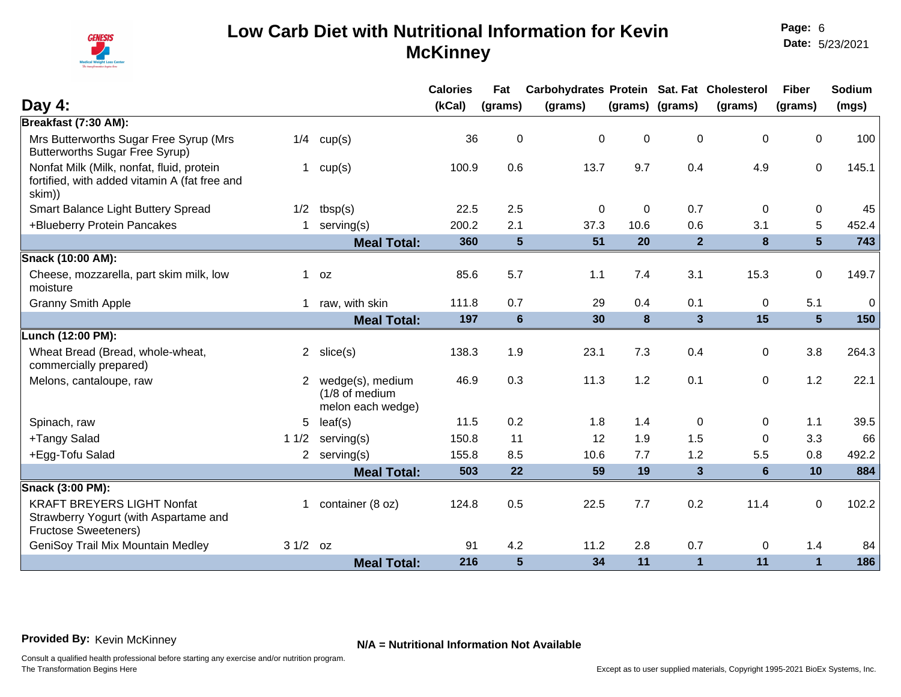# Low Carb Diet with Nutritional Information for Kevin McKinney

**Page:** 6
**Date:** 5/23/2021

## Day 4:

| | | | Calories (kCal) | Fat (grams) | Carbohydrates (grams) | Protein (grams) | Sat. Fat (grams) | Cholesterol (grams) | Fiber (grams) | Sodium (mgs) |
|---|---|---|---|---|---|---|---|---|---|---|
| **Breakfast (7:30 AM):** | | | | | | | | | | |
| Mrs Butterworths Sugar Free Syrup (Mrs Butterworths Sugar Free Syrup) | 1/4 | cup(s) | 36 | 0 | 0 | 0 | 0 | 0 | 0 | 100 |
| Nonfat Milk (Milk, nonfat, fluid, protein fortified, with added vitamin A (fat free and skim)) | 1 | cup(s) | 100.9 | 0.6 | 13.7 | 9.7 | 0.4 | 4.9 | 0 | 145.1 |
| Smart Balance Light Buttery Spread | 1/2 | tbsp(s) | 22.5 | 2.5 | 0 | 0 | 0.7 | 0 | 0 | 45 |
| +Blueberry Protein Pancakes | 1 | serving(s) | 200.2 | 2.1 | 37.3 | 10.6 | 0.6 | 3.1 | 5 | 452.4 |
| | | **Meal Total:** | **360** | **5** | **51** | **20** | **2** | **8** | **5** | **743** |
| **Snack (10:00 AM):** | | | | | | | | | | |
| Cheese, mozzarella, part skim milk, low moisture | 1 | oz | 85.6 | 5.7 | 1.1 | 7.4 | 3.1 | 15.3 | 0 | 149.7 |
| Granny Smith Apple | 1 | raw, with skin | 111.8 | 0.7 | 29 | 0.4 | 0.1 | 0 | 5.1 | 0 |
| | | **Meal Total:** | **197** | **6** | **30** | **8** | **3** | **15** | **5** | **150** |
| **Lunch (12:00 PM):** | | | | | | | | | | |
| Wheat Bread (Bread, whole-wheat, commercially prepared) | 2 | slice(s) | 138.3 | 1.9 | 23.1 | 7.3 | 0.4 | 0 | 3.8 | 264.3 |
| Melons, cantaloupe, raw | 2 | wedge(s), medium (1/8 of medium melon each wedge) | 46.9 | 0.3 | 11.3 | 1.2 | 0.1 | 0 | 1.2 | 22.1 |
| Spinach, raw | 5 | leaf(s) | 11.5 | 0.2 | 1.8 | 1.4 | 0 | 0 | 1.1 | 39.5 |
| +Tangy Salad | 1 1/2 | serving(s) | 150.8 | 11 | 12 | 1.9 | 1.5 | 0 | 3.3 | 66 |
| +Egg-Tofu Salad | 2 | serving(s) | 155.8 | 8.5 | 10.6 | 7.7 | 1.2 | 5.5 | 0.8 | 492.2 |
| | | **Meal Total:** | **503** | **22** | **59** | **19** | **3** | **6** | **10** | **884** |
| **Snack (3:00 PM):** | | | | | | | | | | |
| KRAFT BREYERS LIGHT Nonfat Strawberry Yogurt (with Aspartame and Fructose Sweeteners) | 1 | container (8 oz) | 124.8 | 0.5 | 22.5 | 7.7 | 0.2 | 11.4 | 0 | 102.2 |
| GeniSoy Trail Mix Mountain Medley | 3 1/2 | oz | 91 | 4.2 | 11.2 | 2.8 | 0.7 | 0 | 1.4 | 84 |
| | | **Meal Total:** | **216** | **5** | **34** | **11** | **1** | **11** | **1** | **186** |

**Provided By:** Kevin McKinney

**N/A = Nutritional Information Not Available**

Consult a qualified health professional before starting any exercise and/or nutrition program.
The Transformation Begins Here

Except as to user supplied materials, Copyright 1995-2021 BioEx Systems, Inc.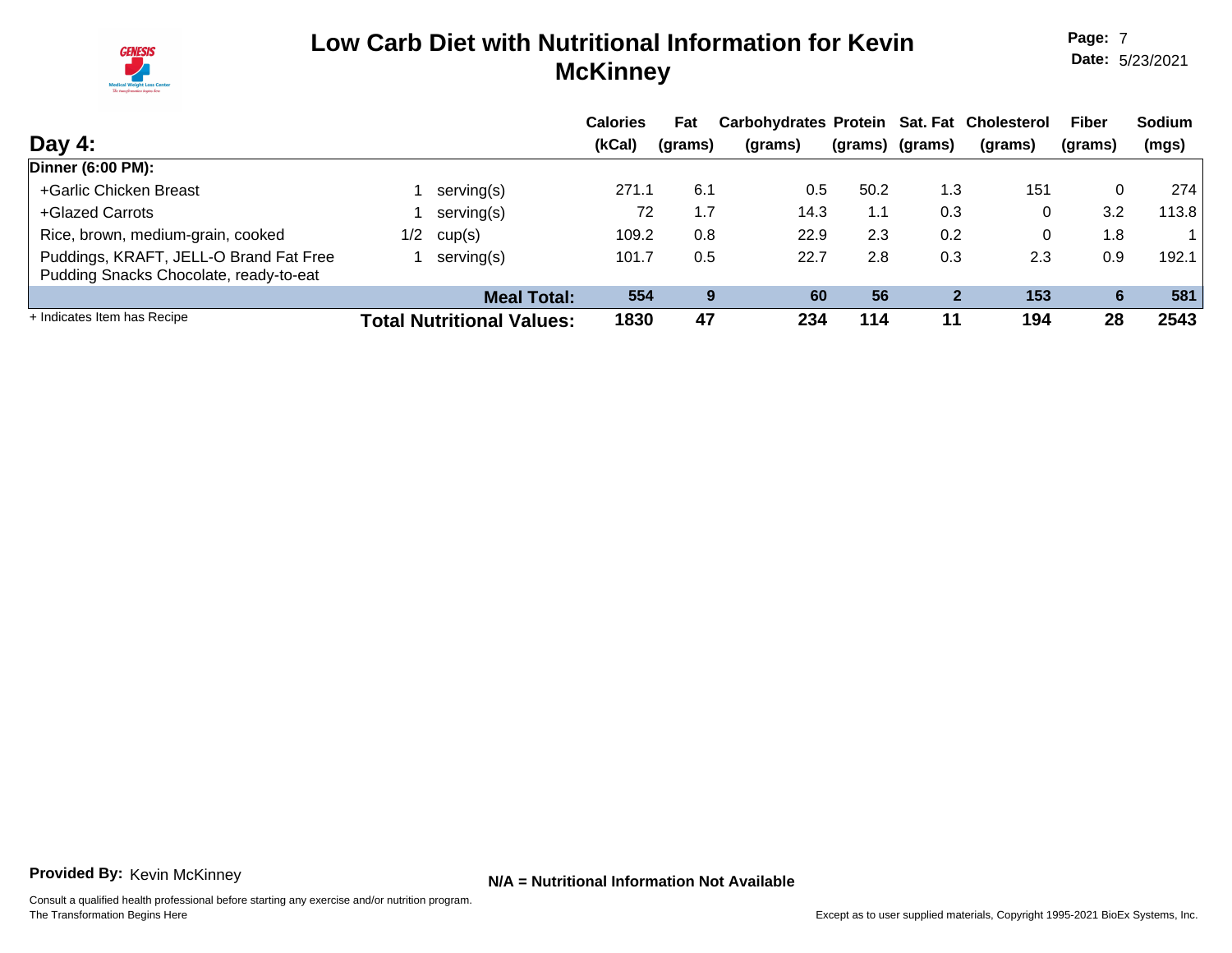# Low Carb Diet with Nutritional Information for Kevin McKinney

**Page:** 7
**Date:** 5/23/2021

## Day 4:

| | | | Calories (kCal) | Fat (grams) | Carbohydrates (grams) | Protein (grams) | Sat. Fat (grams) | Cholesterol (grams) | Fiber (grams) | Sodium (mgs) |
|---|---|---|---|---|---|---|---|---|---|---|
| **Dinner (6:00 PM):** | | | | | | | | | | |
| +Garlic Chicken Breast | 1 | serving(s) | 271.1 | 6.1 | 0.5 | 50.2 | 1.3 | 151 | 0 | 274 |
| +Glazed Carrots | 1 | serving(s) | 72 | 1.7 | 14.3 | 1.1 | 0.3 | 0 | 3.2 | 113.8 |
| Rice, brown, medium-grain, cooked | 1/2 | cup(s) | 109.2 | 0.8 | 22.9 | 2.3 | 0.2 | 0 | 1.8 | 1 |
| Puddings, KRAFT, JELL-O Brand Fat Free Pudding Snacks Chocolate, ready-to-eat | 1 | serving(s) | 101.7 | 0.5 | 22.7 | 2.8 | 0.3 | 2.3 | 0.9 | 192.1 |
| | | **Meal Total:** | **554** | **9** | **60** | **56** | **2** | **153** | **6** | **581** |
| + Indicates Item has Recipe | | **Total Nutritional Values:** | **1830** | **47** | **234** | **114** | **11** | **194** | **28** | **2543** |

**Provided By:** Kevin McKinney

**N/A = Nutritional Information Not Available**

Consult a qualified health professional before starting any exercise and/or nutrition program.
The Transformation Begins Here

Except as to user supplied materials, Copyright 1995-2021 BioEx Systems, Inc.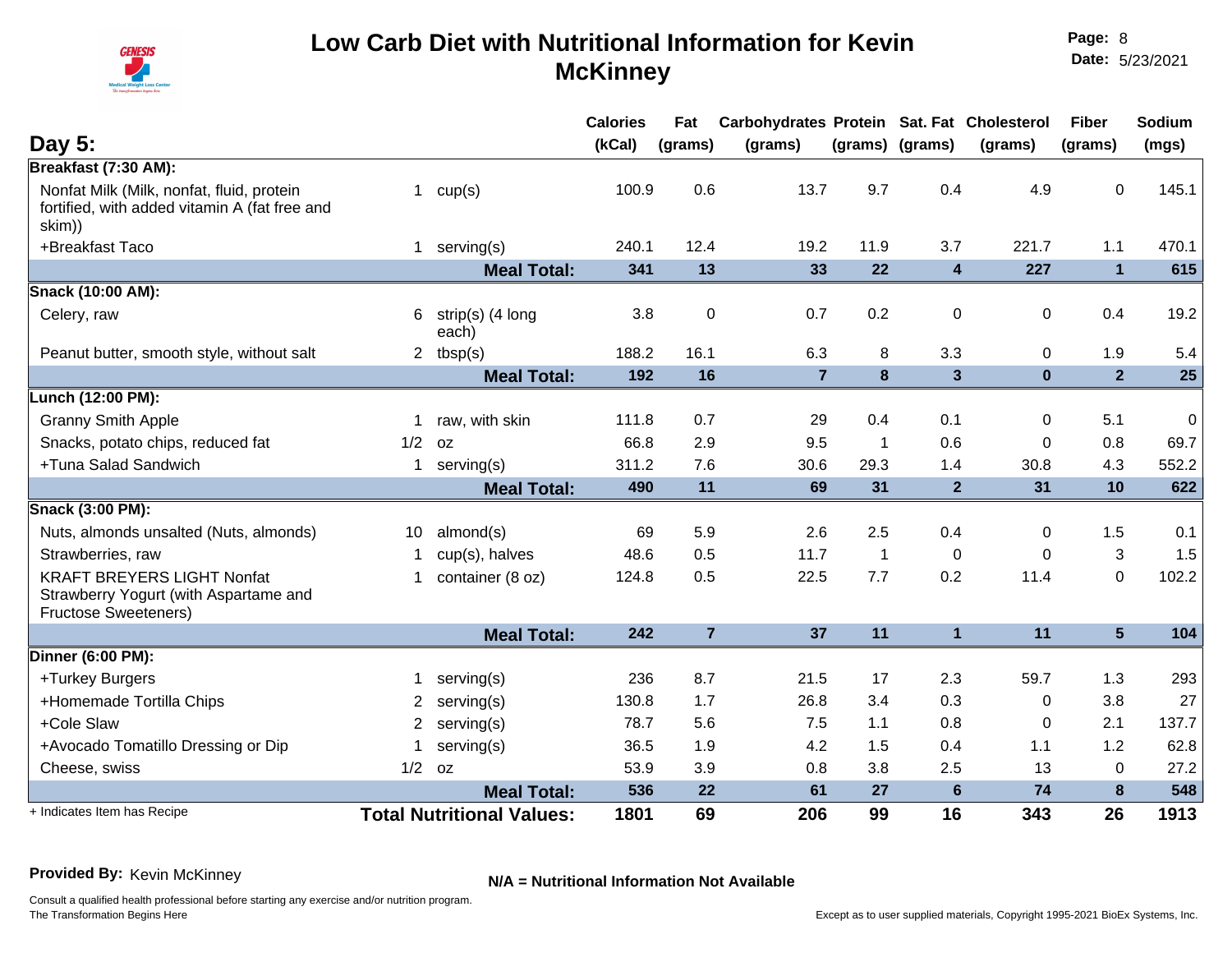# Low Carb Diet with Nutritional Information for Kevin McKinney

**Page:** 8
**Date:** 5/23/2021

| Day 5: | | | Calories (kCal) | Fat (grams) | Carbohydrates (grams) | Protein (grams) | Sat. Fat (grams) | Cholesterol (grams) | Fiber (grams) | Sodium (mgs) |
|---|---|---|---|---|---|---|---|---|---|---|
| **Breakfast (7:30 AM):** | | | | | | | | | | |
| Nonfat Milk (Milk, nonfat, fluid, protein fortified, with added vitamin A (fat free and skim)) | 1 | cup(s) | 100.9 | 0.6 | 13.7 | 9.7 | 0.4 | 4.9 | 0 | 145.1 |
| +Breakfast Taco | 1 | serving(s) | 240.1 | 12.4 | 19.2 | 11.9 | 3.7 | 221.7 | 1.1 | 470.1 |
| | | **Meal Total:** | **341** | **13** | **33** | **22** | **4** | **227** | **1** | **615** |
| **Snack (10:00 AM):** | | | | | | | | | | |
| Celery, raw | 6 | strip(s) (4 long each) | 3.8 | 0 | 0.7 | 0.2 | 0 | 0 | 0.4 | 19.2 |
| Peanut butter, smooth style, without salt | 2 | tbsp(s) | 188.2 | 16.1 | 6.3 | 8 | 3.3 | 0 | 1.9 | 5.4 |
| | | **Meal Total:** | **192** | **16** | **7** | **8** | **3** | **0** | **2** | **25** |
| **Lunch (12:00 PM):** | | | | | | | | | | |
| Granny Smith Apple | 1 | raw, with skin | 111.8 | 0.7 | 29 | 0.4 | 0.1 | 0 | 5.1 | 0 |
| Snacks, potato chips, reduced fat | 1/2 | oz | 66.8 | 2.9 | 9.5 | 1 | 0.6 | 0 | 0.8 | 69.7 |
| +Tuna Salad Sandwich | 1 | serving(s) | 311.2 | 7.6 | 30.6 | 29.3 | 1.4 | 30.8 | 4.3 | 552.2 |
| | | **Meal Total:** | **490** | **11** | **69** | **31** | **2** | **31** | **10** | **622** |
| **Snack (3:00 PM):** | | | | | | | | | | |
| Nuts, almonds unsalted (Nuts, almonds) | 10 | almond(s) | 69 | 5.9 | 2.6 | 2.5 | 0.4 | 0 | 1.5 | 0.1 |
| Strawberries, raw | 1 | cup(s), halves | 48.6 | 0.5 | 11.7 | 1 | 0 | 0 | 3 | 1.5 |
| KRAFT BREYERS LIGHT Nonfat Strawberry Yogurt (with Aspartame and Fructose Sweeteners) | 1 | container (8 oz) | 124.8 | 0.5 | 22.5 | 7.7 | 0.2 | 11.4 | 0 | 102.2 |
| | | **Meal Total:** | **242** | **7** | **37** | **11** | **1** | **11** | **5** | **104** |
| **Dinner (6:00 PM):** | | | | | | | | | | |
| +Turkey Burgers | 1 | serving(s) | 236 | 8.7 | 21.5 | 17 | 2.3 | 59.7 | 1.3 | 293 |
| +Homemade Tortilla Chips | 2 | serving(s) | 130.8 | 1.7 | 26.8 | 3.4 | 0.3 | 0 | 3.8 | 27 |
| +Cole Slaw | 2 | serving(s) | 78.7 | 5.6 | 7.5 | 1.1 | 0.8 | 0 | 2.1 | 137.7 |
| +Avocado Tomatillo Dressing or Dip | 1 | serving(s) | 36.5 | 1.9 | 4.2 | 1.5 | 0.4 | 1.1 | 1.2 | 62.8 |
| Cheese, swiss | 1/2 | oz | 53.9 | 3.9 | 0.8 | 3.8 | 2.5 | 13 | 0 | 27.2 |
| | | **Meal Total:** | **536** | **22** | **61** | **27** | **6** | **74** | **8** | **548** |
| + Indicates Item has Recipe | | **Total Nutritional Values:** | **1801** | **69** | **206** | **99** | **16** | **343** | **26** | **1913** |

**Provided By:** Kevin McKinney

**N/A = Nutritional Information Not Available**

Consult a qualified health professional before starting any exercise and/or nutrition program.
The Transformation Begins Here

Except as to user supplied materials, Copyright 1995-2021 BioEx Systems, Inc.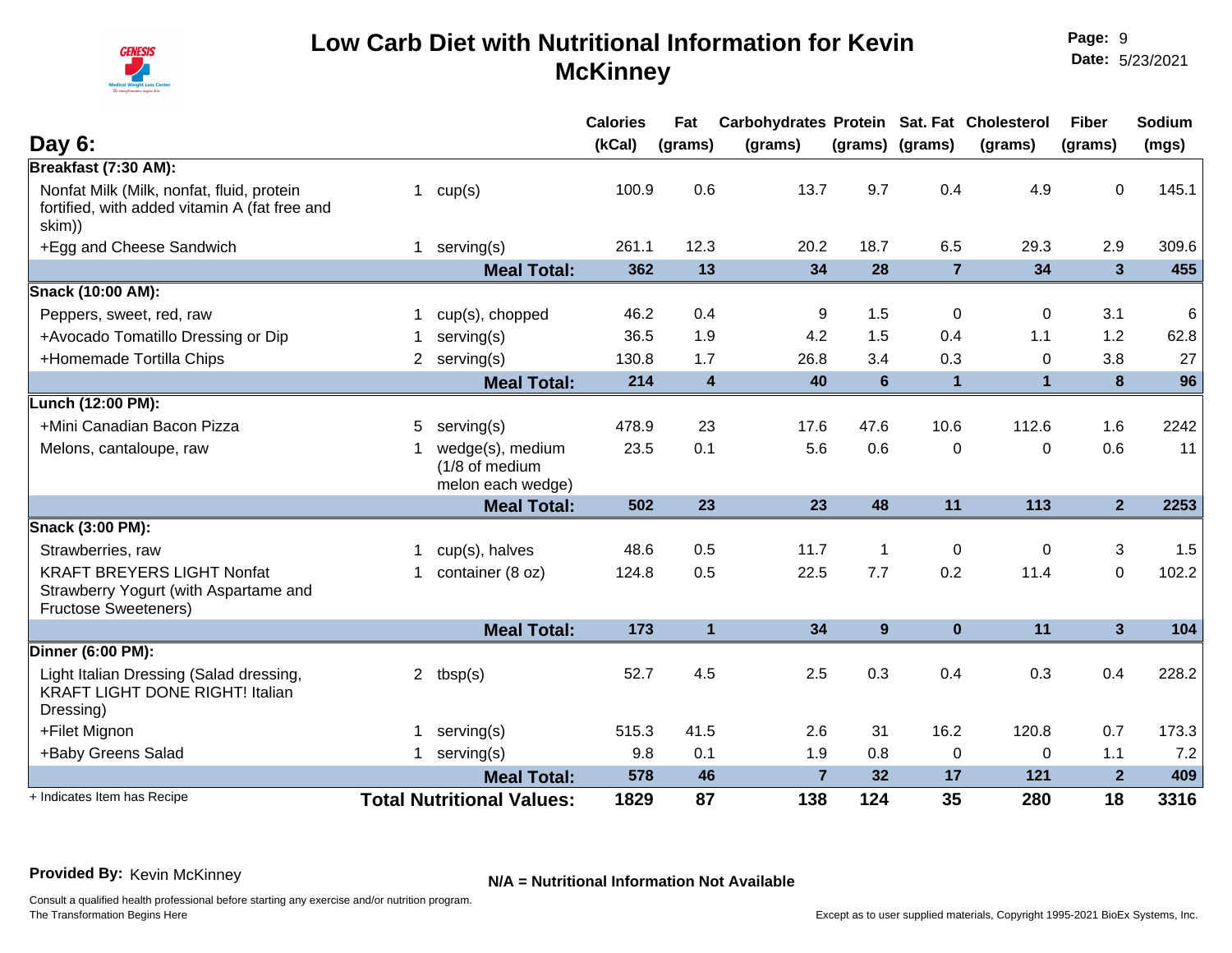# Low Carb Diet with Nutritional Information for Kevin McKinney

**Page:** 9
**Date:** 5/23/2021

## Day 6:

| | | | Calories (kCal) | Fat (grams) | Carbohydrates (grams) | Protein (grams) | Sat. Fat (grams) | Cholesterol (grams) | Fiber (grams) | Sodium (mgs) |
|---|---|---|---|---|---|---|---|---|---|---|
| **Breakfast (7:30 AM):** | | | | | | | | | | |
| Nonfat Milk (Milk, nonfat, fluid, protein fortified, with added vitamin A (fat free and skim)) | 1 | cup(s) | 100.9 | 0.6 | 13.7 | 9.7 | 0.4 | 4.9 | 0 | 145.1 |
| +Egg and Cheese Sandwich | 1 | serving(s) | 261.1 | 12.3 | 20.2 | 18.7 | 6.5 | 29.3 | 2.9 | 309.6 |
| | | **Meal Total:** | **362** | **13** | **34** | **28** | **7** | **34** | **3** | **455** |
| **Snack (10:00 AM):** | | | | | | | | | | |
| Peppers, sweet, red, raw | 1 | cup(s), chopped | 46.2 | 0.4 | 9 | 1.5 | 0 | 0 | 3.1 | 6 |
| +Avocado Tomatillo Dressing or Dip | 1 | serving(s) | 36.5 | 1.9 | 4.2 | 1.5 | 0.4 | 1.1 | 1.2 | 62.8 |
| +Homemade Tortilla Chips | 2 | serving(s) | 130.8 | 1.7 | 26.8 | 3.4 | 0.3 | 0 | 3.8 | 27 |
| | | **Meal Total:** | **214** | **4** | **40** | **6** | **1** | **1** | **8** | **96** |
| **Lunch (12:00 PM):** | | | | | | | | | | |
| +Mini Canadian Bacon Pizza | 5 | serving(s) | 478.9 | 23 | 17.6 | 47.6 | 10.6 | 112.6 | 1.6 | 2242 |
| Melons, cantaloupe, raw | 1 | wedge(s), medium (1/8 of medium melon each wedge) | 23.5 | 0.1 | 5.6 | 0.6 | 0 | 0 | 0.6 | 11 |
| | | **Meal Total:** | **502** | **23** | **23** | **48** | **11** | **113** | **2** | **2253** |
| **Snack (3:00 PM):** | | | | | | | | | | |
| Strawberries, raw | 1 | cup(s), halves | 48.6 | 0.5 | 11.7 | 1 | 0 | 0 | 3 | 1.5 |
| KRAFT BREYERS LIGHT Nonfat Strawberry Yogurt (with Aspartame and Fructose Sweeteners) | 1 | container (8 oz) | 124.8 | 0.5 | 22.5 | 7.7 | 0.2 | 11.4 | 0 | 102.2 |
| | | **Meal Total:** | **173** | **1** | **34** | **9** | **0** | **11** | **3** | **104** |
| **Dinner (6:00 PM):** | | | | | | | | | | |
| Light Italian Dressing (Salad dressing, KRAFT LIGHT DONE RIGHT! Italian Dressing) | 2 | tbsp(s) | 52.7 | 4.5 | 2.5 | 0.3 | 0.4 | 0.3 | 0.4 | 228.2 |
| +Filet Mignon | 1 | serving(s) | 515.3 | 41.5 | 2.6 | 31 | 16.2 | 120.8 | 0.7 | 173.3 |
| +Baby Greens Salad | 1 | serving(s) | 9.8 | 0.1 | 1.9 | 0.8 | 0 | 0 | 1.1 | 7.2 |
| | | **Meal Total:** | **578** | **46** | **7** | **32** | **17** | **121** | **2** | **409** |
| | | **Total Nutritional Values:** | **1829** | **87** | **138** | **124** | **35** | **280** | **18** | **3316** |

+ Indicates Item has Recipe

**Provided By:** Kevin McKinney

**N/A = Nutritional Information Not Available**

Consult a qualified health professional before starting any exercise and/or nutrition program.
The Transformation Begins Here

Except as to user supplied materials, Copyright 1995-2021 BioEx Systems, Inc.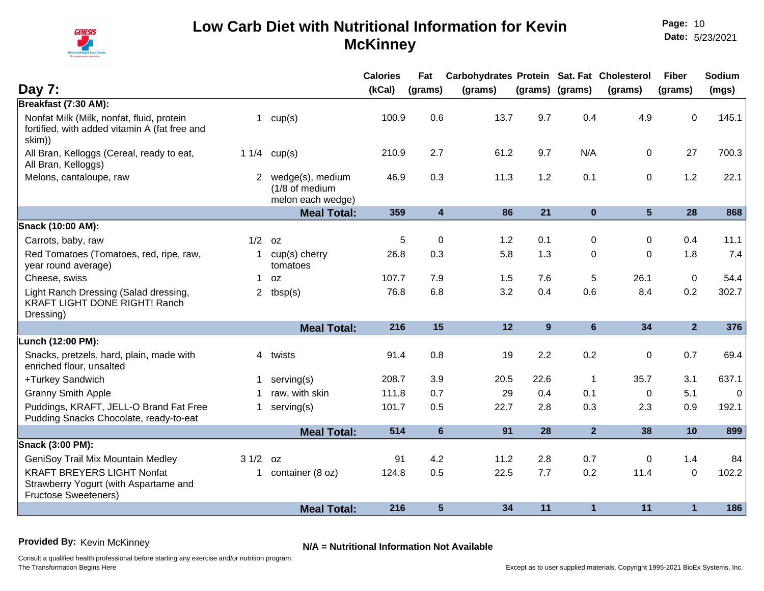# Low Carb Diet with Nutritional Information for Kevin McKinney

**Page:** 10
**Date:** 5/23/2021

## Day 7:

| | Qty | Unit | Calories (kCal) | Fat (grams) | Carbohydrates (grams) | Protein (grams) | Sat. Fat (grams) | Cholesterol (grams) | Fiber (grams) | Sodium (mgs) |
|---|---|---|---|---|---|---|---|---|---|---|
| **Breakfast (7:30 AM):** | | | | | | | | | | |
| Nonfat Milk (Milk, nonfat, fluid, protein fortified, with added vitamin A (fat free and skim)) | 1 | cup(s) | 100.9 | 0.6 | 13.7 | 9.7 | 0.4 | 4.9 | 0 | 145.1 |
| All Bran, Kelloggs (Cereal, ready to eat, All Bran, Kelloggs) | 1 1/4 | cup(s) | 210.9 | 2.7 | 61.2 | 9.7 | N/A | 0 | 27 | 700.3 |
| Melons, cantaloupe, raw | 2 | wedge(s), medium (1/8 of medium melon each wedge) | 46.9 | 0.3 | 11.3 | 1.2 | 0.1 | 0 | 1.2 | 22.1 |
| | | **Meal Total:** | **359** | **4** | **86** | **21** | **0** | **5** | **28** | **868** |
| **Snack (10:00 AM):** | | | | | | | | | | |
| Carrots, baby, raw | 1/2 | oz | 5 | 0 | 1.2 | 0.1 | 0 | 0 | 0.4 | 11.1 |
| Red Tomatoes (Tomatoes, red, ripe, raw, year round average) | 1 | cup(s) cherry tomatoes | 26.8 | 0.3 | 5.8 | 1.3 | 0 | 0 | 1.8 | 7.4 |
| Cheese, swiss | 1 | oz | 107.7 | 7.9 | 1.5 | 7.6 | 5 | 26.1 | 0 | 54.4 |
| Light Ranch Dressing (Salad dressing, KRAFT LIGHT DONE RIGHT! Ranch Dressing) | 2 | tbsp(s) | 76.8 | 6.8 | 3.2 | 0.4 | 0.6 | 8.4 | 0.2 | 302.7 |
| | | **Meal Total:** | **216** | **15** | **12** | **9** | **6** | **34** | **2** | **376** |
| **Lunch (12:00 PM):** | | | | | | | | | | |
| Snacks, pretzels, hard, plain, made with enriched flour, unsalted | 4 | twists | 91.4 | 0.8 | 19 | 2.2 | 0.2 | 0 | 0.7 | 69.4 |
| +Turkey Sandwich | 1 | serving(s) | 208.7 | 3.9 | 20.5 | 22.6 | 1 | 35.7 | 3.1 | 637.1 |
| Granny Smith Apple | 1 | raw, with skin | 111.8 | 0.7 | 29 | 0.4 | 0.1 | 0 | 5.1 | 0 |
| Puddings, KRAFT, JELL-O Brand Fat Free Pudding Snacks Chocolate, ready-to-eat | 1 | serving(s) | 101.7 | 0.5 | 22.7 | 2.8 | 0.3 | 2.3 | 0.9 | 192.1 |
| | | **Meal Total:** | **514** | **6** | **91** | **28** | **2** | **38** | **10** | **899** |
| **Snack (3:00 PM):** | | | | | | | | | | |
| GeniSoy Trail Mix Mountain Medley | 3 1/2 | oz | 91 | 4.2 | 11.2 | 2.8 | 0.7 | 0 | 1.4 | 84 |
| KRAFT BREYERS LIGHT Nonfat Strawberry Yogurt (with Aspartame and Fructose Sweeteners) | 1 | container (8 oz) | 124.8 | 0.5 | 22.5 | 7.7 | 0.2 | 11.4 | 0 | 102.2 |
| | | **Meal Total:** | **216** | **5** | **34** | **11** | **1** | **11** | **1** | **186** |

**Provided By:** Kevin McKinney

**N/A = Nutritional Information Not Available**

Consult a qualified health professional before starting any exercise and/or nutrition program.
The Transformation Begins Here

Except as to user supplied materials, Copyright 1995-2021 BioEx Systems, Inc.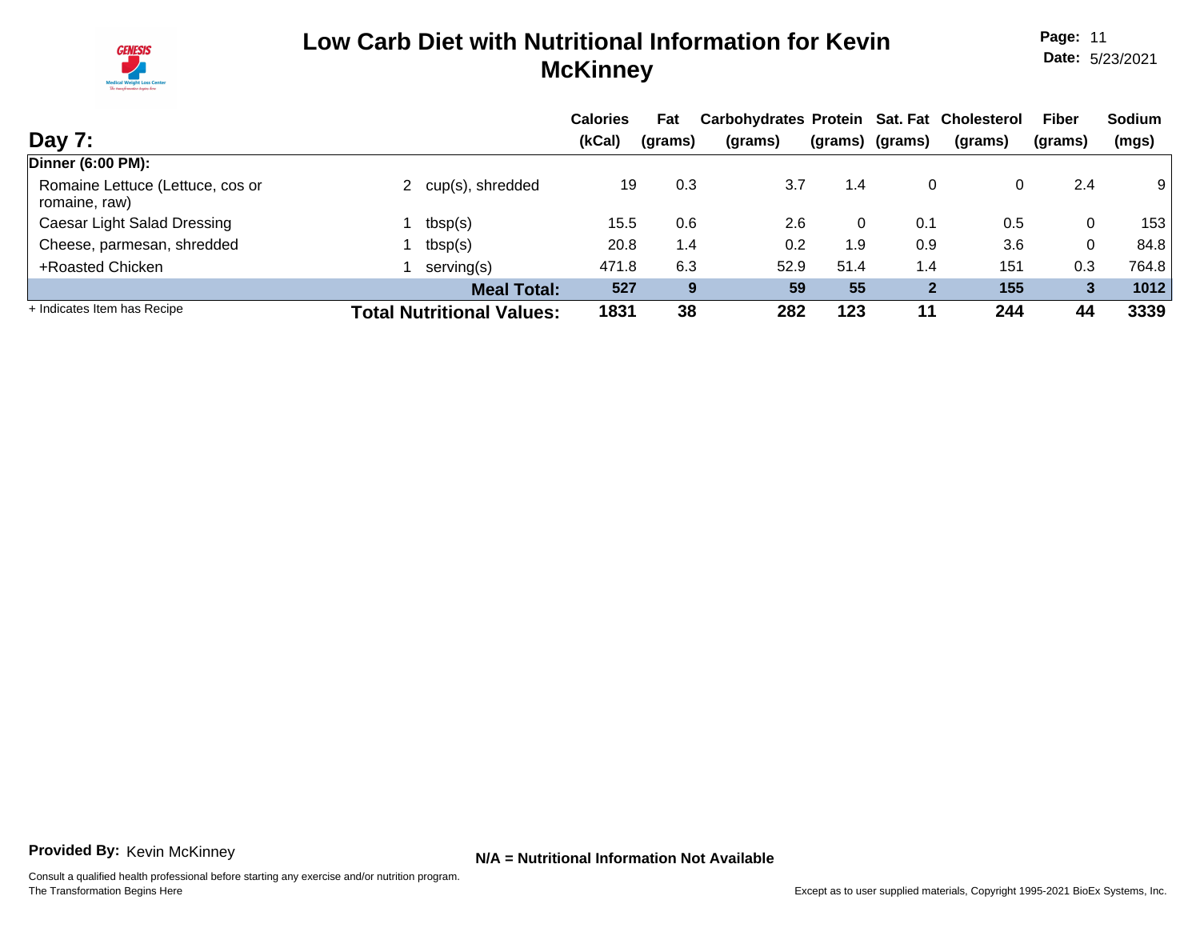# Low Carb Diet with Nutritional Information for Kevin McKinney

**Page:** 11
**Date:** 5/23/2021

## Day 7:

| | | Calories (kCal) | Fat (grams) | Carbohydrates (grams) | Protein (grams) | Sat. Fat (grams) | Cholesterol (grams) | Fiber (grams) | Sodium (mgs) |
|---|---|---|---|---|---|---|---|---|---|
| **Dinner (6:00 PM):** | | | | | | | | | |
| Romaine Lettuce (Lettuce, cos or romaine, raw) | 2 cup(s), shredded | 19 | 0.3 | 3.7 | 1.4 | 0 | 0 | 2.4 | 9 |
| Caesar Light Salad Dressing | 1 tbsp(s) | 15.5 | 0.6 | 2.6 | 0 | 0.1 | 0.5 | 0 | 153 |
| Cheese, parmesan, shredded | 1 tbsp(s) | 20.8 | 1.4 | 0.2 | 1.9 | 0.9 | 3.6 | 0 | 84.8 |
| +Roasted Chicken | 1 serving(s) | 471.8 | 6.3 | 52.9 | 51.4 | 1.4 | 151 | 0.3 | 764.8 |
| | **Meal Total:** | **527** | **9** | **59** | **55** | **2** | **155** | **3** | **1012** |
| + Indicates Item has Recipe | **Total Nutritional Values:** | **1831** | **38** | **282** | **123** | **11** | **244** | **44** | **3339** |

**Provided By:** Kevin McKinney

**N/A = Nutritional Information Not Available**

Consult a qualified health professional before starting any exercise and/or nutrition program.
The Transformation Begins Here

Except as to user supplied materials, Copyright 1995-2021 BioEx Systems, Inc.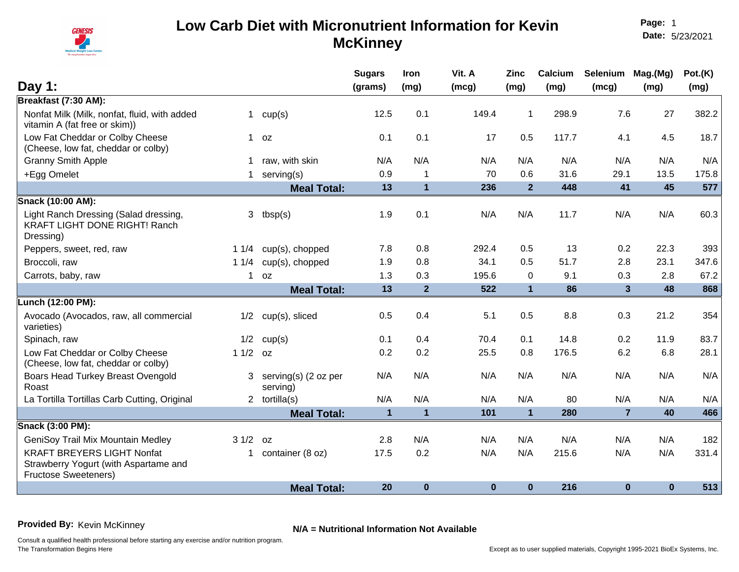# Low Carb Diet with Micronutrient Information for Kevin McKinney

**Page:** 1
**Date:** 5/23/2021

## Day 1:

| | Qty | Unit | Sugars (grams) | Iron (mg) | Vit. A (mcg) | Zinc (mg) | Calcium (mg) | Selenium (mcg) | Mag.(Mg) (mg) | Pot.(K) (mg) |
|---|---|---|---|---|---|---|---|---|---|---|
| **Breakfast (7:30 AM):** | | | | | | | | | | |
| Nonfat Milk (Milk, nonfat, fluid, with added vitamin A (fat free or skim)) | 1 | cup(s) | 12.5 | 0.1 | 149.4 | 1 | 298.9 | 7.6 | 27 | 382.2 |
| Low Fat Cheddar or Colby Cheese (Cheese, low fat, cheddar or colby) | 1 | oz | 0.1 | 0.1 | 17 | 0.5 | 117.7 | 4.1 | 4.5 | 18.7 |
| Granny Smith Apple | 1 | raw, with skin | N/A | N/A | N/A | N/A | N/A | N/A | N/A | N/A |
| +Egg Omelet | 1 | serving(s) | 0.9 | 1 | 70 | 0.6 | 31.6 | 29.1 | 13.5 | 175.8 |
| | | **Meal Total:** | **13** | **1** | **236** | **2** | **448** | **41** | **45** | **577** |
| **Snack (10:00 AM):** | | | | | | | | | | |
| Light Ranch Dressing (Salad dressing, KRAFT LIGHT DONE RIGHT! Ranch Dressing) | 3 | tbsp(s) | 1.9 | 0.1 | N/A | N/A | 11.7 | N/A | N/A | 60.3 |
| Peppers, sweet, red, raw | 1 1/4 | cup(s), chopped | 7.8 | 0.8 | 292.4 | 0.5 | 13 | 0.2 | 22.3 | 393 |
| Broccoli, raw | 1 1/4 | cup(s), chopped | 1.9 | 0.8 | 34.1 | 0.5 | 51.7 | 2.8 | 23.1 | 347.6 |
| Carrots, baby, raw | 1 | oz | 1.3 | 0.3 | 195.6 | 0 | 9.1 | 0.3 | 2.8 | 67.2 |
| | | **Meal Total:** | **13** | **2** | **522** | **1** | **86** | **3** | **48** | **868** |
| **Lunch (12:00 PM):** | | | | | | | | | | |
| Avocado (Avocados, raw, all commercial varieties) | 1/2 | cup(s), sliced | 0.5 | 0.4 | 5.1 | 0.5 | 8.8 | 0.3 | 21.2 | 354 |
| Spinach, raw | 1/2 | cup(s) | 0.1 | 0.4 | 70.4 | 0.1 | 14.8 | 0.2 | 11.9 | 83.7 |
| Low Fat Cheddar or Colby Cheese (Cheese, low fat, cheddar or colby) | 1 1/2 | oz | 0.2 | 0.2 | 25.5 | 0.8 | 176.5 | 6.2 | 6.8 | 28.1 |
| Boars Head Turkey Breast Ovengold Roast | 3 | serving(s) (2 oz per serving) | N/A | N/A | N/A | N/A | N/A | N/A | N/A | N/A |
| La Tortilla Tortillas Carb Cutting, Original | 2 | tortilla(s) | N/A | N/A | N/A | N/A | 80 | N/A | N/A | N/A |
| | | **Meal Total:** | **1** | **1** | **101** | **1** | **280** | **7** | **40** | **466** |
| **Snack (3:00 PM):** | | | | | | | | | | |
| GeniSoy Trail Mix Mountain Medley | 3 1/2 | oz | 2.8 | N/A | N/A | N/A | N/A | N/A | N/A | 182 |
| KRAFT BREYERS LIGHT Nonfat Strawberry Yogurt (with Aspartame and Fructose Sweeteners) | 1 | container (8 oz) | 17.5 | 0.2 | N/A | N/A | 215.6 | N/A | N/A | 331.4 |
| | | **Meal Total:** | **20** | **0** | **0** | **0** | **216** | **0** | **0** | **513** |

**Provided By:** Kevin McKinney

**N/A = Nutritional Information Not Available**

Consult a qualified health professional before starting any exercise and/or nutrition program.
The Transformation Begins Here

Except as to user supplied materials, Copyright 1995-2021 BioEx Systems, Inc.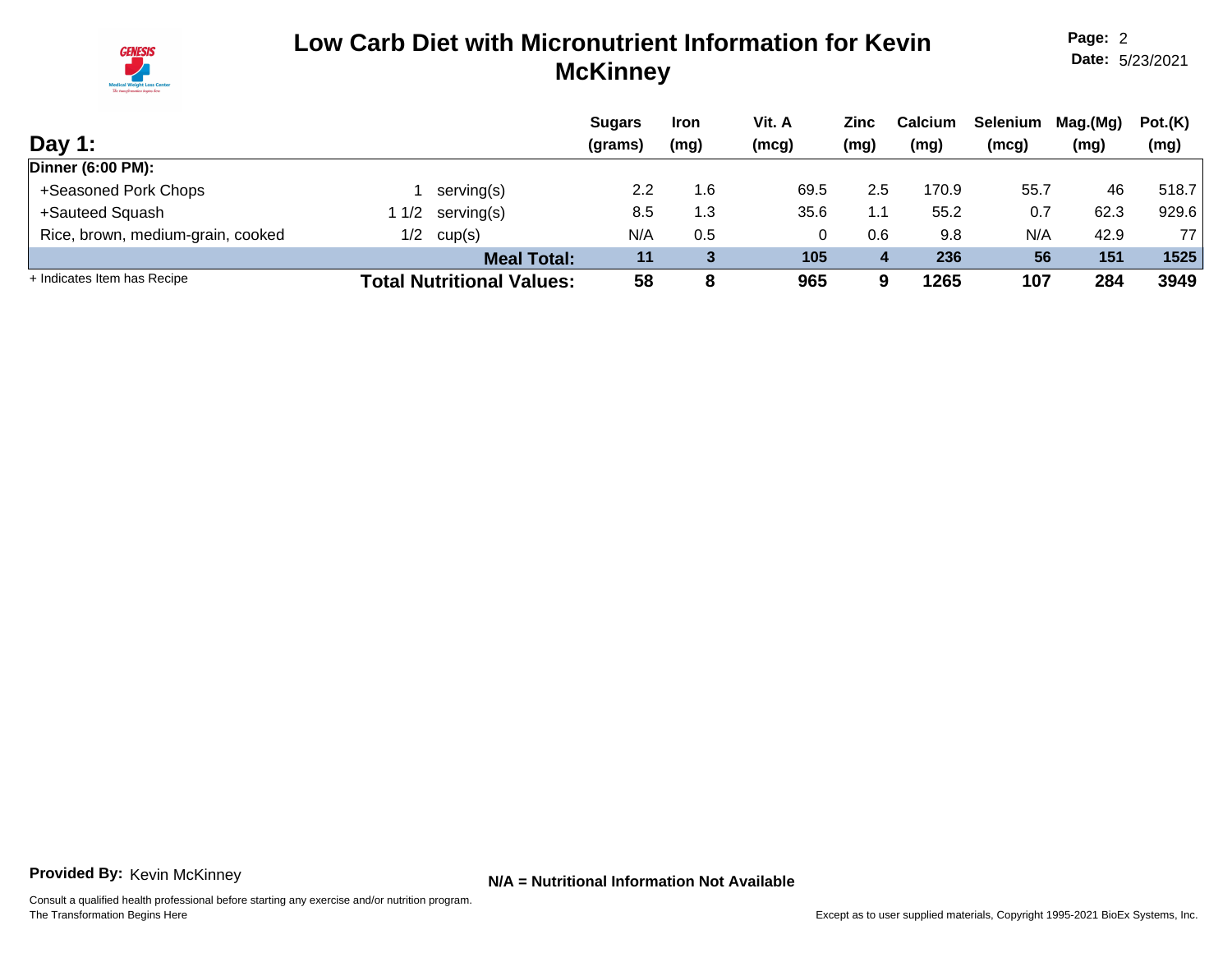# Low Carb Diet with Micronutrient Information for Kevin McKinney

**Page:** 2
**Date:** 5/23/2021

## Day 1:

| | | | Sugars (grams) | Iron (mg) | Vit. A (mcg) | Zinc (mg) | Calcium (mg) | Selenium (mcg) | Mag.(Mg) (mg) | Pot.(K) (mg) |
|---|---|---|---|---|---|---|---|---|---|---|
| **Dinner (6:00 PM):** | | | | | | | | | | |
| +Seasoned Pork Chops | 1 | serving(s) | 2.2 | 1.6 | 69.5 | 2.5 | 170.9 | 55.7 | 46 | 518.7 |
| +Sauteed Squash | 1 1/2 | serving(s) | 8.5 | 1.3 | 35.6 | 1.1 | 55.2 | 0.7 | 62.3 | 929.6 |
| Rice, brown, medium-grain, cooked | 1/2 | cup(s) | N/A | 0.5 | 0 | 0.6 | 9.8 | N/A | 42.9 | 77 |
| | | **Meal Total:** | **11** | **3** | **105** | **4** | **236** | **56** | **151** | **1525** |
| + Indicates Item has Recipe | | **Total Nutritional Values:** | **58** | **8** | **965** | **9** | **1265** | **107** | **284** | **3949** |

**Provided By:** Kevin McKinney

**N/A = Nutritional Information Not Available**

Consult a qualified health professional before starting any exercise and/or nutrition program.
The Transformation Begins Here

Except as to user supplied materials, Copyright 1995-2021 BioEx Systems, Inc.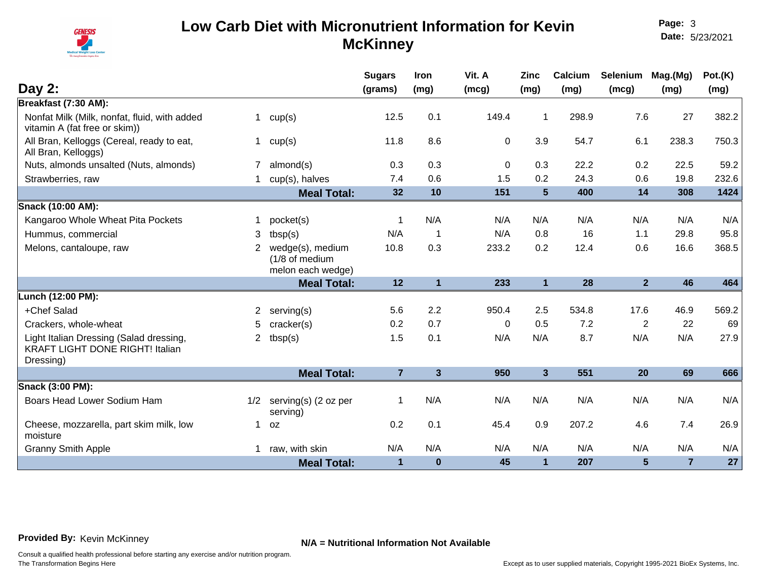# Low Carb Diet with Micronutrient Information for Kevin McKinney

**Page:** 3
**Date:** 5/23/2021

## Day 2:

| | | | Sugars (grams) | Iron (mg) | Vit. A (mcg) | Zinc (mg) | Calcium (mg) | Selenium (mcg) | Mag.(Mg) (mg) | Pot.(K) (mg) |
|---|---|---|---|---|---|---|---|---|---|---|
| **Breakfast (7:30 AM):** | | | | | | | | | | |
| Nonfat Milk (Milk, nonfat, fluid, with added vitamin A (fat free or skim)) | 1 | cup(s) | 12.5 | 0.1 | 149.4 | 1 | 298.9 | 7.6 | 27 | 382.2 |
| All Bran, Kelloggs (Cereal, ready to eat, All Bran, Kelloggs) | 1 | cup(s) | 11.8 | 8.6 | 0 | 3.9 | 54.7 | 6.1 | 238.3 | 750.3 |
| Nuts, almonds unsalted (Nuts, almonds) | 7 | almond(s) | 0.3 | 0.3 | 0 | 0.3 | 22.2 | 0.2 | 22.5 | 59.2 |
| Strawberries, raw | 1 | cup(s), halves | 7.4 | 0.6 | 1.5 | 0.2 | 24.3 | 0.6 | 19.8 | 232.6 |
| | | **Meal Total:** | **32** | **10** | **151** | **5** | **400** | **14** | **308** | **1424** |
| **Snack (10:00 AM):** | | | | | | | | | | |
| Kangaroo Whole Wheat Pita Pockets | 1 | pocket(s) | 1 | N/A | N/A | N/A | N/A | N/A | N/A | N/A |
| Hummus, commercial | 3 | tbsp(s) | N/A | 1 | N/A | 0.8 | 16 | 1.1 | 29.8 | 95.8 |
| Melons, cantaloupe, raw | 2 | wedge(s), medium (1/8 of medium melon each wedge) | 10.8 | 0.3 | 233.2 | 0.2 | 12.4 | 0.6 | 16.6 | 368.5 |
| | | **Meal Total:** | **12** | **1** | **233** | **1** | **28** | **2** | **46** | **464** |
| **Lunch (12:00 PM):** | | | | | | | | | | |
| +Chef Salad | 2 | serving(s) | 5.6 | 2.2 | 950.4 | 2.5 | 534.8 | 17.6 | 46.9 | 569.2 |
| Crackers, whole-wheat | 5 | cracker(s) | 0.2 | 0.7 | 0 | 0.5 | 7.2 | 2 | 22 | 69 |
| Light Italian Dressing (Salad dressing, KRAFT LIGHT DONE RIGHT! Italian Dressing) | 2 | tbsp(s) | 1.5 | 0.1 | N/A | N/A | 8.7 | N/A | N/A | 27.9 |
| | | **Meal Total:** | **7** | **3** | **950** | **3** | **551** | **20** | **69** | **666** |
| **Snack (3:00 PM):** | | | | | | | | | | |
| Boars Head Lower Sodium Ham | 1/2 | serving(s) (2 oz per serving) | 1 | N/A | N/A | N/A | N/A | N/A | N/A | N/A |
| Cheese, mozzarella, part skim milk, low moisture | 1 | oz | 0.2 | 0.1 | 45.4 | 0.9 | 207.2 | 4.6 | 7.4 | 26.9 |
| Granny Smith Apple | 1 | raw, with skin | N/A | N/A | N/A | N/A | N/A | N/A | N/A | N/A |
| | | **Meal Total:** | **1** | **0** | **45** | **1** | **207** | **5** | **7** | **27** |

**Provided By:** Kevin McKinney

**N/A = Nutritional Information Not Available**

Consult a qualified health professional before starting any exercise and/or nutrition program.
The Transformation Begins Here

Except as to user supplied materials, Copyright 1995-2021 BioEx Systems, Inc.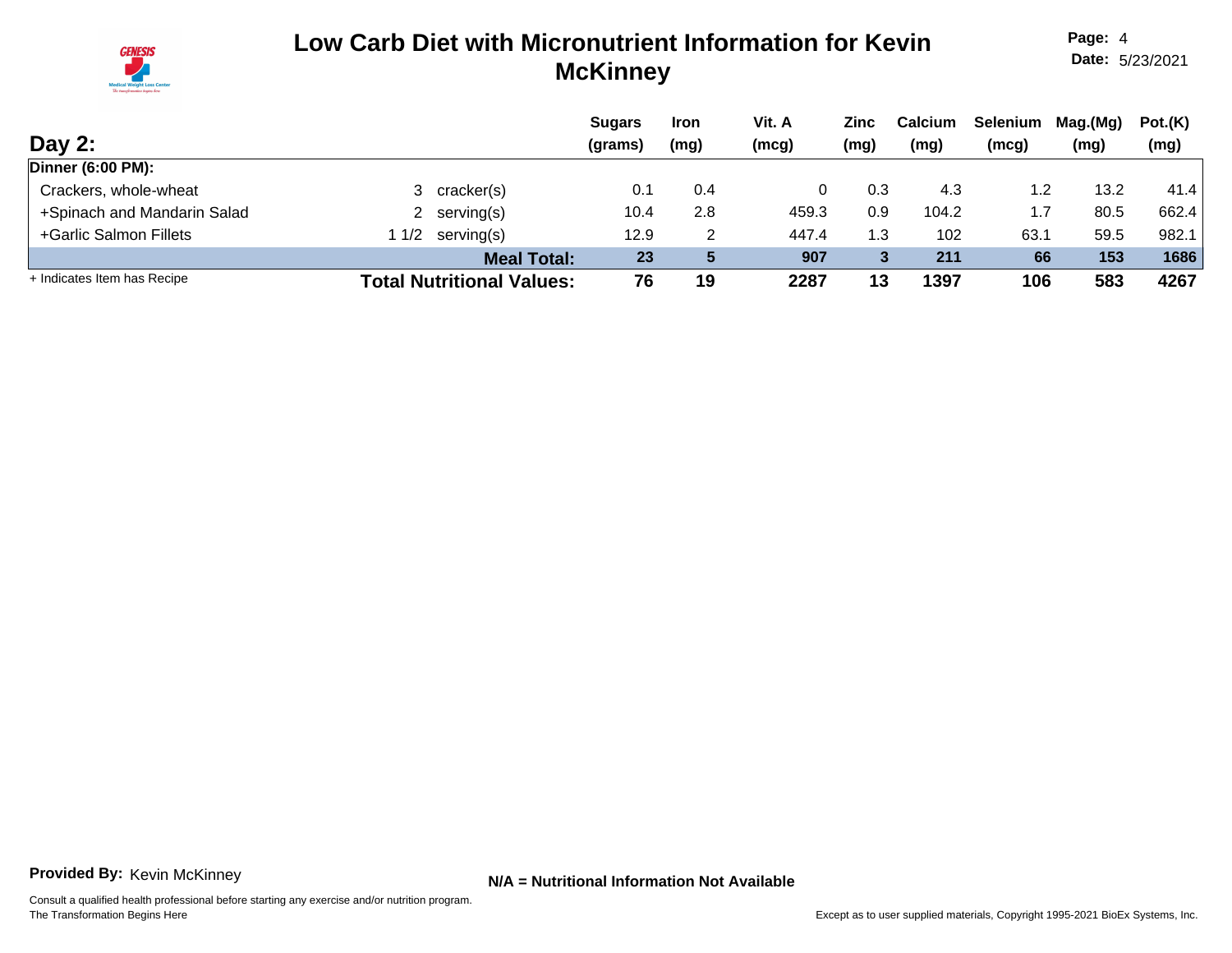# Low Carb Diet with Micronutrient Information for Kevin McKinney

**Page:** 4
**Date:** 5/23/2021

## Day 2:

| | | | Sugars (grams) | Iron (mg) | Vit. A (mcg) | Zinc (mg) | Calcium (mg) | Selenium (mcg) | Mag.(Mg) (mg) | Pot.(K) (mg) |
|---|---|---|---|---|---|---|---|---|---|---|
| **Dinner (6:00 PM):** | | | | | | | | | | |
| Crackers, whole-wheat | 3 | cracker(s) | 0.1 | 0.4 | 0 | 0.3 | 4.3 | 1.2 | 13.2 | 41.4 |
| +Spinach and Mandarin Salad | 2 | serving(s) | 10.4 | 2.8 | 459.3 | 0.9 | 104.2 | 1.7 | 80.5 | 662.4 |
| +Garlic Salmon Fillets | 1 1/2 | serving(s) | 12.9 | 2 | 447.4 | 1.3 | 102 | 63.1 | 59.5 | 982.1 |
| | | **Meal Total:** | **23** | **5** | **907** | **3** | **211** | **66** | **153** | **1686** |
| + Indicates Item has Recipe | | **Total Nutritional Values:** | **76** | **19** | **2287** | **13** | **1397** | **106** | **583** | **4267** |

**Provided By:** Kevin McKinney

**N/A = Nutritional Information Not Available**

Consult a qualified health professional before starting any exercise and/or nutrition program.
The Transformation Begins Here

Except as to user supplied materials, Copyright 1995-2021 BioEx Systems, Inc.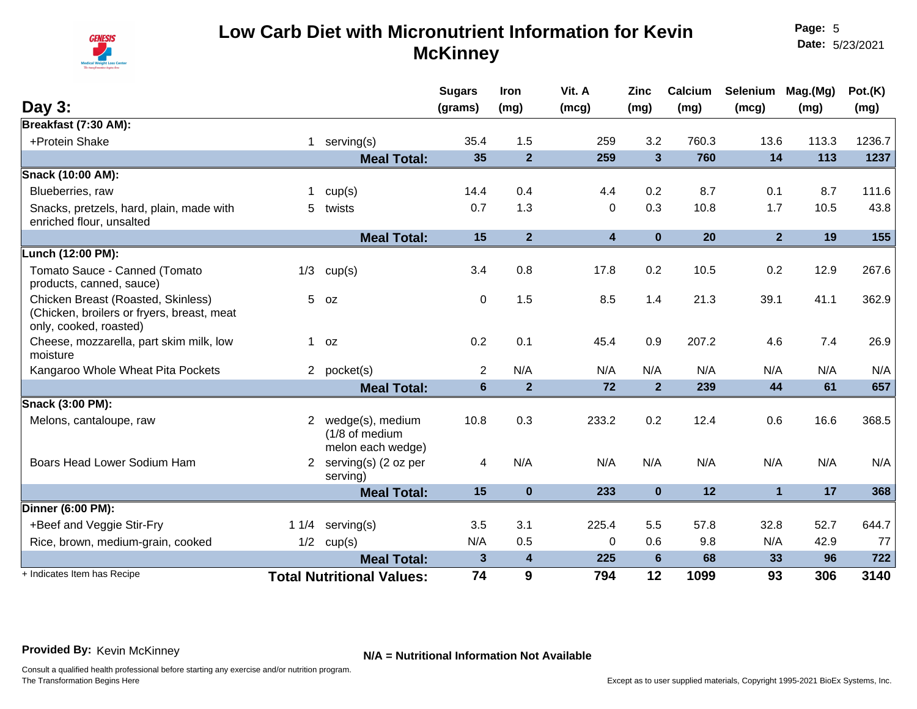# Low Carb Diet with Micronutrient Information for Kevin McKinney

**Page:** 5
**Date:** 5/23/2021

## Day 3:

| | Qty | Unit | Sugars (grams) | Iron (mg) | Vit. A (mcg) | Zinc (mg) | Calcium (mg) | Selenium (mcg) | Mag.(Mg) (mg) | Pot.(K) (mg) |
|---|---|---|---|---|---|---|---|---|---|---|
| **Breakfast (7:30 AM):** | | | | | | | | | | |
| +Protein Shake | 1 | serving(s) | 35.4 | 1.5 | 259 | 3.2 | 760.3 | 13.6 | 113.3 | 1236.7 |
| | | **Meal Total:** | **35** | **2** | **259** | **3** | **760** | **14** | **113** | **1237** |
| **Snack (10:00 AM):** | | | | | | | | | | |
| Blueberries, raw | 1 | cup(s) | 14.4 | 0.4 | 4.4 | 0.2 | 8.7 | 0.1 | 8.7 | 111.6 |
| Snacks, pretzels, hard, plain, made with enriched flour, unsalted | 5 | twists | 0.7 | 1.3 | 0 | 0.3 | 10.8 | 1.7 | 10.5 | 43.8 |
| | | **Meal Total:** | **15** | **2** | **4** | **0** | **20** | **2** | **19** | **155** |
| **Lunch (12:00 PM):** | | | | | | | | | | |
| Tomato Sauce - Canned (Tomato products, canned, sauce) | 1/3 | cup(s) | 3.4 | 0.8 | 17.8 | 0.2 | 10.5 | 0.2 | 12.9 | 267.6 |
| Chicken Breast (Roasted, Skinless) (Chicken, broilers or fryers, breast, meat only, cooked, roasted) | 5 | oz | 0 | 1.5 | 8.5 | 1.4 | 21.3 | 39.1 | 41.1 | 362.9 |
| Cheese, mozzarella, part skim milk, low moisture | 1 | oz | 0.2 | 0.1 | 45.4 | 0.9 | 207.2 | 4.6 | 7.4 | 26.9 |
| Kangaroo Whole Wheat Pita Pockets | 2 | pocket(s) | 2 | N/A | N/A | N/A | N/A | N/A | N/A | N/A |
| | | **Meal Total:** | **6** | **2** | **72** | **2** | **239** | **44** | **61** | **657** |
| **Snack (3:00 PM):** | | | | | | | | | | |
| Melons, cantaloupe, raw | 2 | wedge(s), medium (1/8 of medium melon each wedge) | 10.8 | 0.3 | 233.2 | 0.2 | 12.4 | 0.6 | 16.6 | 368.5 |
| Boars Head Lower Sodium Ham | 2 | serving(s) (2 oz per serving) | 4 | N/A | N/A | N/A | N/A | N/A | N/A | N/A |
| | | **Meal Total:** | **15** | **0** | **233** | **0** | **12** | **1** | **17** | **368** |
| **Dinner (6:00 PM):** | | | | | | | | | | |
| +Beef and Veggie Stir-Fry | 1 1/4 | serving(s) | 3.5 | 3.1 | 225.4 | 5.5 | 57.8 | 32.8 | 52.7 | 644.7 |
| Rice, brown, medium-grain, cooked | 1/2 | cup(s) | N/A | 0.5 | 0 | 0.6 | 9.8 | N/A | 42.9 | 77 |
| | | **Meal Total:** | **3** | **4** | **225** | **6** | **68** | **33** | **96** | **722** |
| + Indicates Item has Recipe | | **Total Nutritional Values:** | **74** | **9** | **794** | **12** | **1099** | **93** | **306** | **3140** |

**Provided By:** Kevin McKinney

**N/A = Nutritional Information Not Available**

Consult a qualified health professional before starting any exercise and/or nutrition program.
The Transformation Begins Here

Except as to user supplied materials, Copyright 1995-2021 BioEx Systems, Inc.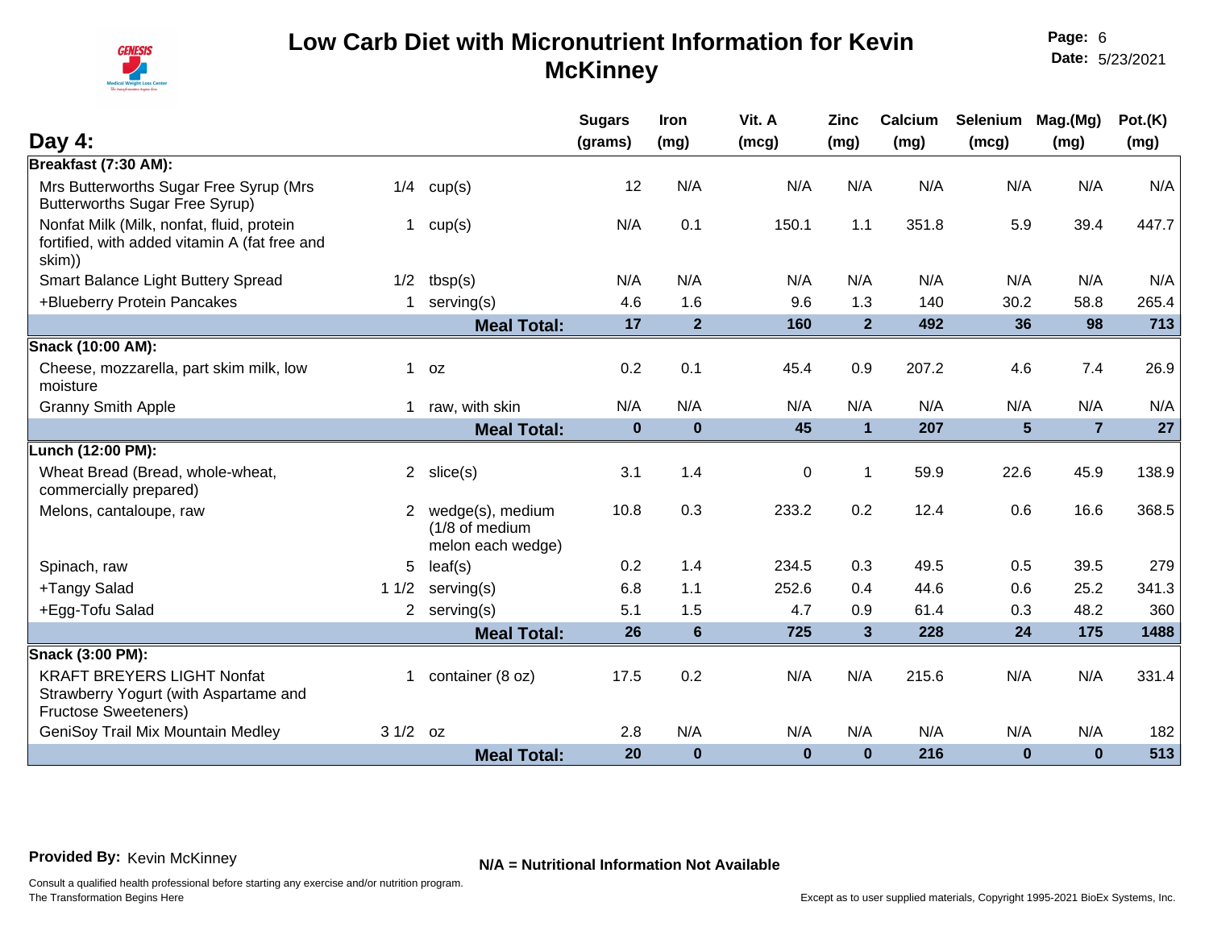# Low Carb Diet with Micronutrient Information for Kevin McKinney

## Day 4:

| | | | Sugars (grams) | Iron (mg) | Vit. A (mcg) | Zinc (mg) | Calcium (mg) | Selenium (mcg) | Mag.(Mg) (mg) | Pot.(K) (mg) |
|---|---|---|---|---|---|---|---|---|---|---|
| **Breakfast (7:30 AM):** | | | | | | | | | | |
| Mrs Butterworths Sugar Free Syrup (Mrs Butterworths Sugar Free Syrup) | 1/4 | cup(s) | 12 | N/A | N/A | N/A | N/A | N/A | N/A | N/A |
| Nonfat Milk (Milk, nonfat, fluid, protein fortified, with added vitamin A (fat free and skim)) | 1 | cup(s) | N/A | 0.1 | 150.1 | 1.1 | 351.8 | 5.9 | 39.4 | 447.7 |
| Smart Balance Light Buttery Spread | 1/2 | tbsp(s) | N/A | N/A | N/A | N/A | N/A | N/A | N/A | N/A |
| +Blueberry Protein Pancakes | 1 | serving(s) | 4.6 | 1.6 | 9.6 | 1.3 | 140 | 30.2 | 58.8 | 265.4 |
| | | **Meal Total:** | **17** | **2** | **160** | **2** | **492** | **36** | **98** | **713** |
| **Snack (10:00 AM):** | | | | | | | | | | |
| Cheese, mozzarella, part skim milk, low moisture | 1 | oz | 0.2 | 0.1 | 45.4 | 0.9 | 207.2 | 4.6 | 7.4 | 26.9 |
| Granny Smith Apple | 1 | raw, with skin | N/A | N/A | N/A | N/A | N/A | N/A | N/A | N/A |
| | | **Meal Total:** | **0** | **0** | **45** | **1** | **207** | **5** | **7** | **27** |
| **Lunch (12:00 PM):** | | | | | | | | | | |
| Wheat Bread (Bread, whole-wheat, commercially prepared) | 2 | slice(s) | 3.1 | 1.4 | 0 | 1 | 59.9 | 22.6 | 45.9 | 138.9 |
| Melons, cantaloupe, raw | 2 | wedge(s), medium (1/8 of medium melon each wedge) | 10.8 | 0.3 | 233.2 | 0.2 | 12.4 | 0.6 | 16.6 | 368.5 |
| Spinach, raw | 5 | leaf(s) | 0.2 | 1.4 | 234.5 | 0.3 | 49.5 | 0.5 | 39.5 | 279 |
| +Tangy Salad | 1 1/2 | serving(s) | 6.8 | 1.1 | 252.6 | 0.4 | 44.6 | 0.6 | 25.2 | 341.3 |
| +Egg-Tofu Salad | 2 | serving(s) | 5.1 | 1.5 | 4.7 | 0.9 | 61.4 | 0.3 | 48.2 | 360 |
| | | **Meal Total:** | **26** | **6** | **725** | **3** | **228** | **24** | **175** | **1488** |
| **Snack (3:00 PM):** | | | | | | | | | | |
| KRAFT BREYERS LIGHT Nonfat Strawberry Yogurt (with Aspartame and Fructose Sweeteners) | 1 | container (8 oz) | 17.5 | 0.2 | N/A | N/A | 215.6 | N/A | N/A | 331.4 |
| GeniSoy Trail Mix Mountain Medley | 3 1/2 | oz | 2.8 | N/A | N/A | N/A | N/A | N/A | N/A | 182 |
| | | **Meal Total:** | **20** | **0** | **0** | **0** | **216** | **0** | **0** | **513** |

**Provided By:** Kevin McKinney

**N/A = Nutritional Information Not Available**

Consult a qualified health professional before starting any exercise and/or nutrition program.
The Transformation Begins Here

Except as to user supplied materials, Copyright 1995-2021 BioEx Systems, Inc.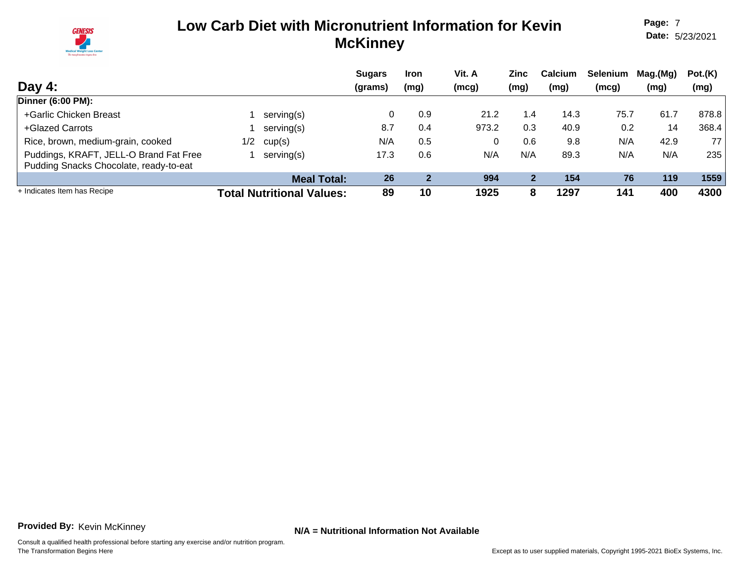# Low Carb Diet with Micronutrient Information for Kevin McKinney

**Page:** 7
**Date:** 5/23/2021

## Day 4:

| | | | Sugars (grams) | Iron (mg) | Vit. A (mcg) | Zinc (mg) | Calcium (mg) | Selenium (mcg) | Mag.(Mg) (mg) | Pot.(K) (mg) |
|---|---|---|---|---|---|---|---|---|---|---|
| **Dinner (6:00 PM):** | | | | | | | | | | |
| +Garlic Chicken Breast | 1 | serving(s) | 0 | 0.9 | 21.2 | 1.4 | 14.3 | 75.7 | 61.7 | 878.8 |
| +Glazed Carrots | 1 | serving(s) | 8.7 | 0.4 | 973.2 | 0.3 | 40.9 | 0.2 | 14 | 368.4 |
| Rice, brown, medium-grain, cooked | 1/2 | cup(s) | N/A | 0.5 | 0 | 0.6 | 9.8 | N/A | 42.9 | 77 |
| Puddings, KRAFT, JELL-O Brand Fat Free Pudding Snacks Chocolate, ready-to-eat | 1 | serving(s) | 17.3 | 0.6 | N/A | N/A | 89.3 | N/A | N/A | 235 |
| **Meal Total:** | | | **26** | **2** | **994** | **2** | **154** | **76** | **119** | **1559** |
| **Total Nutritional Values:** | | | **89** | **10** | **1925** | **8** | **1297** | **141** | **400** | **4300** |

+ Indicates Item has Recipe

**Provided By:** Kevin McKinney

**N/A = Nutritional Information Not Available**

Consult a qualified health professional before starting any exercise and/or nutrition program.
The Transformation Begins Here

Except as to user supplied materials, Copyright 1995-2021 BioEx Systems, Inc.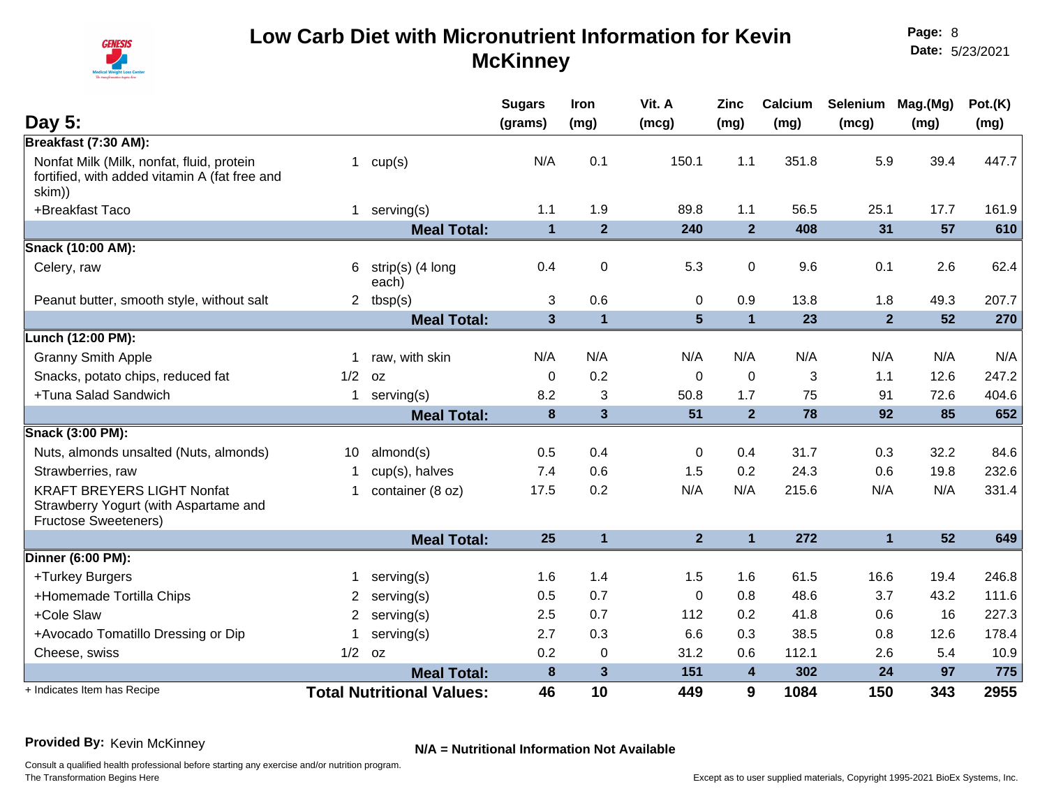# Low Carb Diet with Micronutrient Information for Kevin McKinney

**Page:** 8
**Date:** 5/23/2021

## Day 5:

| | Qty | Unit | Sugars (grams) | Iron (mg) | Vit. A (mcg) | Zinc (mg) | Calcium (mg) | Selenium (mcg) | Mag.(Mg) (mg) | Pot.(K) (mg) |
|---|---|---|---|---|---|---|---|---|---|---|
| **Breakfast (7:30 AM):** | | | | | | | | | | |
| Nonfat Milk (Milk, nonfat, fluid, protein fortified, with added vitamin A (fat free and skim)) | 1 | cup(s) | N/A | 0.1 | 150.1 | 1.1 | 351.8 | 5.9 | 39.4 | 447.7 |
| +Breakfast Taco | 1 | serving(s) | 1.1 | 1.9 | 89.8 | 1.1 | 56.5 | 25.1 | 17.7 | 161.9 |
| | | **Meal Total:** | **1** | **2** | **240** | **2** | **408** | **31** | **57** | **610** |
| **Snack (10:00 AM):** | | | | | | | | | | |
| Celery, raw | 6 | strip(s) (4 long each) | 0.4 | 0 | 5.3 | 0 | 9.6 | 0.1 | 2.6 | 62.4 |
| Peanut butter, smooth style, without salt | 2 | tbsp(s) | 3 | 0.6 | 0 | 0.9 | 13.8 | 1.8 | 49.3 | 207.7 |
| | | **Meal Total:** | **3** | **1** | **5** | **1** | **23** | **2** | **52** | **270** |
| **Lunch (12:00 PM):** | | | | | | | | | | |
| Granny Smith Apple | 1 | raw, with skin | N/A | N/A | N/A | N/A | N/A | N/A | N/A | N/A |
| Snacks, potato chips, reduced fat | 1/2 | oz | 0 | 0.2 | 0 | 0 | 3 | 1.1 | 12.6 | 247.2 |
| +Tuna Salad Sandwich | 1 | serving(s) | 8.2 | 3 | 50.8 | 1.7 | 75 | 91 | 72.6 | 404.6 |
| | | **Meal Total:** | **8** | **3** | **51** | **2** | **78** | **92** | **85** | **652** |
| **Snack (3:00 PM):** | | | | | | | | | | |
| Nuts, almonds unsalted (Nuts, almonds) | 10 | almond(s) | 0.5 | 0.4 | 0 | 0.4 | 31.7 | 0.3 | 32.2 | 84.6 |
| Strawberries, raw | 1 | cup(s), halves | 7.4 | 0.6 | 1.5 | 0.2 | 24.3 | 0.6 | 19.8 | 232.6 |
| KRAFT BREYERS LIGHT Nonfat Strawberry Yogurt (with Aspartame and Fructose Sweeteners) | 1 | container (8 oz) | 17.5 | 0.2 | N/A | N/A | 215.6 | N/A | N/A | 331.4 |
| | | **Meal Total:** | **25** | **1** | **2** | **1** | **272** | **1** | **52** | **649** |
| **Dinner (6:00 PM):** | | | | | | | | | | |
| +Turkey Burgers | 1 | serving(s) | 1.6 | 1.4 | 1.5 | 1.6 | 61.5 | 16.6 | 19.4 | 246.8 |
| +Homemade Tortilla Chips | 2 | serving(s) | 0.5 | 0.7 | 0 | 0.8 | 48.6 | 3.7 | 43.2 | 111.6 |
| +Cole Slaw | 2 | serving(s) | 2.5 | 0.7 | 112 | 0.2 | 41.8 | 0.6 | 16 | 227.3 |
| +Avocado Tomatillo Dressing or Dip | 1 | serving(s) | 2.7 | 0.3 | 6.6 | 0.3 | 38.5 | 0.8 | 12.6 | 178.4 |
| Cheese, swiss | 1/2 | oz | 0.2 | 0 | 31.2 | 0.6 | 112.1 | 2.6 | 5.4 | 10.9 |
| | | **Meal Total:** | **8** | **3** | **151** | **4** | **302** | **24** | **97** | **775** |
| + Indicates Item has Recipe | | **Total Nutritional Values:** | **46** | **10** | **449** | **9** | **1084** | **150** | **343** | **2955** |

**Provided By:** Kevin McKinney

**N/A = Nutritional Information Not Available**

Consult a qualified health professional before starting any exercise and/or nutrition program.
The Transformation Begins Here

Except as to user supplied materials, Copyright 1995-2021 BioEx Systems, Inc.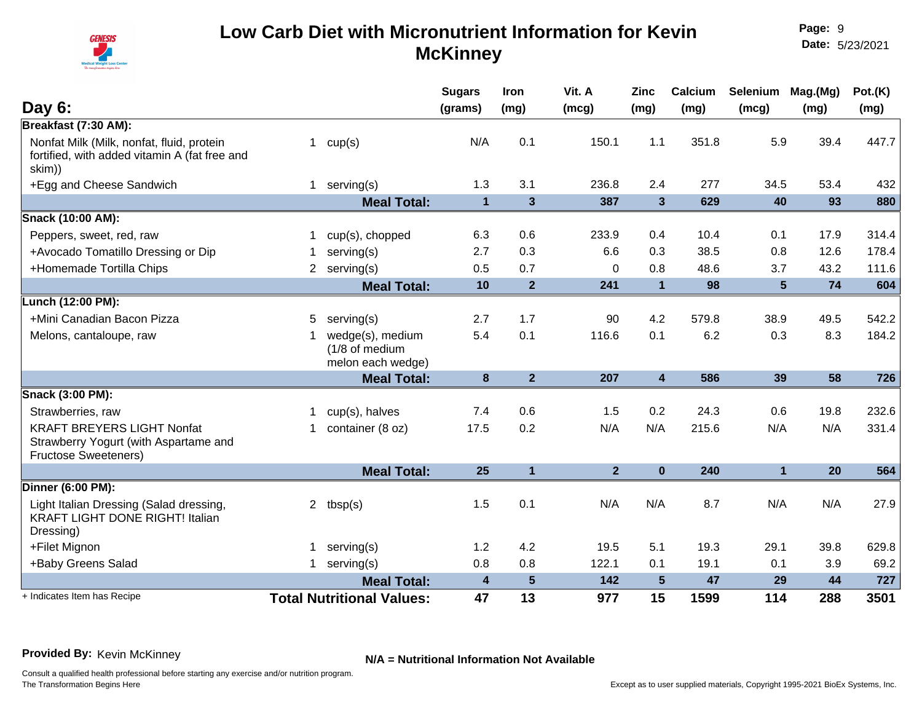# Low Carb Diet with Micronutrient Information for Kevin McKinney

## Day 6:

| | | Sugars (grams) | Iron (mg) | Vit. A (mcg) | Zinc (mg) | Calcium (mg) | Selenium (mcg) | Mag.(Mg) (mg) | Pot.(K) (mg) |
|---|---|---|---|---|---|---|---|---|---|
| **Breakfast (7:30 AM):** | | | | | | | | | |
| Nonfat Milk (Milk, nonfat, fluid, protein fortified, with added vitamin A (fat free and skim)) | 1 cup(s) | N/A | 0.1 | 150.1 | 1.1 | 351.8 | 5.9 | 39.4 | 447.7 |
| +Egg and Cheese Sandwich | 1 serving(s) | 1.3 | 3.1 | 236.8 | 2.4 | 277 | 34.5 | 53.4 | 432 |
| | **Meal Total:** | **1** | **3** | **387** | **3** | **629** | **40** | **93** | **880** |
| **Snack (10:00 AM):** | | | | | | | | | |
| Peppers, sweet, red, raw | 1 cup(s), chopped | 6.3 | 0.6 | 233.9 | 0.4 | 10.4 | 0.1 | 17.9 | 314.4 |
| +Avocado Tomatillo Dressing or Dip | 1 serving(s) | 2.7 | 0.3 | 6.6 | 0.3 | 38.5 | 0.8 | 12.6 | 178.4 |
| +Homemade Tortilla Chips | 2 serving(s) | 0.5 | 0.7 | 0 | 0.8 | 48.6 | 3.7 | 43.2 | 111.6 |
| | **Meal Total:** | **10** | **2** | **241** | **1** | **98** | **5** | **74** | **604** |
| **Lunch (12:00 PM):** | | | | | | | | | |
| +Mini Canadian Bacon Pizza | 5 serving(s) | 2.7 | 1.7 | 90 | 4.2 | 579.8 | 38.9 | 49.5 | 542.2 |
| Melons, cantaloupe, raw | 1 wedge(s), medium (1/8 of medium melon each wedge) | 5.4 | 0.1 | 116.6 | 0.1 | 6.2 | 0.3 | 8.3 | 184.2 |
| | **Meal Total:** | **8** | **2** | **207** | **4** | **586** | **39** | **58** | **726** |
| **Snack (3:00 PM):** | | | | | | | | | |
| Strawberries, raw | 1 cup(s), halves | 7.4 | 0.6 | 1.5 | 0.2 | 24.3 | 0.6 | 19.8 | 232.6 |
| KRAFT BREYERS LIGHT Nonfat Strawberry Yogurt (with Aspartame and Fructose Sweeteners) | 1 container (8 oz) | 17.5 | 0.2 | N/A | N/A | 215.6 | N/A | N/A | 331.4 |
| | **Meal Total:** | **25** | **1** | **2** | **0** | **240** | **1** | **20** | **564** |
| **Dinner (6:00 PM):** | | | | | | | | | |
| Light Italian Dressing (Salad dressing, KRAFT LIGHT DONE RIGHT! Italian Dressing) | 2 tbsp(s) | 1.5 | 0.1 | N/A | N/A | 8.7 | N/A | N/A | 27.9 |
| +Filet Mignon | 1 serving(s) | 1.2 | 4.2 | 19.5 | 5.1 | 19.3 | 29.1 | 39.8 | 629.8 |
| +Baby Greens Salad | 1 serving(s) | 0.8 | 0.8 | 122.1 | 0.1 | 19.1 | 0.1 | 3.9 | 69.2 |
| | **Meal Total:** | **4** | **5** | **142** | **5** | **47** | **29** | **44** | **727** |
| + Indicates Item has Recipe | **Total Nutritional Values:** | **47** | **13** | **977** | **15** | **1599** | **114** | **288** | **3501** |

**Provided By:** Kevin McKinney

**N/A = Nutritional Information Not Available**

Consult a qualified health professional before starting any exercise and/or nutrition program.
The Transformation Begins Here

Except as to user supplied materials, Copyright 1995-2021 BioEx Systems, Inc.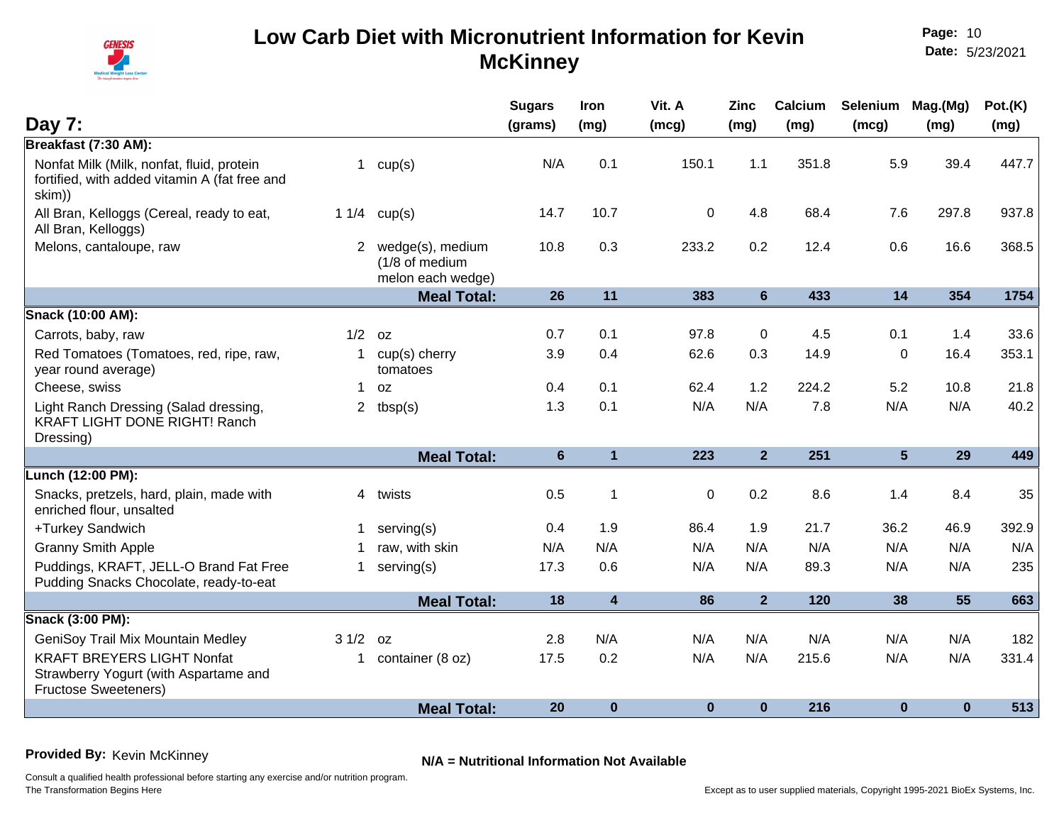# Low Carb Diet with Micronutrient Information for Kevin McKinney

**Page:** 10
**Date:** 5/23/2021

## Day 7:

| | Amount | Unit | Sugars (grams) | Iron (mg) | Vit. A (mcg) | Zinc (mg) | Calcium (mg) | Selenium (mcg) | Mag.(Mg) (mg) | Pot.(K) (mg) |
|---|---|---|---|---|---|---|---|---|---|---|
| **Breakfast (7:30 AM):** | | | | | | | | | | |
| Nonfat Milk (Milk, nonfat, fluid, protein fortified, with added vitamin A (fat free and skim)) | 1 | cup(s) | N/A | 0.1 | 150.1 | 1.1 | 351.8 | 5.9 | 39.4 | 447.7 |
| All Bran, Kelloggs (Cereal, ready to eat, All Bran, Kelloggs) | 1 1/4 | cup(s) | 14.7 | 10.7 | 0 | 4.8 | 68.4 | 7.6 | 297.8 | 937.8 |
| Melons, cantaloupe, raw | 2 | wedge(s), medium (1/8 of medium melon each wedge) | 10.8 | 0.3 | 233.2 | 0.2 | 12.4 | 0.6 | 16.6 | 368.5 |
| | | **Meal Total:** | **26** | **11** | **383** | **6** | **433** | **14** | **354** | **1754** |
| **Snack (10:00 AM):** | | | | | | | | | | |
| Carrots, baby, raw | 1/2 | oz | 0.7 | 0.1 | 97.8 | 0 | 4.5 | 0.1 | 1.4 | 33.6 |
| Red Tomatoes (Tomatoes, red, ripe, raw, year round average) | 1 | cup(s) cherry tomatoes | 3.9 | 0.4 | 62.6 | 0.3 | 14.9 | 0 | 16.4 | 353.1 |
| Cheese, swiss | 1 | oz | 0.4 | 0.1 | 62.4 | 1.2 | 224.2 | 5.2 | 10.8 | 21.8 |
| Light Ranch Dressing (Salad dressing, KRAFT LIGHT DONE RIGHT! Ranch Dressing) | 2 | tbsp(s) | 1.3 | 0.1 | N/A | N/A | 7.8 | N/A | N/A | 40.2 |
| | | **Meal Total:** | **6** | **1** | **223** | **2** | **251** | **5** | **29** | **449** |
| **Lunch (12:00 PM):** | | | | | | | | | | |
| Snacks, pretzels, hard, plain, made with enriched flour, unsalted | 4 | twists | 0.5 | 1 | 0 | 0.2 | 8.6 | 1.4 | 8.4 | 35 |
| +Turkey Sandwich | 1 | serving(s) | 0.4 | 1.9 | 86.4 | 1.9 | 21.7 | 36.2 | 46.9 | 392.9 |
| Granny Smith Apple | 1 | raw, with skin | N/A | N/A | N/A | N/A | N/A | N/A | N/A | N/A |
| Puddings, KRAFT, JELL-O Brand Fat Free Pudding Snacks Chocolate, ready-to-eat | 1 | serving(s) | 17.3 | 0.6 | N/A | N/A | 89.3 | N/A | N/A | 235 |
| | | **Meal Total:** | **18** | **4** | **86** | **2** | **120** | **38** | **55** | **663** |
| **Snack (3:00 PM):** | | | | | | | | | | |
| GeniSoy Trail Mix Mountain Medley | 3 1/2 | oz | 2.8 | N/A | N/A | N/A | N/A | N/A | N/A | 182 |
| KRAFT BREYERS LIGHT Nonfat Strawberry Yogurt (with Aspartame and Fructose Sweeteners) | 1 | container (8 oz) | 17.5 | 0.2 | N/A | N/A | 215.6 | N/A | N/A | 331.4 |
| | | **Meal Total:** | **20** | **0** | **0** | **0** | **216** | **0** | **0** | **513** |

**Provided By:** Kevin McKinney

**N/A = Nutritional Information Not Available**

Consult a qualified health professional before starting any exercise and/or nutrition program.
The Transformation Begins Here

Except as to user supplied materials, Copyright 1995-2021 BioEx Systems, Inc.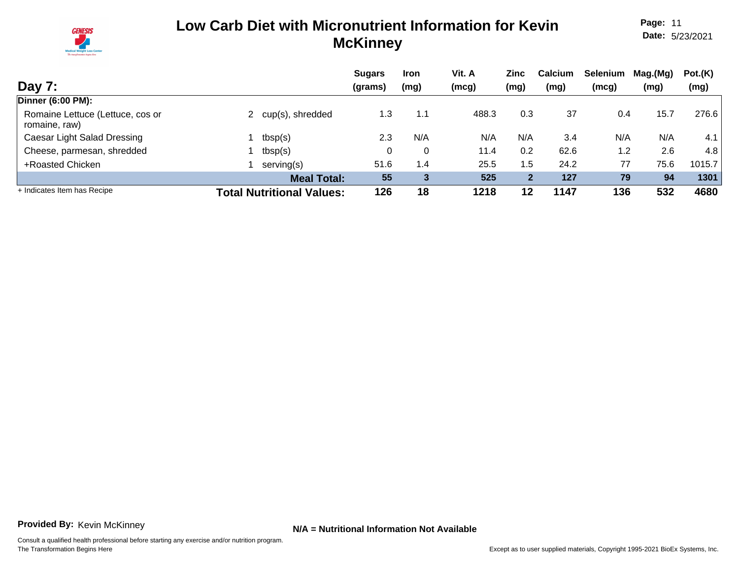# Low Carb Diet with Micronutrient Information for Kevin McKinney

## Day 7:

| | | | Sugars (grams) | Iron (mg) | Vit. A (mcg) | Zinc (mg) | Calcium (mg) | Selenium (mcg) | Mag.(Mg) (mg) | Pot.(K) (mg) |
|---|---|---|---|---|---|---|---|---|---|---|
| **Dinner (6:00 PM):** | | | | | | | | | | |
| Romaine Lettuce (Lettuce, cos or romaine, raw) | 2 | cup(s), shredded | 1.3 | 1.1 | 488.3 | 0.3 | 37 | 0.4 | 15.7 | 276.6 |
| Caesar Light Salad Dressing | 1 | tbsp(s) | 2.3 | N/A | N/A | N/A | 3.4 | N/A | N/A | 4.1 |
| Cheese, parmesan, shredded | 1 | tbsp(s) | 0 | 0 | 11.4 | 0.2 | 62.6 | 1.2 | 2.6 | 4.8 |
| +Roasted Chicken | 1 | serving(s) | 51.6 | 1.4 | 25.5 | 1.5 | 24.2 | 77 | 75.6 | 1015.7 |
| | | **Meal Total:** | **55** | **3** | **525** | **2** | **127** | **79** | **94** | **1301** |
| | | **Total Nutritional Values:** | **126** | **18** | **1218** | **12** | **1147** | **136** | **532** | **4680** |

+ Indicates Item has Recipe

**Provided By:** Kevin McKinney

**N/A = Nutritional Information Not Available**

Consult a qualified health professional before starting any exercise and/or nutrition program.
The Transformation Begins Here

Except as to user supplied materials, Copyright 1995-2021 BioEx Systems, Inc.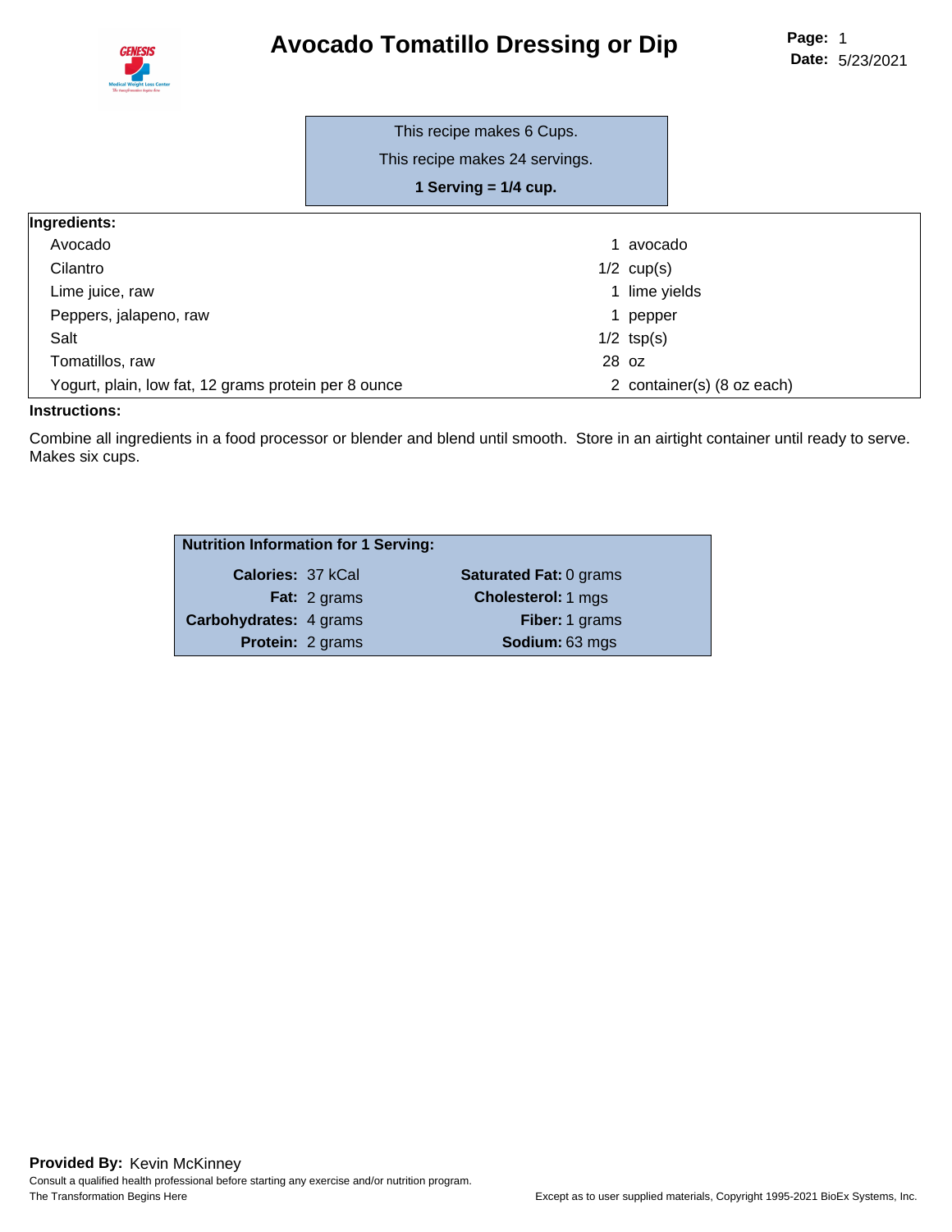# Avocado Tomatillo Dressing or Dip

This recipe makes 6 Cups.

This recipe makes 24 servings.

**1 Serving = 1/4 cup.**

**Ingredients:**

| Ingredient | Amount |
|---|---|
| Avocado | 1 avocado |
| Cilantro | 1/2 cup(s) |
| Lime juice, raw | 1 lime yields |
| Peppers, jalapeno, raw | 1 pepper |
| Salt | 1/2 tsp(s) |
| Tomatillos, raw | 28 oz |
| Yogurt, plain, low fat, 12 grams protein per 8 ounce | 2 container(s) (8 oz each) |

**Instructions:**

Combine all ingredients in a food processor or blender and blend until smooth. Store in an airtight container until ready to serve. Makes six cups.

**Nutrition Information for 1 Serving:**

| | | | |
|---|---|---|---|
| **Calories:** | 37 kCal | **Saturated Fat:** | 0 grams |
| **Fat:** | 2 grams | **Cholesterol:** | 1 mgs |
| **Carbohydrates:** | 4 grams | **Fiber:** | 1 grams |
| **Protein:** | 2 grams | **Sodium:** | 63 mgs |

**Provided By:** Kevin McKinney

Consult a qualified health professional before starting any exercise and/or nutrition program.

The Transformation Begins Here

Except as to user supplied materials, Copyright 1995-2021 BioEx Systems, Inc.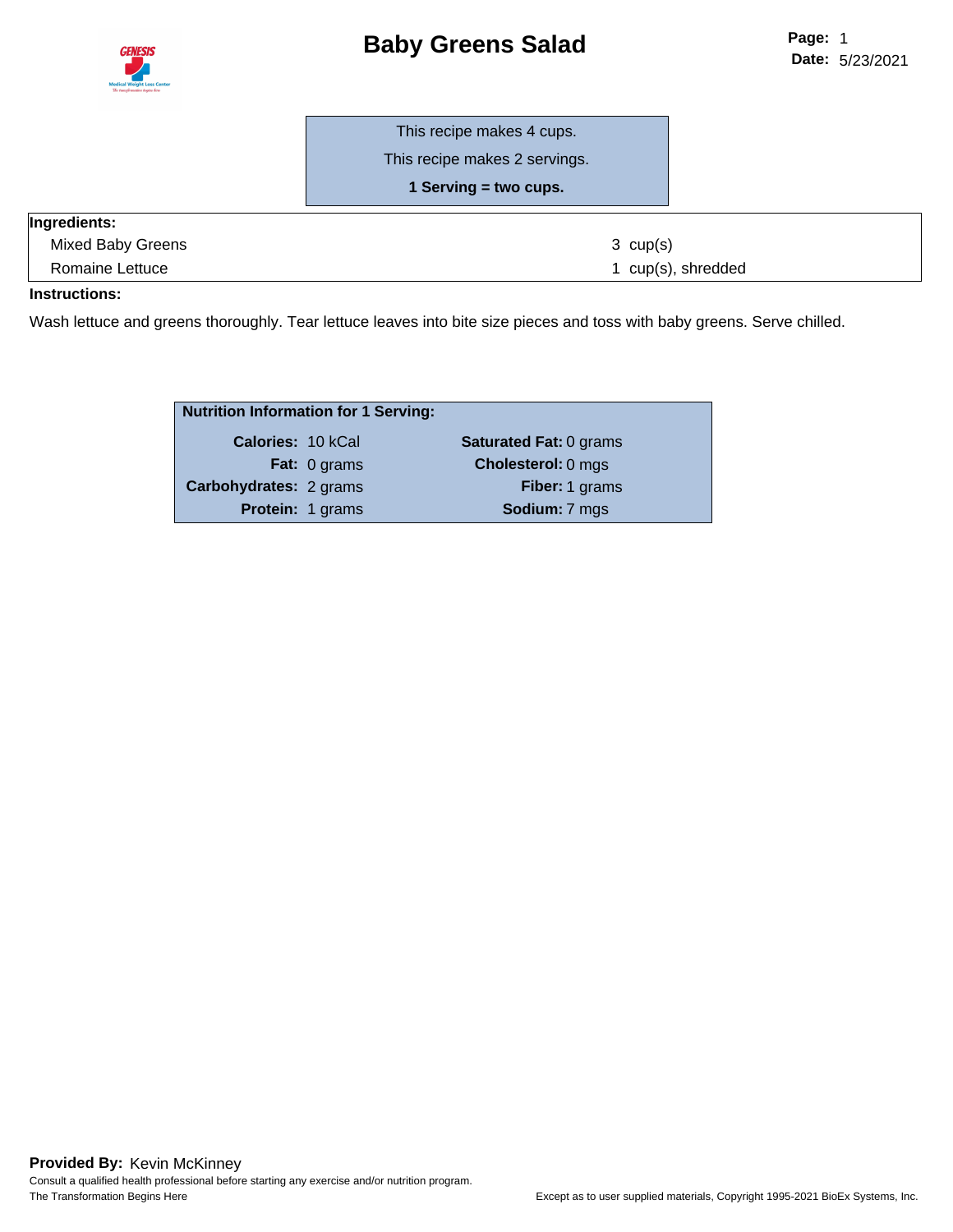# Baby Greens Salad

This recipe makes 4 cups.

This recipe makes 2 servings.

**1 Serving = two cups.**

**Ingredients:**

| Ingredient | Amount |
| --- | --- |
| Mixed Baby Greens | 3 cup(s) |
| Romaine Lettuce | 1 cup(s), shredded |

**Instructions:**

Wash lettuce and greens thoroughly. Tear lettuce leaves into bite size pieces and toss with baby greens. Serve chilled.

**Nutrition Information for 1 Serving:**

| | | | |
| --- | --- | --- | --- |
| **Calories:** | 10 kCal | **Saturated Fat:** | 0 grams |
| **Fat:** | 0 grams | **Cholesterol:** | 0 mgs |
| **Carbohydrates:** | 2 grams | **Fiber:** | 1 grams |
| **Protein:** | 1 grams | **Sodium:** | 7 mgs |

**Provided By:** Kevin McKinney

Consult a qualified health professional before starting any exercise and/or nutrition program.

The Transformation Begins Here

Except as to user supplied materials, Copyright 1995-2021 BioEx Systems, Inc.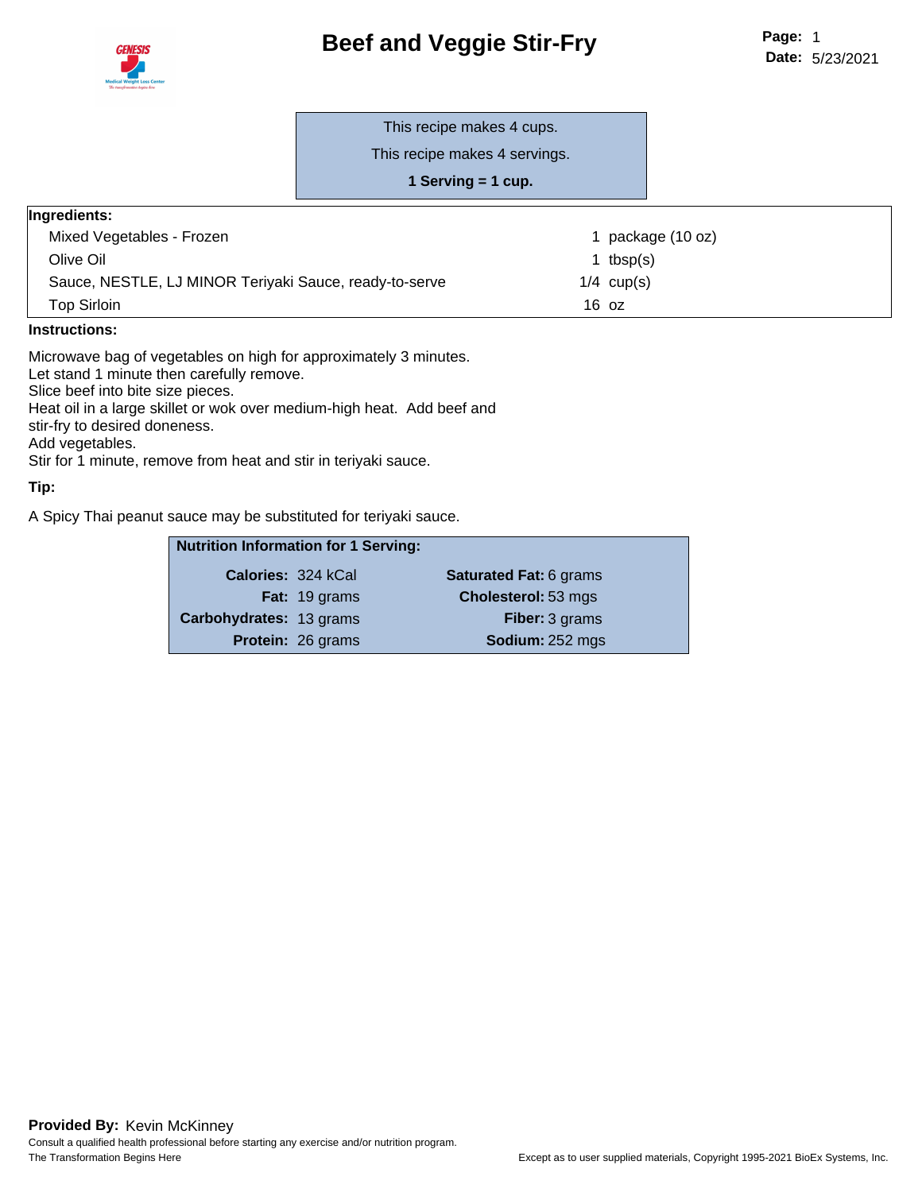# Beef and Veggie Stir-Fry

This recipe makes 4 cups.

This recipe makes 4 servings.

**1 Serving = 1 cup.**

**Ingredients:**

| Ingredient | Amount |
|---|---|
| Mixed Vegetables - Frozen | 1 package (10 oz) |
| Olive Oil | 1 tbsp(s) |
| Sauce, NESTLE, LJ MINOR Teriyaki Sauce, ready-to-serve | 1/4 cup(s) |
| Top Sirloin | 16 oz |

**Instructions:**

Microwave bag of vegetables on high for approximately 3 minutes.
Let stand 1 minute then carefully remove.
Slice beef into bite size pieces.
Heat oil in a large skillet or wok over medium-high heat. Add beef and stir-fry to desired doneness.
Add vegetables.
Stir for 1 minute, remove from heat and stir in teriyaki sauce.

**Tip:**

A Spicy Thai peanut sauce may be substituted for teriyaki sauce.

**Nutrition Information for 1 Serving:**

| | | | |
|---|---|---|---|
| **Calories:** | 324 kCal | **Saturated Fat:** | 6 grams |
| **Fat:** | 19 grams | **Cholesterol:** | 53 mgs |
| **Carbohydrates:** | 13 grams | **Fiber:** | 3 grams |
| **Protein:** | 26 grams | **Sodium:** | 252 mgs |

**Provided By:** Kevin McKinney

Consult a qualified health professional before starting any exercise and/or nutrition program.

The Transformation Begins Here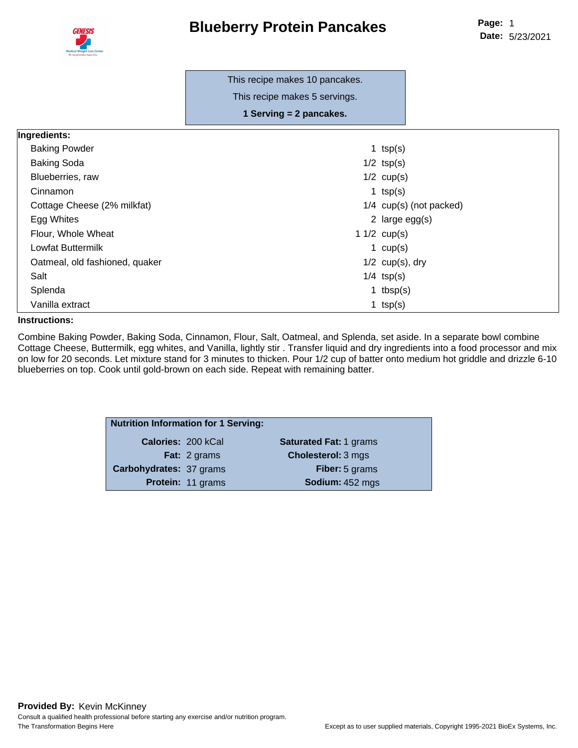# Blueberry Protein Pancakes

This recipe makes 10 pancakes.

This recipe makes 5 servings.

**1 Serving = 2 pancakes.**

| Ingredients: | |
|---|---|
| Baking Powder | 1 tsp(s) |
| Baking Soda | 1/2 tsp(s) |
| Blueberries, raw | 1/2 cup(s) |
| Cinnamon | 1 tsp(s) |
| Cottage Cheese (2% milkfat) | 1/4 cup(s) (not packed) |
| Egg Whites | 2 large egg(s) |
| Flour, Whole Wheat | 1 1/2 cup(s) |
| Lowfat Buttermilk | 1 cup(s) |
| Oatmeal, old fashioned, quaker | 1/2 cup(s), dry |
| Salt | 1/4 tsp(s) |
| Splenda | 1 tbsp(s) |
| Vanilla extract | 1 tsp(s) |

**Instructions:**

Combine Baking Powder, Baking Soda, Cinnamon, Flour, Salt, Oatmeal, and Splenda, set aside. In a separate bowl combine Cottage Cheese, Buttermilk, egg whites, and Vanilla, lightly stir . Transfer liquid and dry ingredients into a food processor and mix on low for 20 seconds. Let mixture stand for 3 minutes to thicken. Pour 1/2 cup of batter onto medium hot griddle and drizzle 6-10 blueberries on top. Cook until gold-brown on each side. Repeat with remaining batter.

**Nutrition Information for 1 Serving:**

| | | | |
|---|---|---|---|
| **Calories:** | 200 kCal | **Saturated Fat:** | 1 grams |
| **Fat:** | 2 grams | **Cholesterol:** | 3 mgs |
| **Carbohydrates:** | 37 grams | **Fiber:** | 5 grams |
| **Protein:** | 11 grams | **Sodium:** | 452 mgs |

**Provided By:** Kevin McKinney

Consult a qualified health professional before starting any exercise and/or nutrition program.

The Transformation Begins Here

Except as to user supplied materials, Copyright 1995-2021 BioEx Systems, Inc.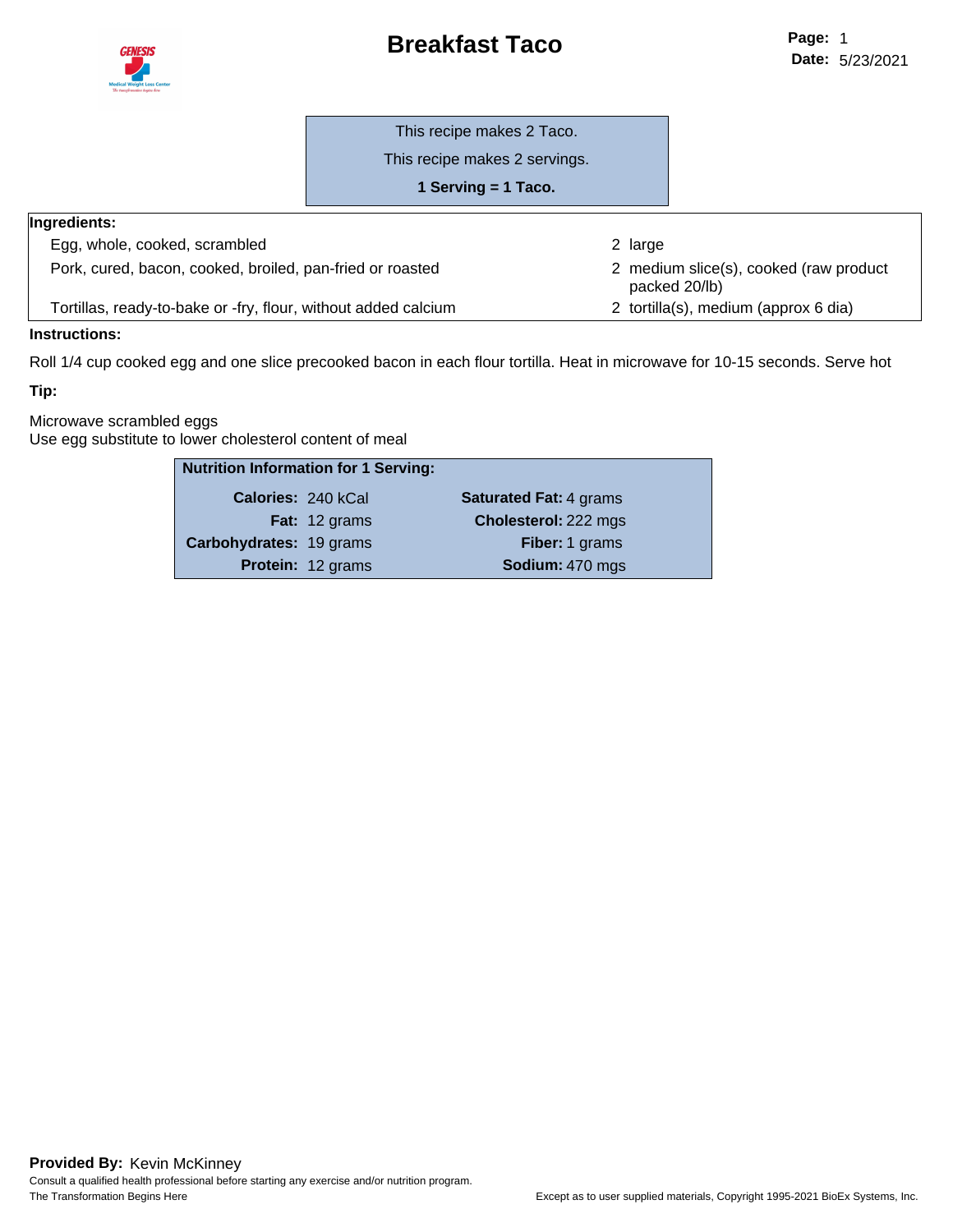# Breakfast Taco

Page: 1
Date: 5/23/2021

This recipe makes 2 Taco.

This recipe makes 2 servings.

**1 Serving = 1 Taco.**

**Ingredients:**

| Ingredient | Amount |
|---|---|
| Egg, whole, cooked, scrambled | 2 large |
| Pork, cured, bacon, cooked, broiled, pan-fried or roasted | 2 medium slice(s), cooked (raw product packed 20/lb) |
| Tortillas, ready-to-bake or -fry, flour, without added calcium | 2 tortilla(s), medium (approx 6 dia) |

**Instructions:**

Roll 1/4 cup cooked egg and one slice precooked bacon in each flour tortilla. Heat in microwave for 10-15 seconds. Serve hot

**Tip:**

Microwave scrambled eggs
Use egg substitute to lower cholesterol content of meal

| **Nutrition Information for 1 Serving:** | | | |
|---|---|---|---|
| **Calories:** | 240 kCal | **Saturated Fat:** | 4 grams |
| **Fat:** | 12 grams | **Cholesterol:** | 222 mgs |
| **Carbohydrates:** | 19 grams | **Fiber:** | 1 grams |
| **Protein:** | 12 grams | **Sodium:** | 470 mgs |

**Provided By:** Kevin McKinney
Consult a qualified health professional before starting any exercise and/or nutrition program.
The Transformation Begins Here

Except as to user supplied materials, Copyright 1995-2021 BioEx Systems, Inc.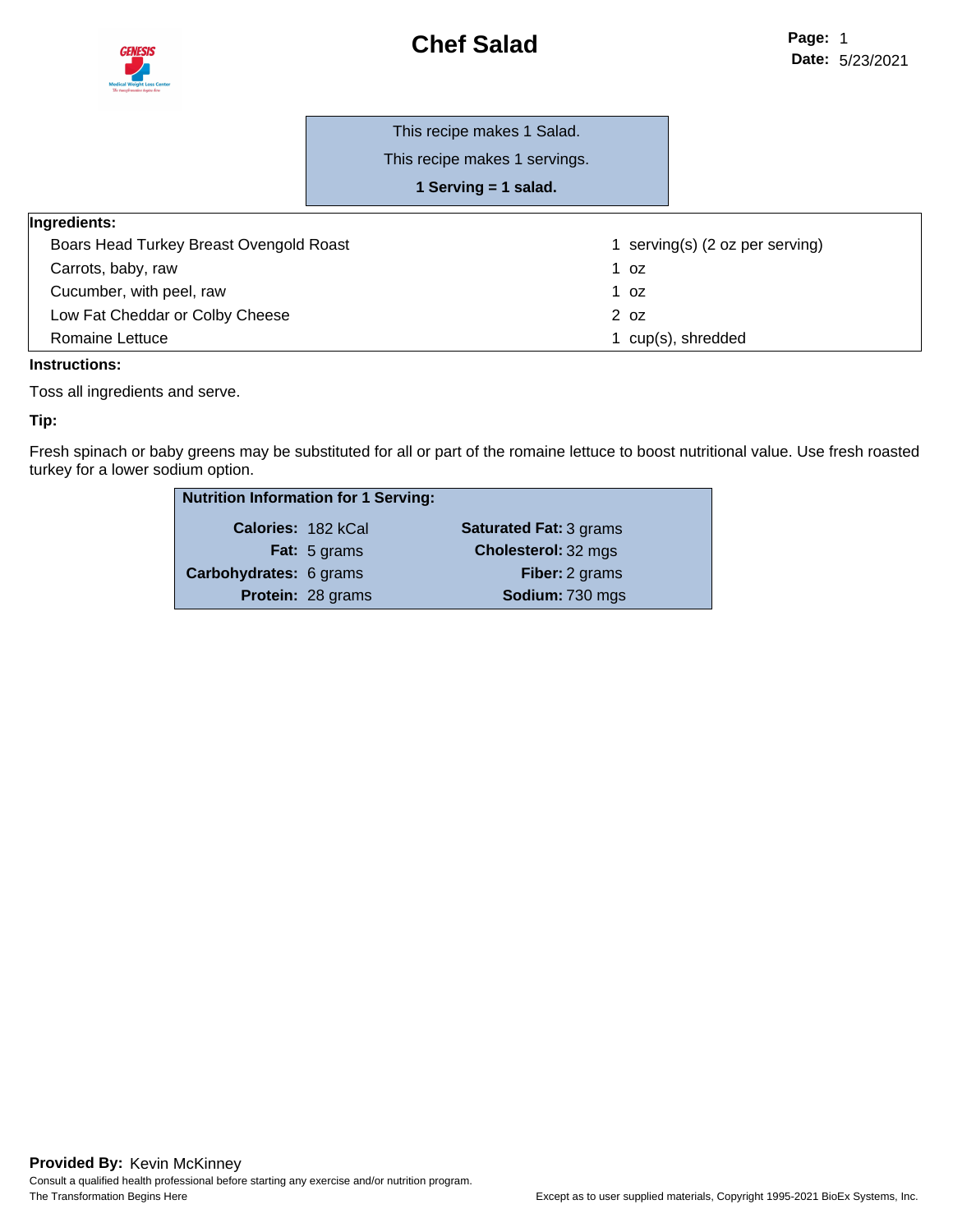# Chef Salad

This recipe makes 1 Salad.

This recipe makes 1 servings.

**1 Serving = 1 salad.**

| Ingredients: | |
|---|---|
| Boars Head Turkey Breast Ovengold Roast | 1 serving(s) (2 oz per serving) |
| Carrots, baby, raw | 1 oz |
| Cucumber, with peel, raw | 1 oz |
| Low Fat Cheddar or Colby Cheese | 2 oz |
| Romaine Lettuce | 1 cup(s), shredded |

**Instructions:**

Toss all ingredients and serve.

**Tip:**

Fresh spinach or baby greens may be substituted for all or part of the romaine lettuce to boost nutritional value. Use fresh roasted turkey for a lower sodium option.

| Nutrition Information for 1 Serving: | | | |
|---|---|---|---|
| **Calories:** | 182 kCal | **Saturated Fat:** | 3 grams |
| **Fat:** | 5 grams | **Cholesterol:** | 32 mgs |
| **Carbohydrates:** | 6 grams | **Fiber:** | 2 grams |
| **Protein:** | 28 grams | **Sodium:** | 730 mgs |

**Provided By:** Kevin McKinney

Consult a qualified health professional before starting any exercise and/or nutrition program.

The Transformation Begins Here

Except as to user supplied materials, Copyright 1995-2021 BioEx Systems, Inc.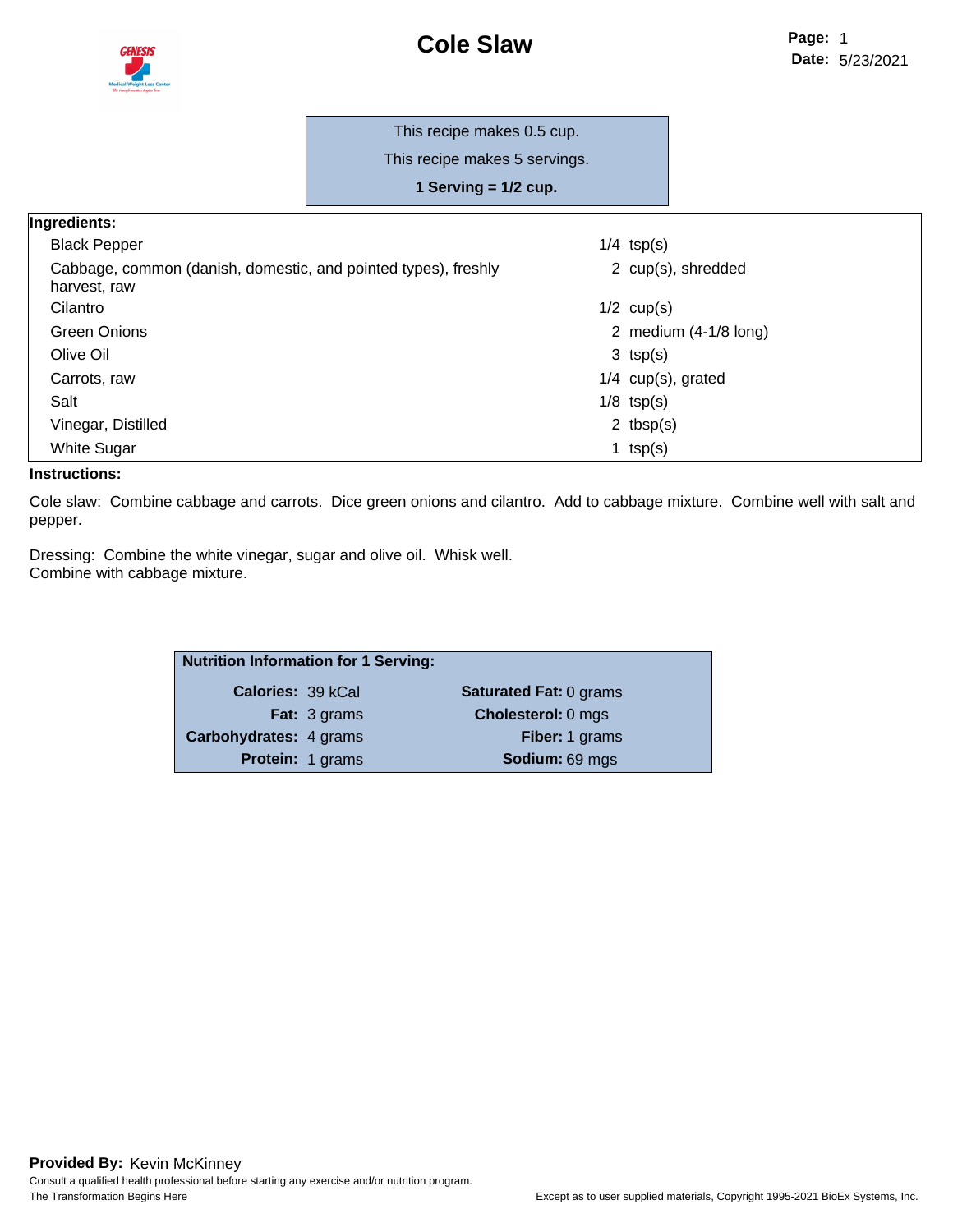# Cole Slaw

This recipe makes 0.5 cup.

This recipe makes 5 servings.

**1 Serving = 1/2 cup.**

**Ingredients:**

| Ingredient | Amount |
|---|---|
| Black Pepper | 1/4 tsp(s) |
| Cabbage, common (danish, domestic, and pointed types), freshly harvest, raw | 2 cup(s), shredded |
| Cilantro | 1/2 cup(s) |
| Green Onions | 2 medium (4-1/8 long) |
| Olive Oil | 3 tsp(s) |
| Carrots, raw | 1/4 cup(s), grated |
| Salt | 1/8 tsp(s) |
| Vinegar, Distilled | 2 tbsp(s) |
| White Sugar | 1 tsp(s) |

**Instructions:**

Cole slaw: Combine cabbage and carrots. Dice green onions and cilantro. Add to cabbage mixture. Combine well with salt and pepper.

Dressing: Combine the white vinegar, sugar and olive oil. Whisk well.
Combine with cabbage mixture.

**Nutrition Information for 1 Serving:**

| | | | |
|---|---|---|---|
| **Calories:** | 39 kCal | **Saturated Fat:** | 0 grams |
| **Fat:** | 3 grams | **Cholesterol:** | 0 mgs |
| **Carbohydrates:** | 4 grams | **Fiber:** | 1 grams |
| **Protein:** | 1 grams | **Sodium:** | 69 mgs |

**Provided By:** Kevin McKinney

Consult a qualified health professional before starting any exercise and/or nutrition program.

The Transformation Begins Here

Except as to user supplied materials, Copyright 1995-2021 BioEx Systems, Inc.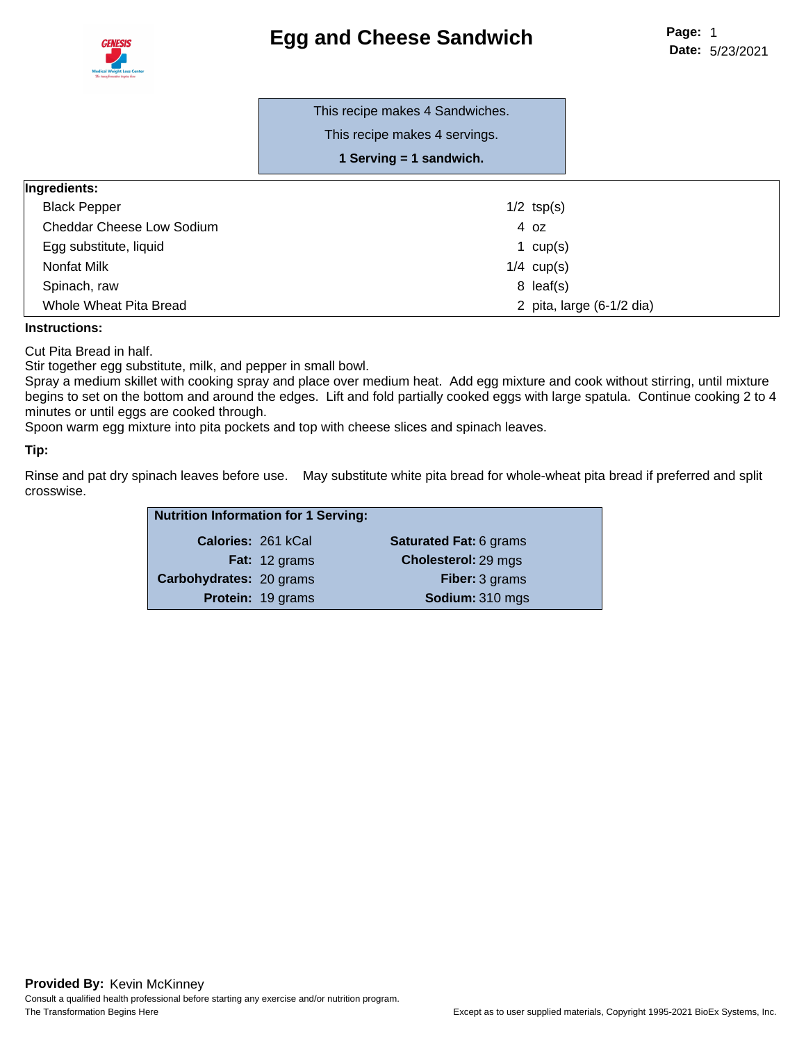# Egg and Cheese Sandwich

This recipe makes 4 Sandwiches.

This recipe makes 4 servings.

**1 Serving = 1 sandwich.**

| **Ingredients:** | |
|---|---|
| Black Pepper | 1/2 tsp(s) |
| Cheddar Cheese Low Sodium | 4 oz |
| Egg substitute, liquid | 1 cup(s) |
| Nonfat Milk | 1/4 cup(s) |
| Spinach, raw | 8 leaf(s) |
| Whole Wheat Pita Bread | 2 pita, large (6-1/2 dia) |

**Instructions:**

Cut Pita Bread in half.
Stir together egg substitute, milk, and pepper in small bowl.
Spray a medium skillet with cooking spray and place over medium heat. Add egg mixture and cook without stirring, until mixture begins to set on the bottom and around the edges. Lift and fold partially cooked eggs with large spatula. Continue cooking 2 to 4 minutes or until eggs are cooked through.
Spoon warm egg mixture into pita pockets and top with cheese slices and spinach leaves.

**Tip:**

Rinse and pat dry spinach leaves before use. May substitute white pita bread for whole-wheat pita bread if preferred and split crosswise.

| **Nutrition Information for 1 Serving:** | | | |
|---|---|---|---|
| **Calories:** | 261 kCal | **Saturated Fat:** | 6 grams |
| **Fat:** | 12 grams | **Cholesterol:** | 29 mgs |
| **Carbohydrates:** | 20 grams | **Fiber:** | 3 grams |
| **Protein:** | 19 grams | **Sodium:** | 310 mgs |

**Provided By:** Kevin McKinney
Consult a qualified health professional before starting any exercise and/or nutrition program.
The Transformation Begins Here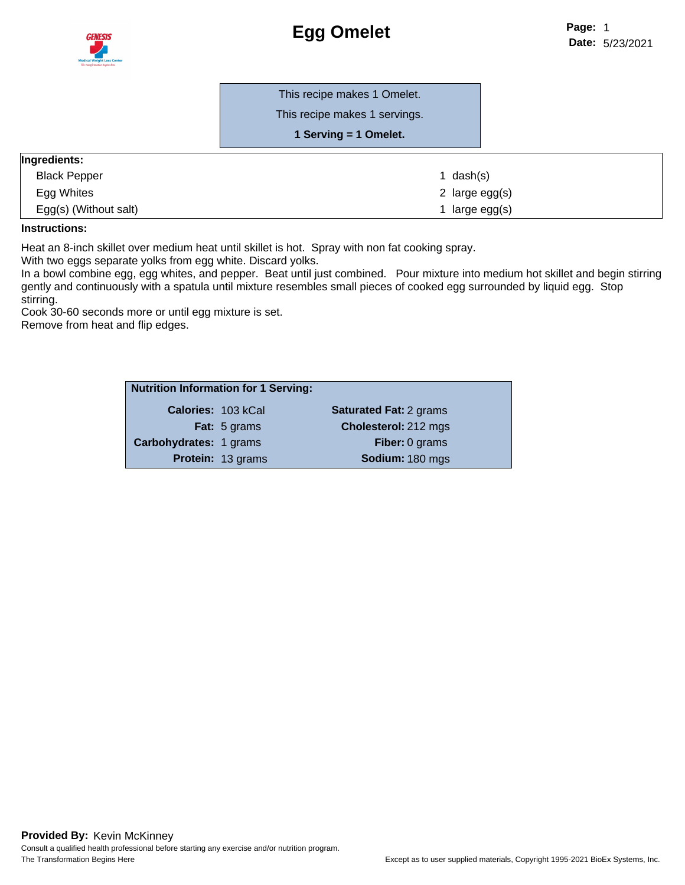# Egg Omelet

Page: 1
Date: 5/23/2021

This recipe makes 1 Omelet.

This recipe makes 1 servings.

**1 Serving = 1 Omelet.**

| **Ingredients:** | |
|---|---|
| Black Pepper | 1 dash(s) |
| Egg Whites | 2 large egg(s) |
| Egg(s) (Without salt) | 1 large egg(s) |

**Instructions:**

Heat an 8-inch skillet over medium heat until skillet is hot. Spray with non fat cooking spray.
With two eggs separate yolks from egg white. Discard yolks.
In a bowl combine egg, egg whites, and pepper. Beat until just combined. Pour mixture into medium hot skillet and begin stirring gently and continuously with a spatula until mixture resembles small pieces of cooked egg surrounded by liquid egg. Stop stirring.
Cook 30-60 seconds more or until egg mixture is set.
Remove from heat and flip edges.

| **Nutrition Information for 1 Serving:** | | | |
|---|---|---|---|
| **Calories:** | 103 kCal | **Saturated Fat:** | 2 grams |
| **Fat:** | 5 grams | **Cholesterol:** | 212 mgs |
| **Carbohydrates:** | 1 grams | **Fiber:** | 0 grams |
| **Protein:** | 13 grams | **Sodium:** | 180 mgs |

**Provided By:** Kevin McKinney
Consult a qualified health professional before starting any exercise and/or nutrition program.
The Transformation Begins Here

Except as to user supplied materials, Copyright 1995-2021 BioEx Systems, Inc.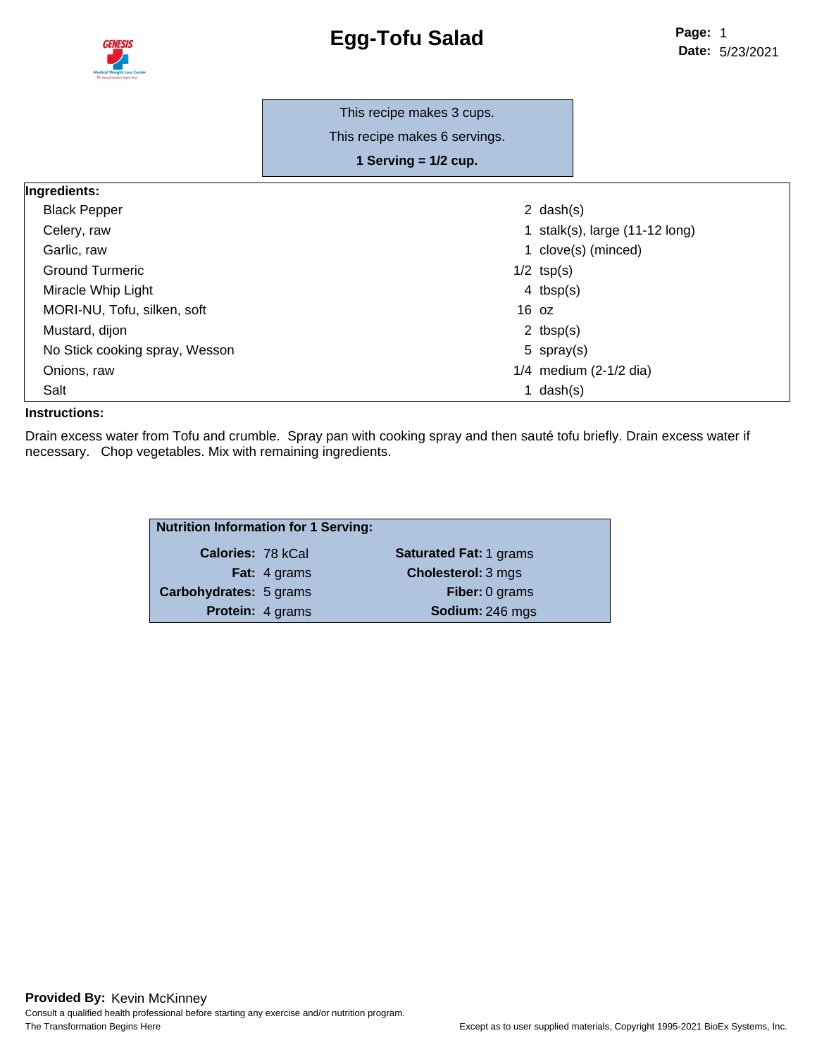# Egg-Tofu Salad

This recipe makes 3 cups.

This recipe makes 6 servings.

**1 Serving = 1/2 cup.**

**Ingredients:**

| Ingredient | Amount |
|---|---|
| Black Pepper | 2 dash(s) |
| Celery, raw | 1 stalk(s), large (11-12 long) |
| Garlic, raw | 1 clove(s) (minced) |
| Ground Turmeric | 1/2 tsp(s) |
| Miracle Whip Light | 4 tbsp(s) |
| MORI-NU, Tofu, silken, soft | 16 oz |
| Mustard, dijon | 2 tbsp(s) |
| No Stick cooking spray, Wesson | 5 spray(s) |
| Onions, raw | 1/4 medium (2-1/2 dia) |
| Salt | 1 dash(s) |

**Instructions:**

Drain excess water from Tofu and crumble. Spray pan with cooking spray and then sauté tofu briefly. Drain excess water if necessary. Chop vegetables. Mix with remaining ingredients.

**Nutrition Information for 1 Serving:**

| | | | |
|---|---|---|---|
| **Calories:** | 78 kCal | **Saturated Fat:** | 1 grams |
| **Fat:** | 4 grams | **Cholesterol:** | 3 mgs |
| **Carbohydrates:** | 5 grams | **Fiber:** | 0 grams |
| **Protein:** | 4 grams | **Sodium:** | 246 mgs |

**Provided By:** Kevin McKinney

Consult a qualified health professional before starting any exercise and/or nutrition program.

The Transformation Begins Here

Except as to user supplied materials, Copyright 1995-2021 BioEx Systems, Inc.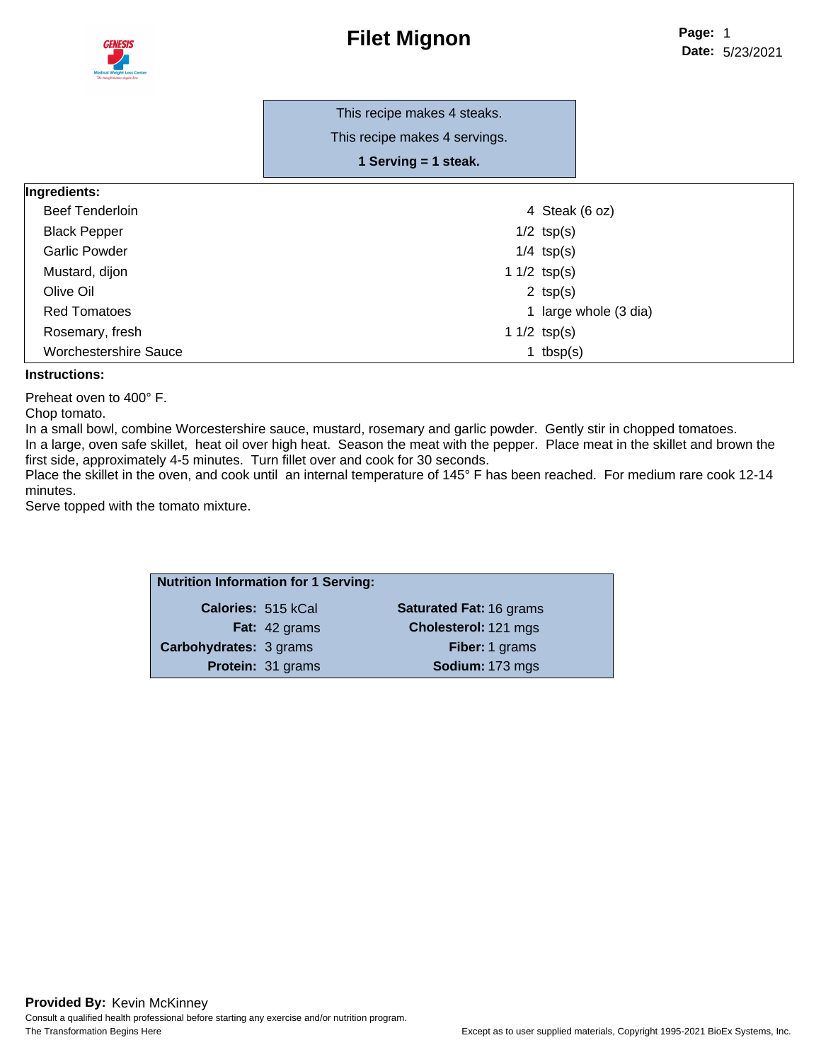# Filet Mignon

This recipe makes 4 steaks.

This recipe makes 4 servings.

**1 Serving = 1 steak.**

**Ingredients:**

| Ingredient | Amount |
|---|---|
| Beef Tenderloin | 4 Steak (6 oz) |
| Black Pepper | 1/2 tsp(s) |
| Garlic Powder | 1/4 tsp(s) |
| Mustard, dijon | 1 1/2 tsp(s) |
| Olive Oil | 2 tsp(s) |
| Red Tomatoes | 1 large whole (3 dia) |
| Rosemary, fresh | 1 1/2 tsp(s) |
| Worchestershire Sauce | 1 tbsp(s) |

**Instructions:**

Preheat oven to 400° F.
Chop tomato.
In a small bowl, combine Worcestershire sauce, mustard, rosemary and garlic powder. Gently stir in chopped tomatoes.
In a large, oven safe skillet, heat oil over high heat. Season the meat with the pepper. Place meat in the skillet and brown the first side, approximately 4-5 minutes. Turn fillet over and cook for 30 seconds.
Place the skillet in the oven, and cook until an internal temperature of 145° F has been reached. For medium rare cook 12-14 minutes.
Serve topped with the tomato mixture.

**Nutrition Information for 1 Serving:**

| | | | |
|---|---|---|---|
| **Calories:** | 515 kCal | **Saturated Fat:** | 16 grams |
| **Fat:** | 42 grams | **Cholesterol:** | 121 mgs |
| **Carbohydrates:** | 3 grams | **Fiber:** | 1 grams |
| **Protein:** | 31 grams | **Sodium:** | 173 mgs |

**Provided By:** Kevin McKinney

Consult a qualified health professional before starting any exercise and/or nutrition program.

The Transformation Begins Here

Except as to user supplied materials, Copyright 1995-2021 BioEx Systems, Inc.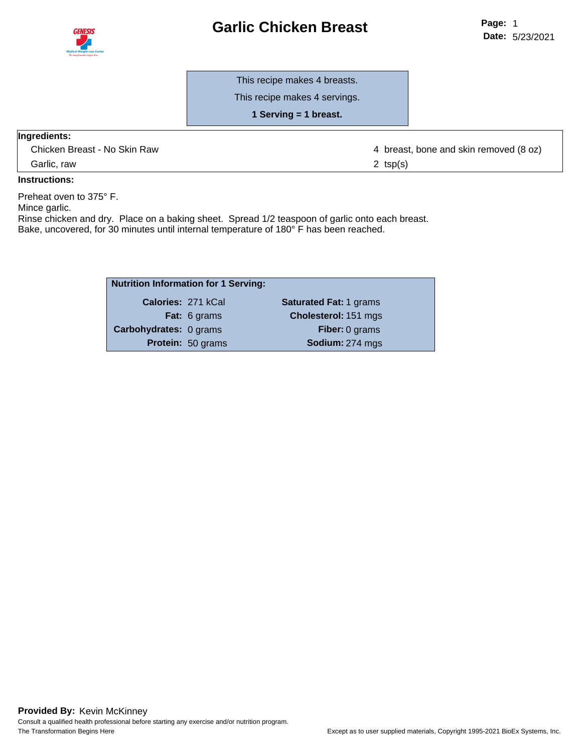# Garlic Chicken Breast

This recipe makes 4 breasts.

This recipe makes 4 servings.

**1 Serving = 1 breast.**

**Ingredients:**

| Ingredient | Amount |
|---|---|
| Chicken Breast - No Skin Raw | 4 breast, bone and skin removed (8 oz) |
| Garlic, raw | 2 tsp(s) |

**Instructions:**

Preheat oven to 375° F.
Mince garlic.
Rinse chicken and dry. Place on a baking sheet. Spread 1/2 teaspoon of garlic onto each breast.
Bake, uncovered, for 30 minutes until internal temperature of 180° F has been reached.

**Nutrition Information for 1 Serving:**

| | | | |
|---|---|---|---|
| **Calories:** | 271 kCal | **Saturated Fat:** | 1 grams |
| **Fat:** | 6 grams | **Cholesterol:** | 151 mgs |
| **Carbohydrates:** | 0 grams | **Fiber:** | 0 grams |
| **Protein:** | 50 grams | **Sodium:** | 274 mgs |

**Provided By:** Kevin McKinney

Consult a qualified health professional before starting any exercise and/or nutrition program.

The Transformation Begins Here

Except as to user supplied materials, Copyright 1995-2021 BioEx Systems, Inc.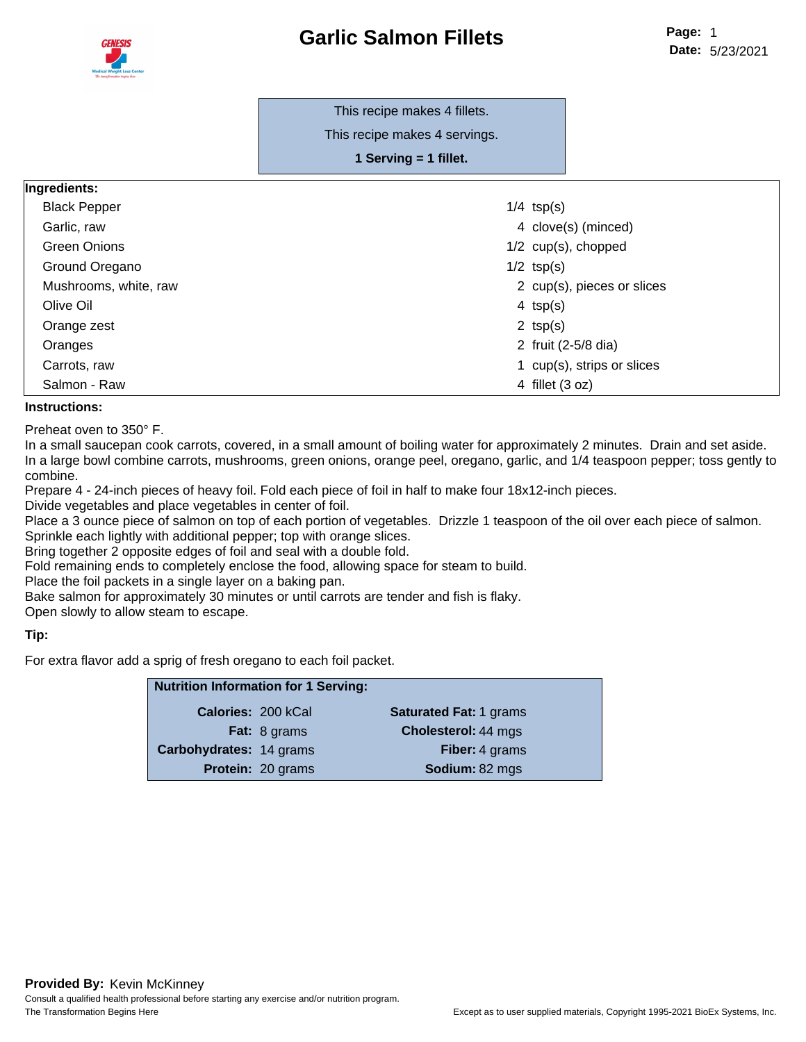# Garlic Salmon Fillets

This recipe makes 4 fillets.

This recipe makes 4 servings.

**1 Serving = 1 fillet.**

**Ingredients:**

| Ingredient | Amount |
|---|---|
| Black Pepper | 1/4 tsp(s) |
| Garlic, raw | 4 clove(s) (minced) |
| Green Onions | 1/2 cup(s), chopped |
| Ground Oregano | 1/2 tsp(s) |
| Mushrooms, white, raw | 2 cup(s), pieces or slices |
| Olive Oil | 4 tsp(s) |
| Orange zest | 2 tsp(s) |
| Oranges | 2 fruit (2-5/8 dia) |
| Carrots, raw | 1 cup(s), strips or slices |
| Salmon - Raw | 4 fillet (3 oz) |

**Instructions:**

Preheat oven to 350° F.
In a small saucepan cook carrots, covered, in a small amount of boiling water for approximately 2 minutes. Drain and set aside.
In a large bowl combine carrots, mushrooms, green onions, orange peel, oregano, garlic, and 1/4 teaspoon pepper; toss gently to combine.
Prepare 4 - 24-inch pieces of heavy foil. Fold each piece of foil in half to make four 18x12-inch pieces.
Divide vegetables and place vegetables in center of foil.
Place a 3 ounce piece of salmon on top of each portion of vegetables. Drizzle 1 teaspoon of the oil over each piece of salmon.
Sprinkle each lightly with additional pepper; top with orange slices.
Bring together 2 opposite edges of foil and seal with a double fold.
Fold remaining ends to completely enclose the food, allowing space for steam to build.
Place the foil packets in a single layer on a baking pan.
Bake salmon for approximately 30 minutes or until carrots are tender and fish is flaky.
Open slowly to allow steam to escape.

**Tip:**

For extra flavor add a sprig of fresh oregano to each foil packet.

**Nutrition Information for 1 Serving:**

| | | | |
|---|---|---|---|
| **Calories:** | 200 kCal | **Saturated Fat:** | 1 grams |
| **Fat:** | 8 grams | **Cholesterol:** | 44 mgs |
| **Carbohydrates:** | 14 grams | **Fiber:** | 4 grams |
| **Protein:** | 20 grams | **Sodium:** | 82 mgs |

**Provided By:** Kevin McKinney

Consult a qualified health professional before starting any exercise and/or nutrition program.

The Transformation Begins Here

Except as to user supplied materials, Copyright 1995-2021 BioEx Systems, Inc.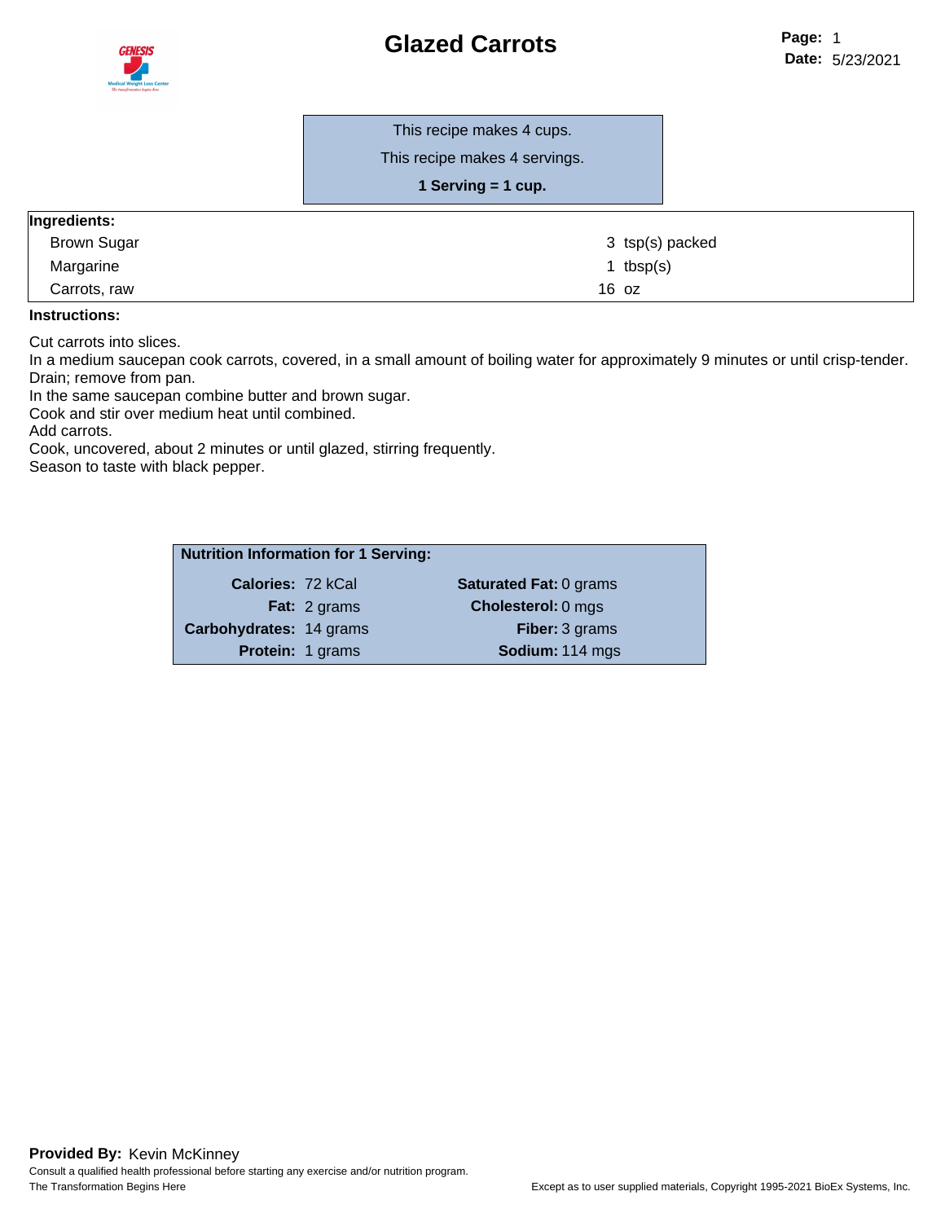# Glazed Carrots

This recipe makes 4 cups.

This recipe makes 4 servings.

**1 Serving = 1 cup.**

| Ingredients: | |
|---|---|
| Brown Sugar | 3 tsp(s) packed |
| Margarine | 1 tbsp(s) |
| Carrots, raw | 16 oz |

**Instructions:**

Cut carrots into slices.
In a medium saucepan cook carrots, covered, in a small amount of boiling water for approximately 9 minutes or until crisp-tender.
Drain; remove from pan.
In the same saucepan combine butter and brown sugar.
Cook and stir over medium heat until combined.
Add carrots.
Cook, uncovered, about 2 minutes or until glazed, stirring frequently.
Season to taste with black pepper.

**Nutrition Information for 1 Serving:**

| | | | |
|---|---|---|---|
| **Calories:** | 72 kCal | **Saturated Fat:** | 0 grams |
| **Fat:** | 2 grams | **Cholesterol:** | 0 mgs |
| **Carbohydrates:** | 14 grams | **Fiber:** | 3 grams |
| **Protein:** | 1 grams | **Sodium:** | 114 mgs |

**Provided By:** Kevin McKinney

Consult a qualified health professional before starting any exercise and/or nutrition program.

The Transformation Begins Here

Except as to user supplied materials, Copyright 1995-2021 BioEx Systems, Inc.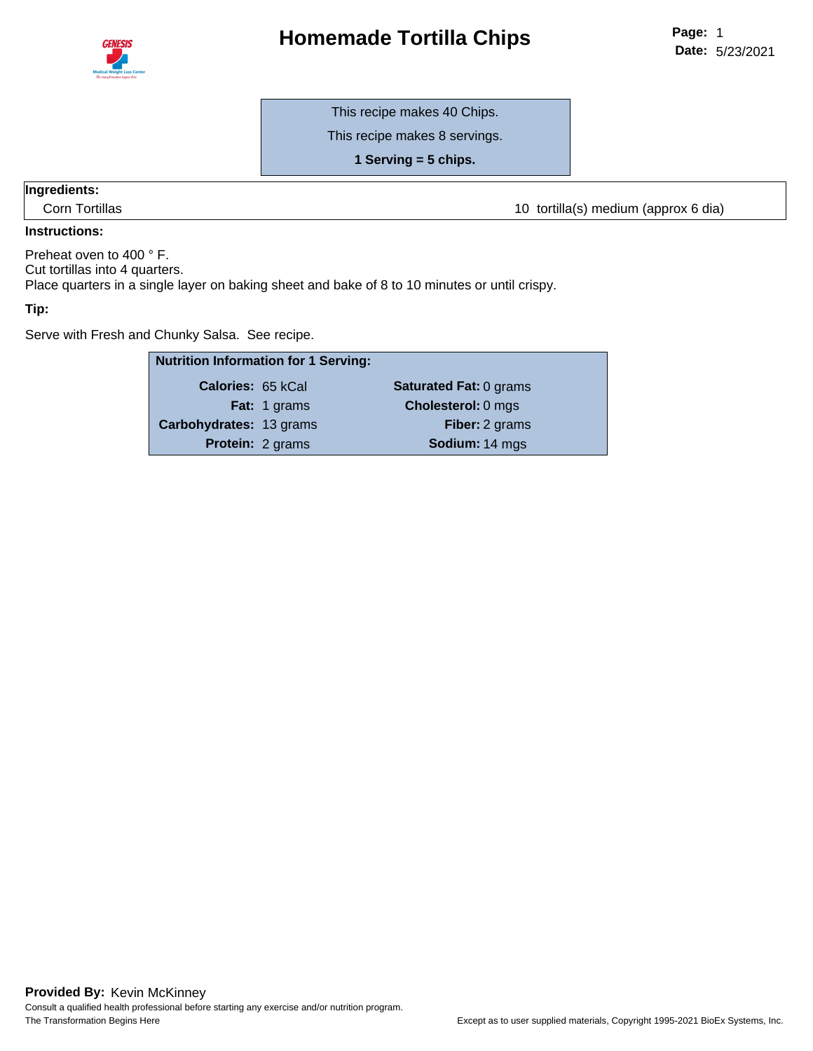# Homemade Tortilla Chips

This recipe makes 40 Chips.

This recipe makes 8 servings.

**1 Serving = 5 chips.**

**Ingredients:**

| Ingredient | Amount |
|---|---|
| Corn Tortillas | 10 tortilla(s) medium (approx 6 dia) |

**Instructions:**

Preheat oven to 400 ° F.
Cut tortillas into 4 quarters.
Place quarters in a single layer on baking sheet and bake of 8 to 10 minutes or until crispy.

**Tip:**

Serve with Fresh and Chunky Salsa. See recipe.

**Nutrition Information for 1 Serving:**

| | | | |
|---|---|---|---|
| **Calories:** | 65 kCal | **Saturated Fat:** | 0 grams |
| **Fat:** | 1 grams | **Cholesterol:** | 0 mgs |
| **Carbohydrates:** | 13 grams | **Fiber:** | 2 grams |
| **Protein:** | 2 grams | **Sodium:** | 14 mgs |

**Provided By:** Kevin McKinney

Consult a qualified health professional before starting any exercise and/or nutrition program.

The Transformation Begins Here

Except as to user supplied materials, Copyright 1995-2021 BioEx Systems, Inc.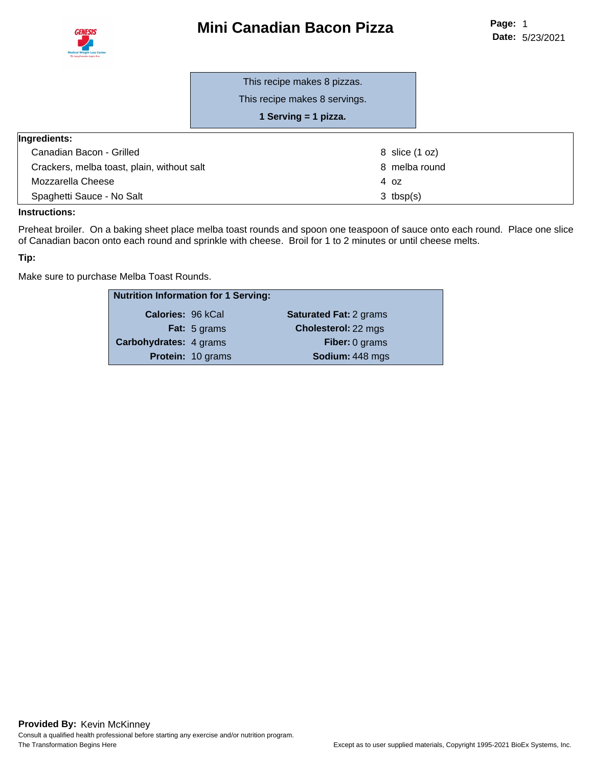# Mini Canadian Bacon Pizza

This recipe makes 8 pizzas.

This recipe makes 8 servings.

**1 Serving = 1 pizza.**

| Ingredients: | |
|---|---|
| Canadian Bacon - Grilled | 8 slice (1 oz) |
| Crackers, melba toast, plain, without salt | 8 melba round |
| Mozzarella Cheese | 4 oz |
| Spaghetti Sauce - No Salt | 3 tbsp(s) |

**Instructions:**

Preheat broiler. On a baking sheet place melba toast rounds and spoon one teaspoon of sauce onto each round. Place one slice of Canadian bacon onto each round and sprinkle with cheese. Broil for 1 to 2 minutes or until cheese melts.

**Tip:**

Make sure to purchase Melba Toast Rounds.

| Nutrition Information for 1 Serving: | | | |
|---|---|---|---|
| **Calories:** | 96 kCal | **Saturated Fat:** | 2 grams |
| **Fat:** | 5 grams | **Cholesterol:** | 22 mgs |
| **Carbohydrates:** | 4 grams | **Fiber:** | 0 grams |
| **Protein:** | 10 grams | **Sodium:** | 448 mgs |

**Provided By:** Kevin McKinney

Consult a qualified health professional before starting any exercise and/or nutrition program.

The Transformation Begins Here

Except as to user supplied materials, Copyright 1995-2021 BioEx Systems, Inc.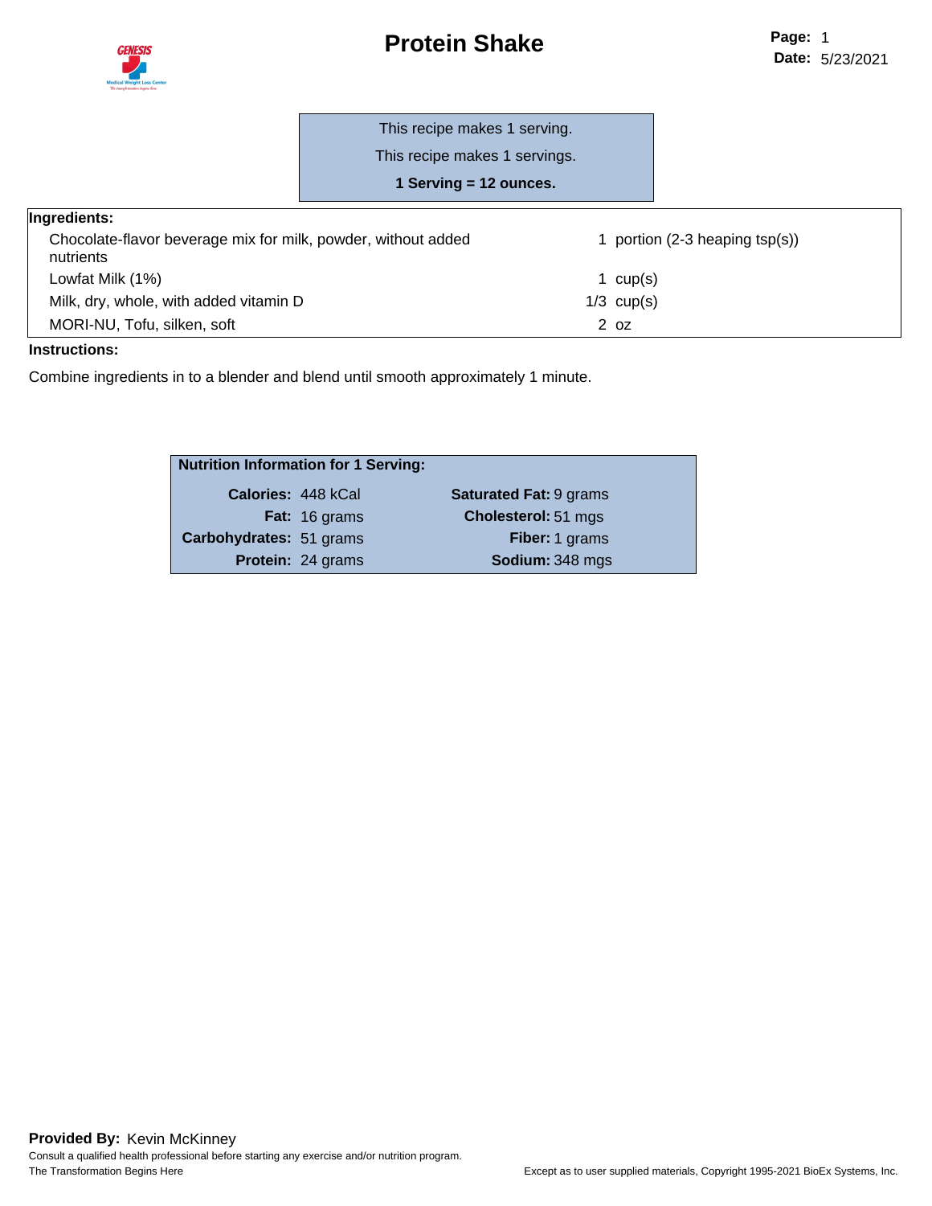# Protein Shake

This recipe makes 1 serving.

This recipe makes 1 servings.

**1 Serving = 12 ounces.**

**Ingredients:**

| Ingredient | Amount |
|---|---|
| Chocolate-flavor beverage mix for milk, powder, without added nutrients | 1 portion (2-3 heaping tsp(s)) |
| Lowfat Milk (1%) | 1 cup(s) |
| Milk, dry, whole, with added vitamin D | 1/3 cup(s) |
| MORI-NU, Tofu, silken, soft | 2 oz |

**Instructions:**

Combine ingredients in to a blender and blend until smooth approximately 1 minute.

**Nutrition Information for 1 Serving:**

| | | | |
|---|---|---|---|
| **Calories:** | 448 kCal | **Saturated Fat:** | 9 grams |
| **Fat:** | 16 grams | **Cholesterol:** | 51 mgs |
| **Carbohydrates:** | 51 grams | **Fiber:** | 1 grams |
| **Protein:** | 24 grams | **Sodium:** | 348 mgs |

**Provided By:** Kevin McKinney

Consult a qualified health professional before starting any exercise and/or nutrition program.

The Transformation Begins Here

Except as to user supplied materials, Copyright 1995-2021 BioEx Systems, Inc.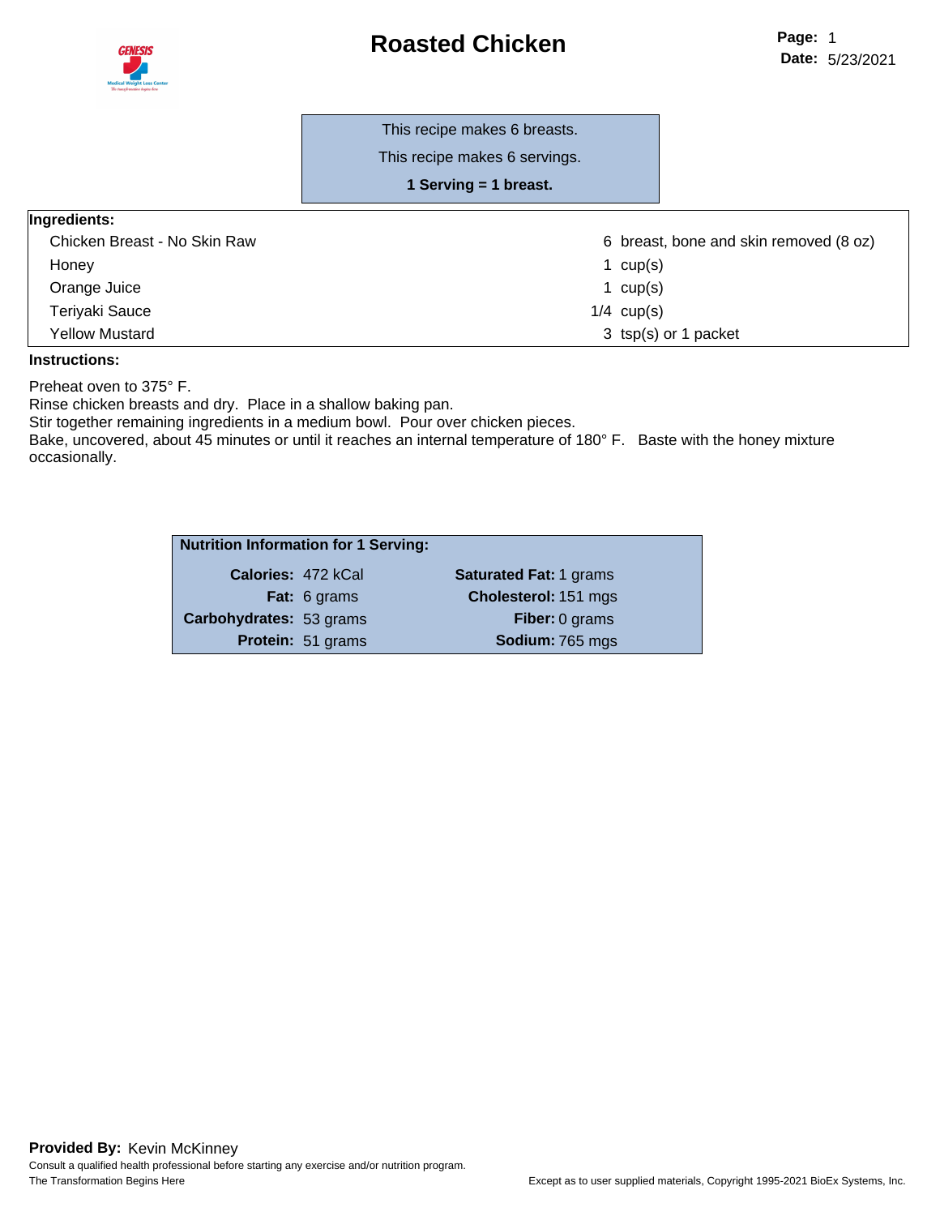# Roasted Chicken

This recipe makes 6 breasts.

This recipe makes 6 servings.

**1 Serving = 1 breast.**

**Ingredients:**

| Ingredient | Amount |
|---|---|
| Chicken Breast - No Skin Raw | 6 breast, bone and skin removed (8 oz) |
| Honey | 1 cup(s) |
| Orange Juice | 1 cup(s) |
| Teriyaki Sauce | 1/4 cup(s) |
| Yellow Mustard | 3 tsp(s) or 1 packet |

**Instructions:**

Preheat oven to 375° F.
Rinse chicken breasts and dry. Place in a shallow baking pan.
Stir together remaining ingredients in a medium bowl. Pour over chicken pieces.
Bake, uncovered, about 45 minutes or until it reaches an internal temperature of 180° F. Baste with the honey mixture occasionally.

**Nutrition Information for 1 Serving:**

| | | | |
|---|---|---|---|
| **Calories:** | 472 kCal | **Saturated Fat:** | 1 grams |
| **Fat:** | 6 grams | **Cholesterol:** | 151 mgs |
| **Carbohydrates:** | 53 grams | **Fiber:** | 0 grams |
| **Protein:** | 51 grams | **Sodium:** | 765 mgs |

**Provided By:** Kevin McKinney

Consult a qualified health professional before starting any exercise and/or nutrition program.

The Transformation Begins Here

Except as to user supplied materials, Copyright 1995-2021 BioEx Systems, Inc.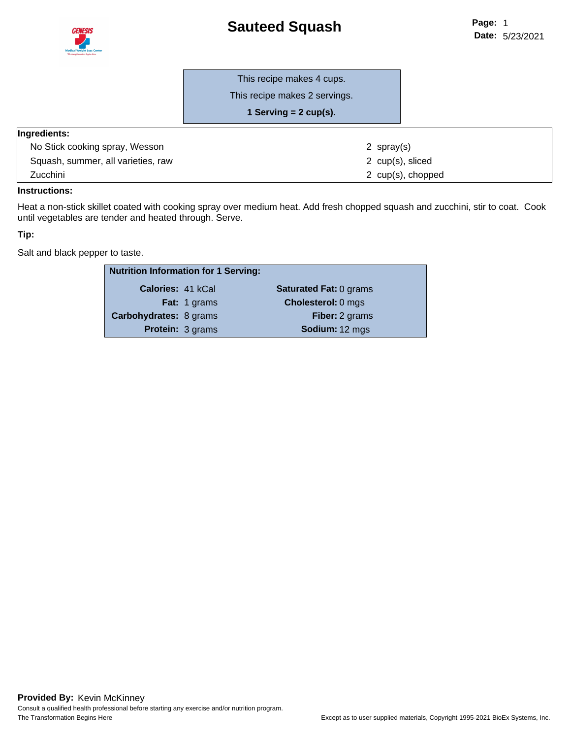# Sauteed Squash

This recipe makes 4 cups.

This recipe makes 2 servings.

**1 Serving = 2 cup(s).**

| **Ingredients:** | |
|---|---|
| No Stick cooking spray, Wesson | 2 spray(s) |
| Squash, summer, all varieties, raw | 2 cup(s), sliced |
| Zucchini | 2 cup(s), chopped |

**Instructions:**

Heat a non-stick skillet coated with cooking spray over medium heat. Add fresh chopped squash and zucchini, stir to coat. Cook until vegetables are tender and heated through. Serve.

**Tip:**

Salt and black pepper to taste.

| **Nutrition Information for 1 Serving:** | | | |
|---|---|---|---|
| **Calories:** | 41 kCal | **Saturated Fat:** | 0 grams |
| **Fat:** | 1 grams | **Cholesterol:** | 0 mgs |
| **Carbohydrates:** | 8 grams | **Fiber:** | 2 grams |
| **Protein:** | 3 grams | **Sodium:** | 12 mgs |

**Provided By:** Kevin McKinney

Consult a qualified health professional before starting any exercise and/or nutrition program.

The Transformation Begins Here

Except as to user supplied materials, Copyright 1995-2021 BioEx Systems, Inc.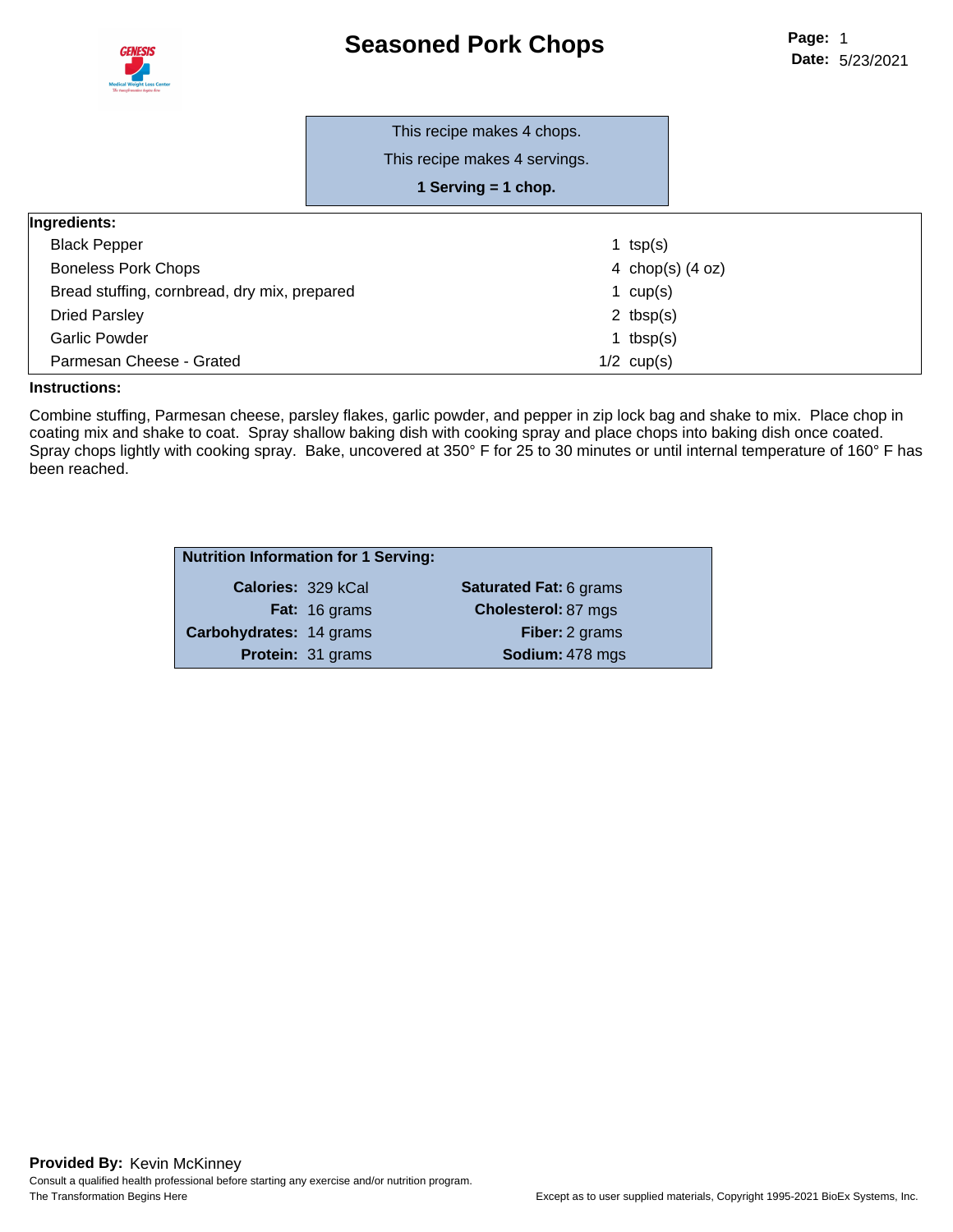# Seasoned Pork Chops

This recipe makes 4 chops.

This recipe makes 4 servings.

**1 Serving = 1 chop.**

| Ingredients: | |
|---|---|
| Black Pepper | 1 tsp(s) |
| Boneless Pork Chops | 4 chop(s) (4 oz) |
| Bread stuffing, cornbread, dry mix, prepared | 1 cup(s) |
| Dried Parsley | 2 tbsp(s) |
| Garlic Powder | 1 tbsp(s) |
| Parmesan Cheese - Grated | 1/2 cup(s) |

**Instructions:**

Combine stuffing, Parmesan cheese, parsley flakes, garlic powder, and pepper in zip lock bag and shake to mix. Place chop in coating mix and shake to coat. Spray shallow baking dish with cooking spray and place chops into baking dish once coated. Spray chops lightly with cooking spray. Bake, uncovered at 350° F for 25 to 30 minutes or until internal temperature of 160° F has been reached.

| Nutrition Information for 1 Serving: | | | |
|---|---|---|---|
| **Calories:** | 329 kCal | **Saturated Fat:** | 6 grams |
| **Fat:** | 16 grams | **Cholesterol:** | 87 mgs |
| **Carbohydrates:** | 14 grams | **Fiber:** | 2 grams |
| **Protein:** | 31 grams | **Sodium:** | 478 mgs |

**Provided By:** Kevin McKinney

Consult a qualified health professional before starting any exercise and/or nutrition program.

The Transformation Begins Here

Except as to user supplied materials, Copyright 1995-2021 BioEx Systems, Inc.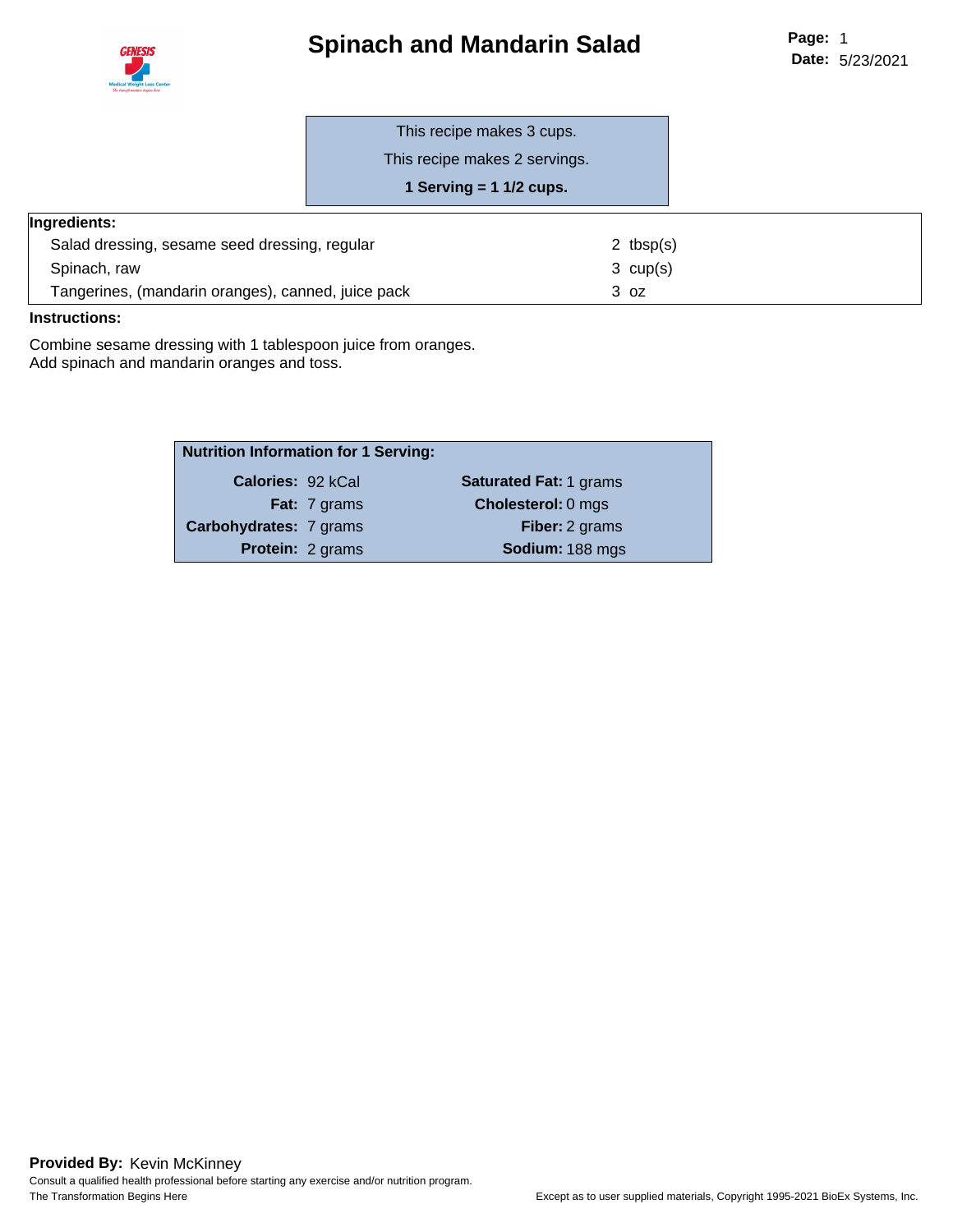# Spinach and Mandarin Salad

This recipe makes 3 cups.

This recipe makes 2 servings.

**1 Serving = 1 1/2 cups.**

**Ingredients:**

| Ingredient | Amount |
|---|---|
| Salad dressing, sesame seed dressing, regular | 2 tbsp(s) |
| Spinach, raw | 3 cup(s) |
| Tangerines, (mandarin oranges), canned, juice pack | 3 oz |

**Instructions:**

Combine sesame dressing with 1 tablespoon juice from oranges.
Add spinach and mandarin oranges and toss.

**Nutrition Information for 1 Serving:**

| | | | |
|---|---|---|---|
| **Calories:** | 92 kCal | **Saturated Fat:** | 1 grams |
| **Fat:** | 7 grams | **Cholesterol:** | 0 mgs |
| **Carbohydrates:** | 7 grams | **Fiber:** | 2 grams |
| **Protein:** | 2 grams | **Sodium:** | 188 mgs |

**Provided By:** Kevin McKinney

Consult a qualified health professional before starting any exercise and/or nutrition program.

The Transformation Begins Here

Except as to user supplied materials, Copyright 1995-2021 BioEx Systems, Inc.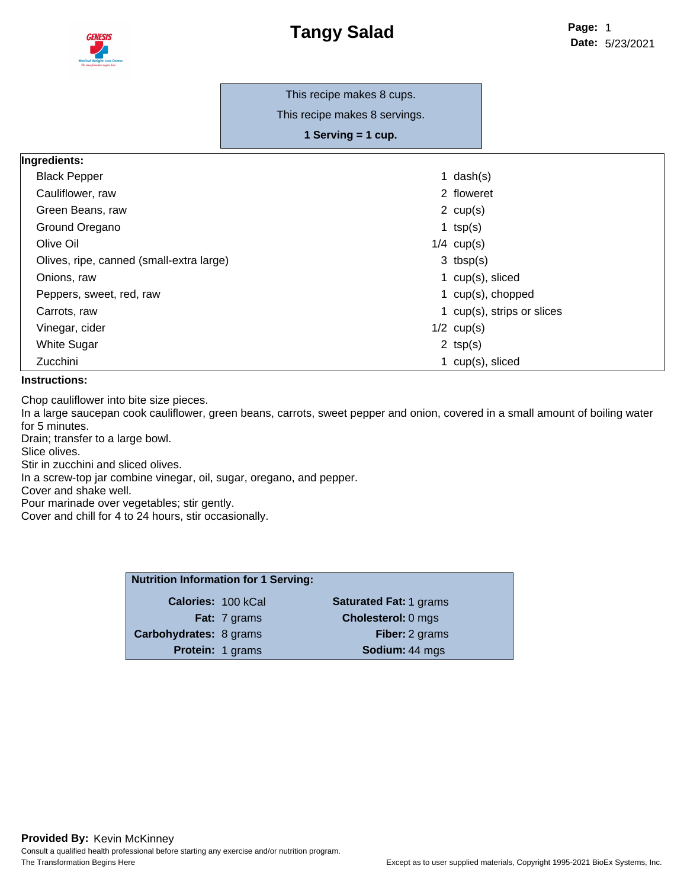# Tangy Salad

This recipe makes 8 cups.

This recipe makes 8 servings.

**1 Serving = 1 cup.**

| Ingredients: | |
|---|---|
| Black Pepper | 1 dash(s) |
| Cauliflower, raw | 2 floweret |
| Green Beans, raw | 2 cup(s) |
| Ground Oregano | 1 tsp(s) |
| Olive Oil | 1/4 cup(s) |
| Olives, ripe, canned (small-extra large) | 3 tbsp(s) |
| Onions, raw | 1 cup(s), sliced |
| Peppers, sweet, red, raw | 1 cup(s), chopped |
| Carrots, raw | 1 cup(s), strips or slices |
| Vinegar, cider | 1/2 cup(s) |
| White Sugar | 2 tsp(s) |
| Zucchini | 1 cup(s), sliced |

**Instructions:**

Chop cauliflower into bite size pieces.
In a large saucepan cook cauliflower, green beans, carrots, sweet pepper and onion, covered in a small amount of boiling water for 5 minutes.
Drain; transfer to a large bowl.
Slice olives.
Stir in zucchini and sliced olives.
In a screw-top jar combine vinegar, oil, sugar, oregano, and pepper.
Cover and shake well.
Pour marinade over vegetables; stir gently.
Cover and chill for 4 to 24 hours, stir occasionally.

| Nutrition Information for 1 Serving: | | | |
|---|---|---|---|
| **Calories:** | 100 kCal | **Saturated Fat:** | 1 grams |
| **Fat:** | 7 grams | **Cholesterol:** | 0 mgs |
| **Carbohydrates:** | 8 grams | **Fiber:** | 2 grams |
| **Protein:** | 1 grams | **Sodium:** | 44 mgs |

**Provided By:** Kevin McKinney

Consult a qualified health professional before starting any exercise and/or nutrition program.

The Transformation Begins Here

Except as to user supplied materials, Copyright 1995-2021 BioEx Systems, Inc.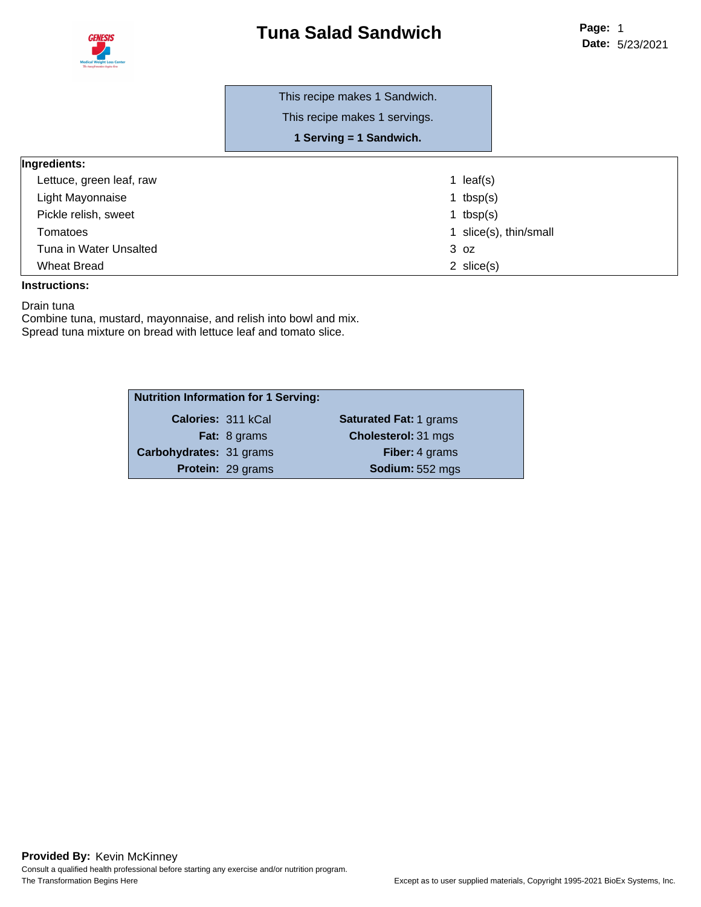# Tuna Salad Sandwich

Page: 1
Date: 5/23/2021

This recipe makes 1 Sandwich.

This recipe makes 1 servings.

**1 Serving = 1 Sandwich.**

| Ingredients: | |
|---|---|
| Lettuce, green leaf, raw | 1 leaf(s) |
| Light Mayonnaise | 1 tbsp(s) |
| Pickle relish, sweet | 1 tbsp(s) |
| Tomatoes | 1 slice(s), thin/small |
| Tuna in Water Unsalted | 3 oz |
| Wheat Bread | 2 slice(s) |

**Instructions:**

Drain tuna
Combine tuna, mustard, mayonnaise, and relish into bowl and mix.
Spread tuna mixture on bread with lettuce leaf and tomato slice.

| Nutrition Information for 1 Serving: | | | |
|---|---|---|---|
| **Calories:** | 311 kCal | **Saturated Fat:** | 1 grams |
| **Fat:** | 8 grams | **Cholesterol:** | 31 mgs |
| **Carbohydrates:** | 31 grams | **Fiber:** | 4 grams |
| **Protein:** | 29 grams | **Sodium:** | 552 mgs |

**Provided By:** Kevin McKinney

Consult a qualified health professional before starting any exercise and/or nutrition program.

The Transformation Begins Here

Except as to user supplied materials, Copyright 1995-2021 BioEx Systems, Inc.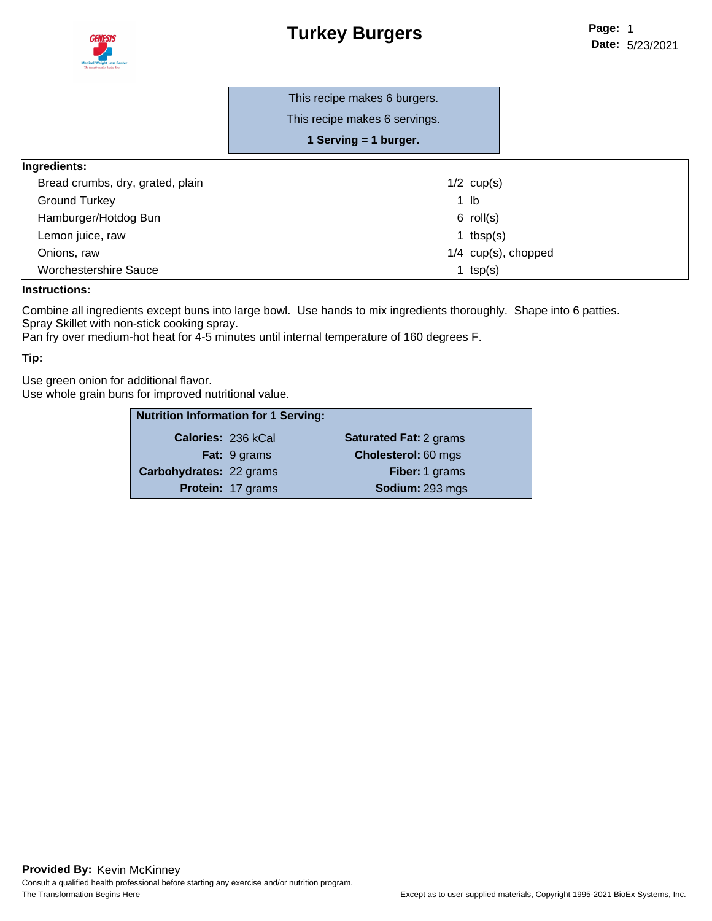# Turkey Burgers

This recipe makes 6 burgers.

This recipe makes 6 servings.

**1 Serving = 1 burger.**

| Ingredients: | |
|---|---|
| Bread crumbs, dry, grated, plain | 1/2 cup(s) |
| Ground Turkey | 1 lb |
| Hamburger/Hotdog Bun | 6 roll(s) |
| Lemon juice, raw | 1 tbsp(s) |
| Onions, raw | 1/4 cup(s), chopped |
| Worchestershire Sauce | 1 tsp(s) |

**Instructions:**

Combine all ingredients except buns into large bowl. Use hands to mix ingredients thoroughly. Shape into 6 patties.
Spray Skillet with non-stick cooking spray.
Pan fry over medium-hot heat for 4-5 minutes until internal temperature of 160 degrees F.

**Tip:**

Use green onion for additional flavor.
Use whole grain buns for improved nutritional value.

| Nutrition Information for 1 Serving: | | | |
|---|---|---|---|
| **Calories:** | 236 kCal | **Saturated Fat:** | 2 grams |
| **Fat:** | 9 grams | **Cholesterol:** | 60 mgs |
| **Carbohydrates:** | 22 grams | **Fiber:** | 1 grams |
| **Protein:** | 17 grams | **Sodium:** | 293 mgs |

**Provided By:** Kevin McKinney

Consult a qualified health professional before starting any exercise and/or nutrition program.
The Transformation Begins Here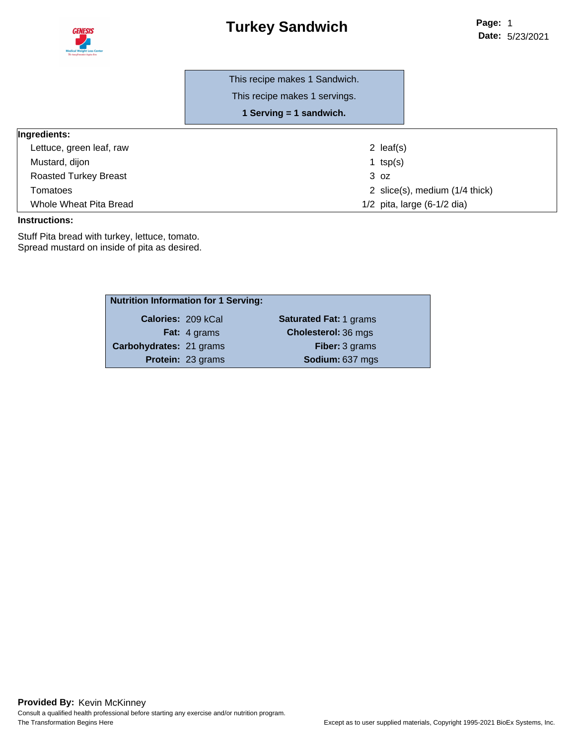# Turkey Sandwich

This recipe makes 1 Sandwich.

This recipe makes 1 servings.

**1 Serving = 1 sandwich.**

| Ingredients: | |
|---|---|
| Lettuce, green leaf, raw | 2 leaf(s) |
| Mustard, dijon | 1 tsp(s) |
| Roasted Turkey Breast | 3 oz |
| Tomatoes | 2 slice(s), medium (1/4 thick) |
| Whole Wheat Pita Bread | 1/2 pita, large (6-1/2 dia) |

**Instructions:**

Stuff Pita bread with turkey, lettuce, tomato.
Spread mustard on inside of pita as desired.

| Nutrition Information for 1 Serving: | | | |
|---|---|---|---|
| **Calories:** | 209 kCal | **Saturated Fat:** | 1 grams |
| **Fat:** | 4 grams | **Cholesterol:** | 36 mgs |
| **Carbohydrates:** | 21 grams | **Fiber:** | 3 grams |
| **Protein:** | 23 grams | **Sodium:** | 637 mgs |

**Provided By:** Kevin McKinney

Consult a qualified health professional before starting any exercise and/or nutrition program.

The Transformation Begins Here

Except as to user supplied materials, Copyright 1995-2021 BioEx Systems, Inc.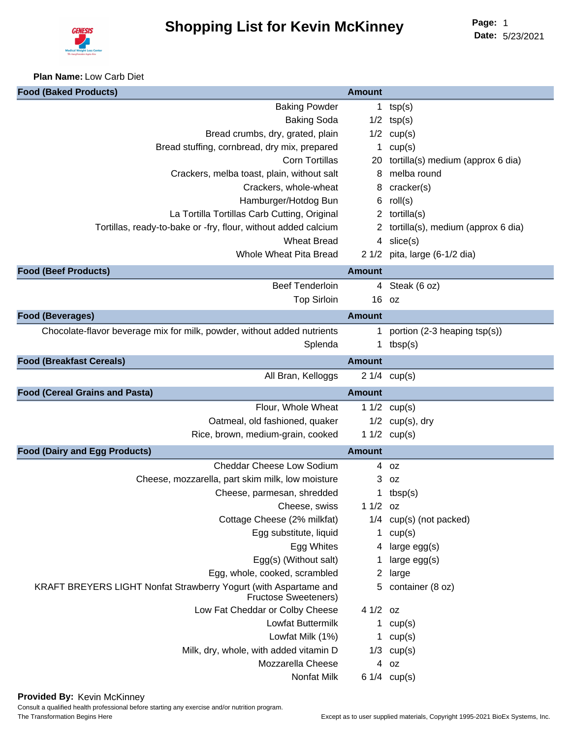# Shopping List for Kevin McKinney

**Page:** 1
**Date:** 5/23/2021

**Plan Name:** Low Carb Diet

| Food (Baked Products) | Amount | |
|---|---|---|
| Baking Powder | 1 | tsp(s) |
| Baking Soda | 1/2 | tsp(s) |
| Bread crumbs, dry, grated, plain | 1/2 | cup(s) |
| Bread stuffing, cornbread, dry mix, prepared | 1 | cup(s) |
| Corn Tortillas | 20 | tortilla(s) medium (approx 6 dia) |
| Crackers, melba toast, plain, without salt | 8 | melba round |
| Crackers, whole-wheat | 8 | cracker(s) |
| Hamburger/Hotdog Bun | 6 | roll(s) |
| La Tortilla Tortillas Carb Cutting, Original | 2 | tortilla(s) |
| Tortillas, ready-to-bake or -fry, flour, without added calcium | 2 | tortilla(s), medium (approx 6 dia) |
| Wheat Bread | 4 | slice(s) |
| Whole Wheat Pita Bread | 2 1/2 | pita, large (6-1/2 dia) |

| Food (Beef Products) | Amount | |
|---|---|---|
| Beef Tenderloin | 4 | Steak (6 oz) |
| Top Sirloin | 16 | oz |

| Food (Beverages) | Amount | |
|---|---|---|
| Chocolate-flavor beverage mix for milk, powder, without added nutrients | 1 | portion (2-3 heaping tsp(s)) |
| Splenda | 1 | tbsp(s) |

| Food (Breakfast Cereals) | Amount | |
|---|---|---|
| All Bran, Kelloggs | 2 1/4 | cup(s) |

| Food (Cereal Grains and Pasta) | Amount | |
|---|---|---|
| Flour, Whole Wheat | 1 1/2 | cup(s) |
| Oatmeal, old fashioned, quaker | 1/2 | cup(s), dry |
| Rice, brown, medium-grain, cooked | 1 1/2 | cup(s) |

| Food (Dairy and Egg Products) | Amount | |
|---|---|---|
| Cheddar Cheese Low Sodium | 4 | oz |
| Cheese, mozzarella, part skim milk, low moisture | 3 | oz |
| Cheese, parmesan, shredded | 1 | tbsp(s) |
| Cheese, swiss | 1 1/2 | oz |
| Cottage Cheese (2% milkfat) | 1/4 | cup(s) (not packed) |
| Egg substitute, liquid | 1 | cup(s) |
| Egg Whites | 4 | large egg(s) |
| Egg(s) (Without salt) | 1 | large egg(s) |
| Egg, whole, cooked, scrambled | 2 | large |
| KRAFT BREYERS LIGHT Nonfat Strawberry Yogurt (with Aspartame and Fructose Sweeteners) | 5 | container (8 oz) |
| Low Fat Cheddar or Colby Cheese | 4 1/2 | oz |
| Lowfat Buttermilk | 1 | cup(s) |
| Lowfat Milk (1%) | 1 | cup(s) |
| Milk, dry, whole, with added vitamin D | 1/3 | cup(s) |
| Mozzarella Cheese | 4 | oz |
| Nonfat Milk | 6 1/4 | cup(s) |

**Provided By:** Kevin McKinney

Consult a qualified health professional before starting any exercise and/or nutrition program.

The Transformation Begins Here

Except as to user supplied materials, Copyright 1995-2021 BioEx Systems, Inc.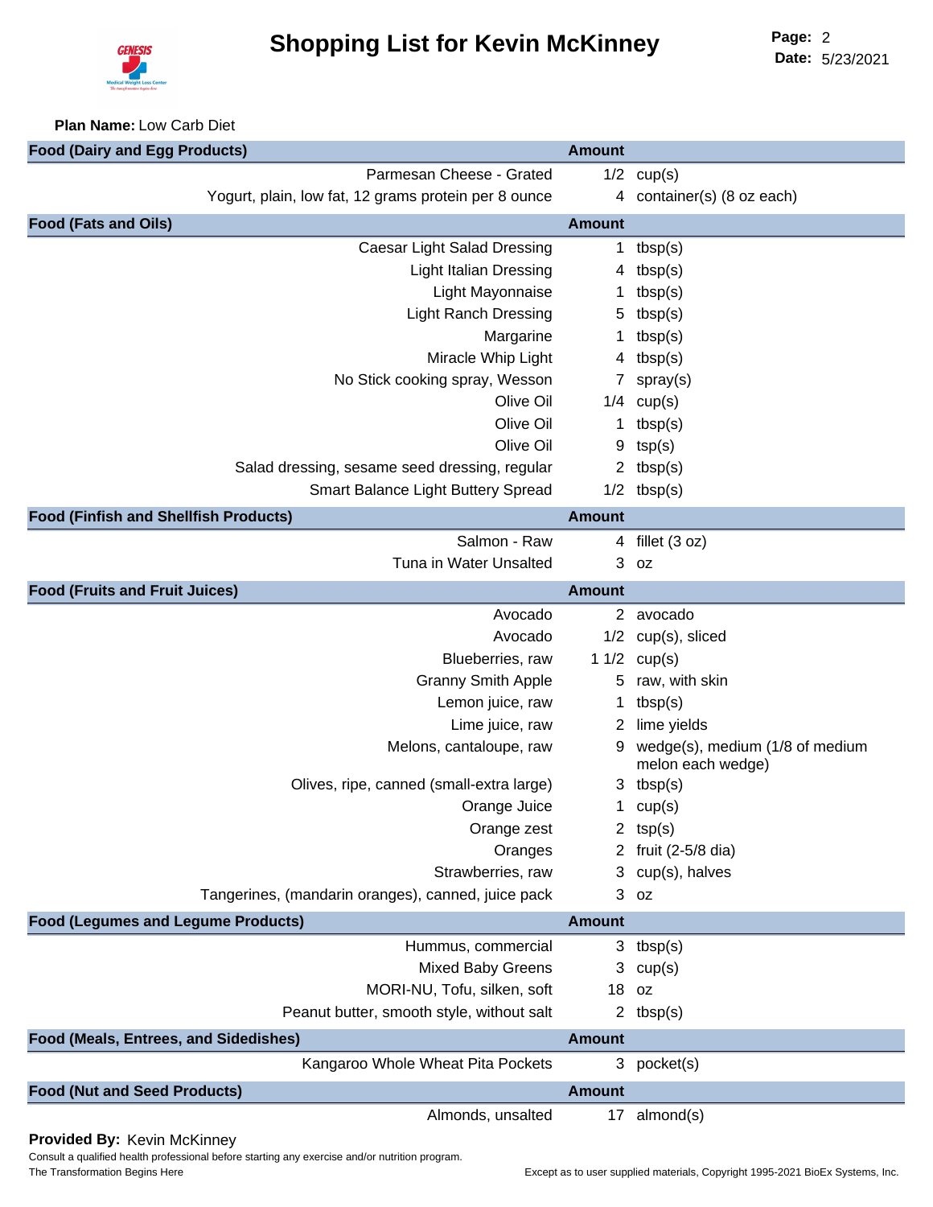# Shopping List for Kevin McKinney

**Page:** 2
**Date:** 5/23/2021

**Plan Name:** Low Carb Diet

| Food (Dairy and Egg Products) | Amount | |
|---|---|---|
| Parmesan Cheese - Grated | 1/2 | cup(s) |
| Yogurt, plain, low fat, 12 grams protein per 8 ounce | 4 | container(s) (8 oz each) |

| Food (Fats and Oils) | Amount | |
|---|---|---|
| Caesar Light Salad Dressing | 1 | tbsp(s) |
| Light Italian Dressing | 4 | tbsp(s) |
| Light Mayonnaise | 1 | tbsp(s) |
| Light Ranch Dressing | 5 | tbsp(s) |
| Margarine | 1 | tbsp(s) |
| Miracle Whip Light | 4 | tbsp(s) |
| No Stick cooking spray, Wesson | 7 | spray(s) |
| Olive Oil | 1/4 | cup(s) |
| Olive Oil | 1 | tbsp(s) |
| Olive Oil | 9 | tsp(s) |
| Salad dressing, sesame seed dressing, regular | 2 | tbsp(s) |
| Smart Balance Light Buttery Spread | 1/2 | tbsp(s) |

| Food (Finfish and Shellfish Products) | Amount | |
|---|---|---|
| Salmon - Raw | 4 | fillet (3 oz) |
| Tuna in Water Unsalted | 3 | oz |

| Food (Fruits and Fruit Juices) | Amount | |
|---|---|---|
| Avocado | 2 | avocado |
| Avocado | 1/2 | cup(s), sliced |
| Blueberries, raw | 1 1/2 | cup(s) |
| Granny Smith Apple | 5 | raw, with skin |
| Lemon juice, raw | 1 | tbsp(s) |
| Lime juice, raw | 2 | lime yields |
| Melons, cantaloupe, raw | 9 | wedge(s), medium (1/8 of medium melon each wedge) |
| Olives, ripe, canned (small-extra large) | 3 | tbsp(s) |
| Orange Juice | 1 | cup(s) |
| Orange zest | 2 | tsp(s) |
| Oranges | 2 | fruit (2-5/8 dia) |
| Strawberries, raw | 3 | cup(s), halves |
| Tangerines, (mandarin oranges), canned, juice pack | 3 | oz |

| Food (Legumes and Legume Products) | Amount | |
|---|---|---|
| Hummus, commercial | 3 | tbsp(s) |
| Mixed Baby Greens | 3 | cup(s) |
| MORI-NU, Tofu, silken, soft | 18 | oz |
| Peanut butter, smooth style, without salt | 2 | tbsp(s) |

| Food (Meals, Entrees, and Sidedishes) | Amount | |
|---|---|---|
| Kangaroo Whole Wheat Pita Pockets | 3 | pocket(s) |

| Food (Nut and Seed Products) | Amount | |
|---|---|---|
| Almonds, unsalted | 17 | almond(s) |

**Provided By:** Kevin McKinney

Consult a qualified health professional before starting any exercise and/or nutrition program.

The Transformation Begins Here

Except as to user supplied materials, Copyright 1995-2021 BioEx Systems, Inc.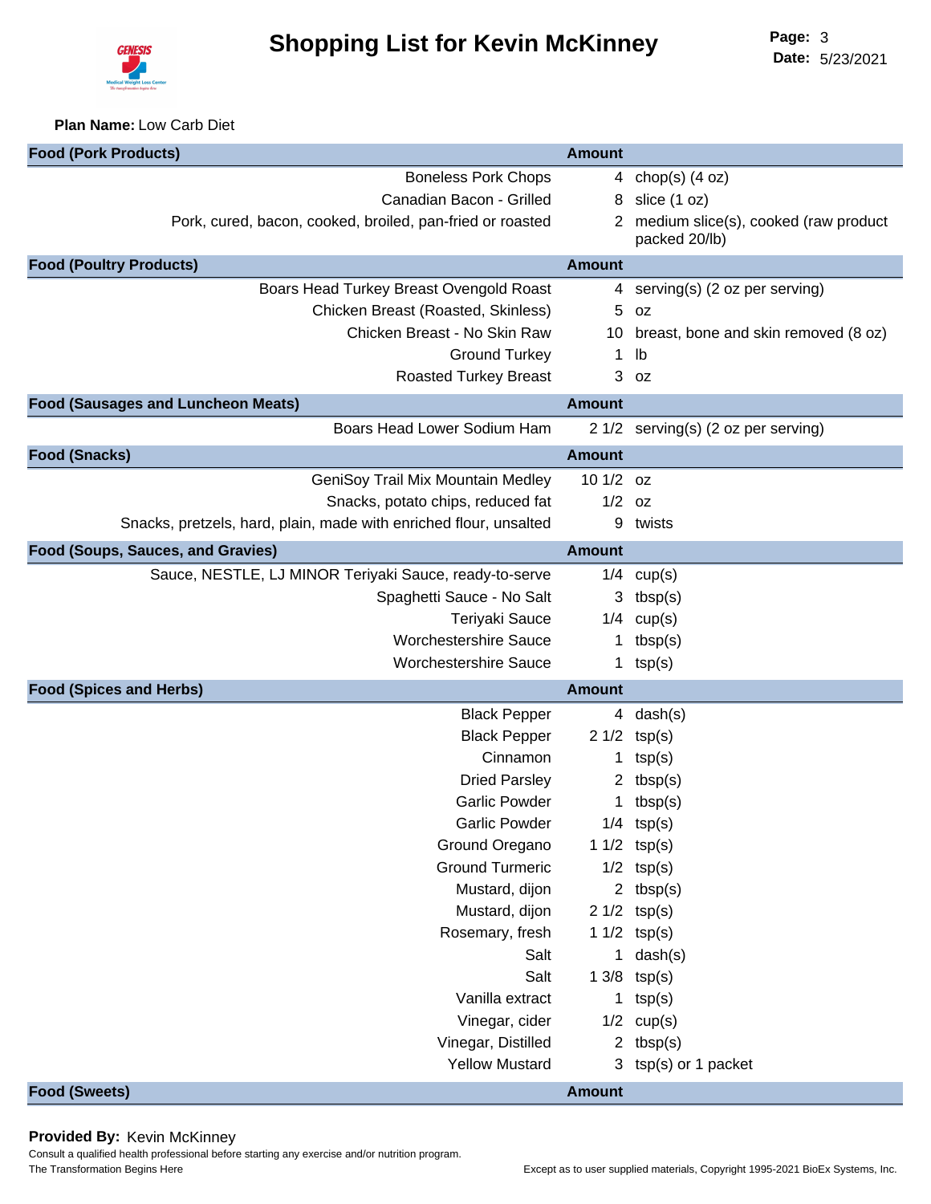# Shopping List for Kevin McKinney

**Page:** 3
**Date:** 5/23/2021

**Plan Name:** Low Carb Diet

| Food (Pork Products) | Amount | |
|---|---|---|
| Boneless Pork Chops | 4 | chop(s) (4 oz) |
| Canadian Bacon - Grilled | 8 | slice (1 oz) |
| Pork, cured, bacon, cooked, broiled, pan-fried or roasted | 2 | medium slice(s), cooked (raw product packed 20/lb) |

| Food (Poultry Products) | Amount | |
|---|---|---|
| Boars Head Turkey Breast Ovengold Roast | 4 | serving(s) (2 oz per serving) |
| Chicken Breast (Roasted, Skinless) | 5 | oz |
| Chicken Breast - No Skin Raw | 10 | breast, bone and skin removed (8 oz) |
| Ground Turkey | 1 | lb |
| Roasted Turkey Breast | 3 | oz |

| Food (Sausages and Luncheon Meats) | Amount | |
|---|---|---|
| Boars Head Lower Sodium Ham | 2 1/2 | serving(s) (2 oz per serving) |

| Food (Snacks) | Amount | |
|---|---|---|
| GeniSoy Trail Mix Mountain Medley | 10 1/2 | oz |
| Snacks, potato chips, reduced fat | 1/2 | oz |
| Snacks, pretzels, hard, plain, made with enriched flour, unsalted | 9 | twists |

| Food (Soups, Sauces, and Gravies) | Amount | |
|---|---|---|
| Sauce, NESTLE, LJ MINOR Teriyaki Sauce, ready-to-serve | 1/4 | cup(s) |
| Spaghetti Sauce - No Salt | 3 | tbsp(s) |
| Teriyaki Sauce | 1/4 | cup(s) |
| Worchestershire Sauce | 1 | tbsp(s) |
| Worchestershire Sauce | 1 | tsp(s) |

| Food (Spices and Herbs) | Amount | |
|---|---|---|
| Black Pepper | 4 | dash(s) |
| Black Pepper | 2 1/2 | tsp(s) |
| Cinnamon | 1 | tsp(s) |
| Dried Parsley | 2 | tbsp(s) |
| Garlic Powder | 1 | tbsp(s) |
| Garlic Powder | 1/4 | tsp(s) |
| Ground Oregano | 1 1/2 | tsp(s) |
| Ground Turmeric | 1/2 | tsp(s) |
| Mustard, dijon | 2 | tbsp(s) |
| Mustard, dijon | 2 1/2 | tsp(s) |
| Rosemary, fresh | 1 1/2 | tsp(s) |
| Salt | 1 | dash(s) |
| Salt | 1 3/8 | tsp(s) |
| Vanilla extract | 1 | tsp(s) |
| Vinegar, cider | 1/2 | cup(s) |
| Vinegar, Distilled | 2 | tbsp(s) |
| Yellow Mustard | 3 | tsp(s) or 1 packet |

| Food (Sweets) | Amount | |
|---|---|---|

**Provided By:** Kevin McKinney

Consult a qualified health professional before starting any exercise and/or nutrition program.

The Transformation Begins Here

Except as to user supplied materials, Copyright 1995-2021 BioEx Systems, Inc.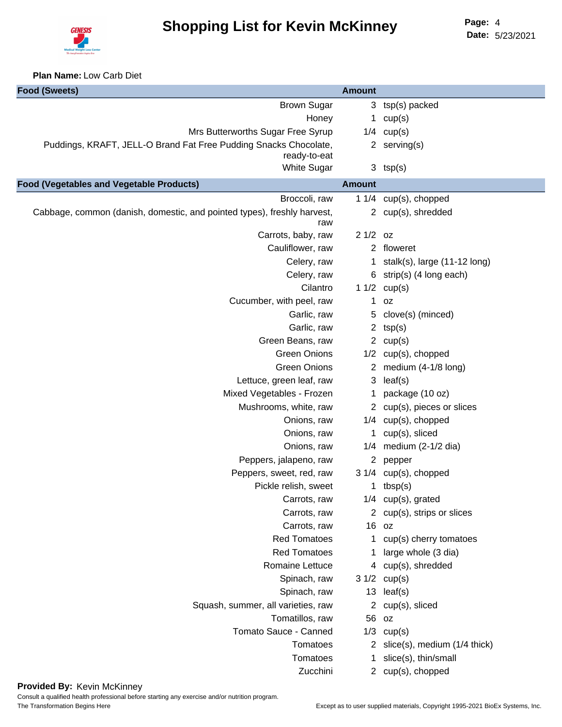# Shopping List for Kevin McKinney

**Page:** 4
**Date:** 5/23/2021

**Plan Name:** Low Carb Diet

| Food (Sweets) | Amount | |
|---|---|---|
| Brown Sugar | 3 | tsp(s) packed |
| Honey | 1 | cup(s) |
| Mrs Butterworths Sugar Free Syrup | 1/4 | cup(s) |
| Puddings, KRAFT, JELL-O Brand Fat Free Pudding Snacks Chocolate, ready-to-eat | 2 | serving(s) |
| White Sugar | 3 | tsp(s) |

| Food (Vegetables and Vegetable Products) | Amount | |
|---|---|---|
| Broccoli, raw | 1 1/4 | cup(s), chopped |
| Cabbage, common (danish, domestic, and pointed types), freshly harvest, raw | 2 | cup(s), shredded |
| Carrots, baby, raw | 2 1/2 | oz |
| Cauliflower, raw | 2 | floweret |
| Celery, raw | 1 | stalk(s), large (11-12 long) |
| Celery, raw | 6 | strip(s) (4 long each) |
| Cilantro | 1 1/2 | cup(s) |
| Cucumber, with peel, raw | 1 | oz |
| Garlic, raw | 5 | clove(s) (minced) |
| Garlic, raw | 2 | tsp(s) |
| Green Beans, raw | 2 | cup(s) |
| Green Onions | 1/2 | cup(s), chopped |
| Green Onions | 2 | medium (4-1/8 long) |
| Lettuce, green leaf, raw | 3 | leaf(s) |
| Mixed Vegetables - Frozen | 1 | package (10 oz) |
| Mushrooms, white, raw | 2 | cup(s), pieces or slices |
| Onions, raw | 1/4 | cup(s), chopped |
| Onions, raw | 1 | cup(s), sliced |
| Onions, raw | 1/4 | medium (2-1/2 dia) |
| Peppers, jalapeno, raw | 2 | pepper |
| Peppers, sweet, red, raw | 3 1/4 | cup(s), chopped |
| Pickle relish, sweet | 1 | tbsp(s) |
| Carrots, raw | 1/4 | cup(s), grated |
| Carrots, raw | 2 | cup(s), strips or slices |
| Carrots, raw | 16 | oz |
| Red Tomatoes | 1 | cup(s) cherry tomatoes |
| Red Tomatoes | 1 | large whole (3 dia) |
| Romaine Lettuce | 4 | cup(s), shredded |
| Spinach, raw | 3 1/2 | cup(s) |
| Spinach, raw | 13 | leaf(s) |
| Squash, summer, all varieties, raw | 2 | cup(s), sliced |
| Tomatillos, raw | 56 | oz |
| Tomato Sauce - Canned | 1/3 | cup(s) |
| Tomatoes | 2 | slice(s), medium (1/4 thick) |
| Tomatoes | 1 | slice(s), thin/small |
| Zucchini | 2 | cup(s), chopped |

**Provided By:** Kevin McKinney

Consult a qualified health professional before starting any exercise and/or nutrition program.

The Transformation Begins Here

Except as to user supplied materials, Copyright 1995-2021 BioEx Systems, Inc.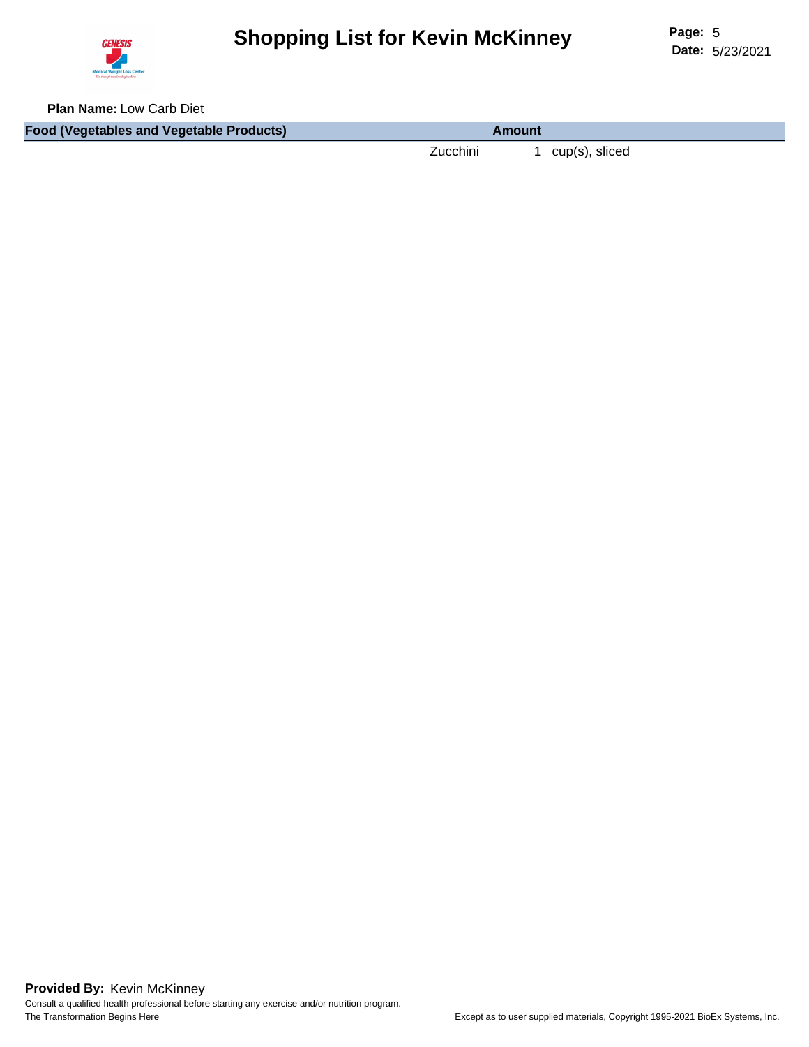# Shopping List for Kevin McKinney

**Plan Name:** Low Carb Diet

| Food (Vegetables and Vegetable Products) | Amount | |
|---|---|---|
| Zucchini | 1 | cup(s), sliced |

**Provided By:** Kevin McKinney

Consult a qualified health professional before starting any exercise and/or nutrition program.

The Transformation Begins Here

Except as to user supplied materials, Copyright 1995-2021 BioEx Systems, Inc.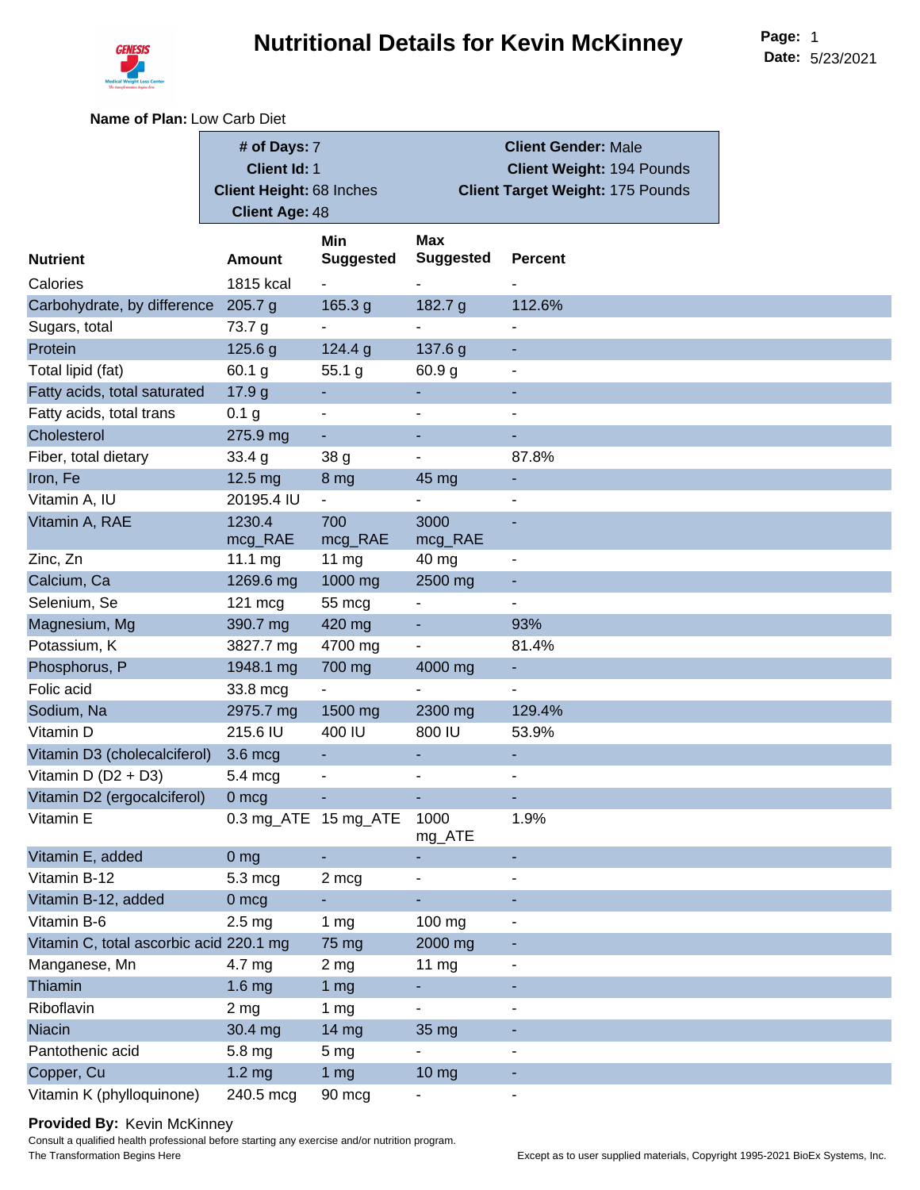# Nutritional Details for Kevin McKinney

**Page:** 1
**Date:** 5/23/2021

**Name of Plan:** Low Carb Diet

| | |
|---|---|
| **# of Days:** 7 | **Client Gender:** Male |
| **Client Id:** 1 | **Client Weight:** 194 Pounds |
| **Client Height:** 68 Inches | **Client Target Weight:** 175 Pounds |
| **Client Age:** 48 | |

| Nutrient | Amount | Min Suggested | Max Suggested | Percent |
|---|---|---|---|---|
| Calories | 1815 kcal | - | - | - |
| Carbohydrate, by difference | 205.7 g | 165.3 g | 182.7 g | 112.6% |
| Sugars, total | 73.7 g | - | - | - |
| Protein | 125.6 g | 124.4 g | 137.6 g | - |
| Total lipid (fat) | 60.1 g | 55.1 g | 60.9 g | - |
| Fatty acids, total saturated | 17.9 g | - | - | - |
| Fatty acids, total trans | 0.1 g | - | - | - |
| Cholesterol | 275.9 mg | - | - | - |
| Fiber, total dietary | 33.4 g | 38 g | - | 87.8% |
| Iron, Fe | 12.5 mg | 8 mg | 45 mg | - |
| Vitamin A, IU | 20195.4 IU | - | - | - |
| Vitamin A, RAE | 1230.4 mcg_RAE | 700 mcg_RAE | 3000 mcg_RAE | - |
| Zinc, Zn | 11.1 mg | 11 mg | 40 mg | - |
| Calcium, Ca | 1269.6 mg | 1000 mg | 2500 mg | - |
| Selenium, Se | 121 mcg | 55 mcg | - | - |
| Magnesium, Mg | 390.7 mg | 420 mg | - | 93% |
| Potassium, K | 3827.7 mg | 4700 mg | - | 81.4% |
| Phosphorus, P | 1948.1 mg | 700 mg | 4000 mg | - |
| Folic acid | 33.8 mcg | - | - | - |
| Sodium, Na | 2975.7 mg | 1500 mg | 2300 mg | 129.4% |
| Vitamin D | 215.6 IU | 400 IU | 800 IU | 53.9% |
| Vitamin D3 (cholecalciferol) | 3.6 mcg | - | - | - |
| Vitamin D (D2 + D3) | 5.4 mcg | - | - | - |
| Vitamin D2 (ergocalciferol) | 0 mcg | - | - | - |
| Vitamin E | 0.3 mg_ATE | 15 mg_ATE | 1000 mg_ATE | 1.9% |
| Vitamin E, added | 0 mg | - | - | - |
| Vitamin B-12 | 5.3 mcg | 2 mcg | - | - |
| Vitamin B-12, added | 0 mcg | - | - | - |
| Vitamin B-6 | 2.5 mg | 1 mg | 100 mg | - |
| Vitamin C, total ascorbic acid | 220.1 mg | 75 mg | 2000 mg | - |
| Manganese, Mn | 4.7 mg | 2 mg | 11 mg | - |
| Thiamin | 1.6 mg | 1 mg | - | - |
| Riboflavin | 2 mg | 1 mg | - | - |
| Niacin | 30.4 mg | 14 mg | 35 mg | - |
| Pantothenic acid | 5.8 mg | 5 mg | - | - |
| Copper, Cu | 1.2 mg | 1 mg | 10 mg | - |
| Vitamin K (phylloquinone) | 240.5 mcg | 90 mcg | - | - |

**Provided By:** Kevin McKinney

Consult a qualified health professional before starting any exercise and/or nutrition program.

The Transformation Begins Here

Except as to user supplied materials, Copyright 1995-2021 BioEx Systems, Inc.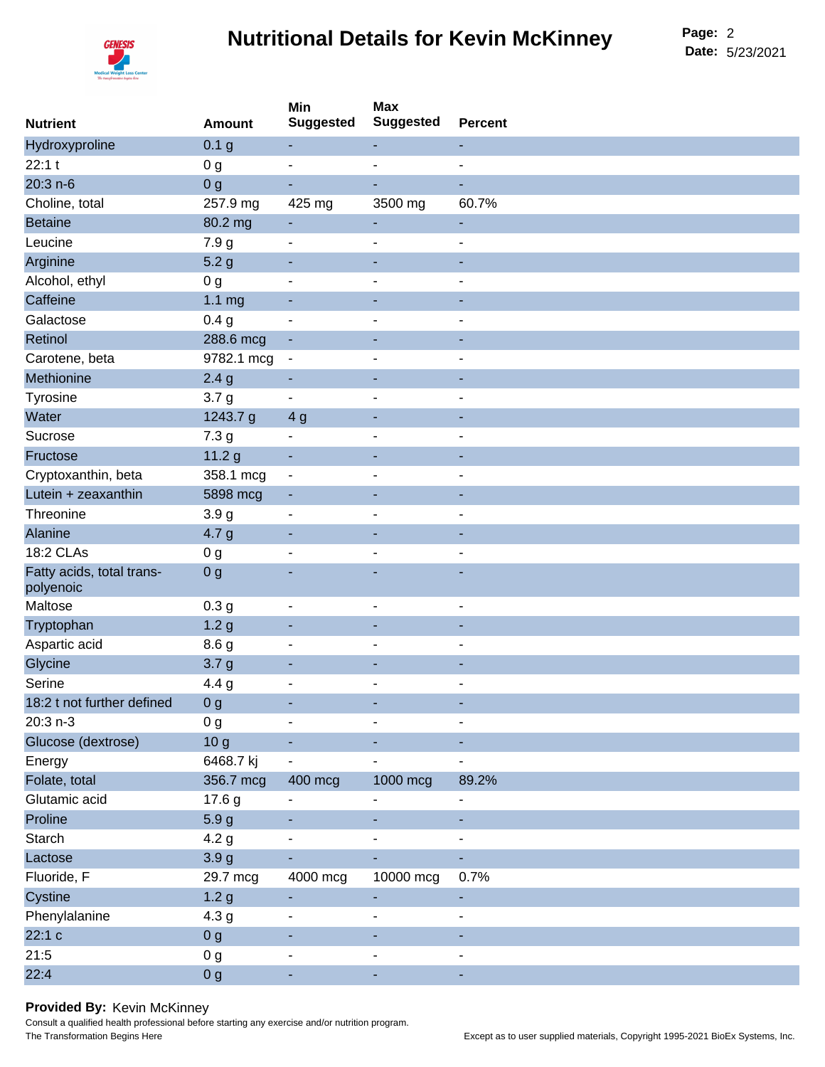# Nutritional Details for Kevin McKinney

**Page:** 2
**Date:** 5/23/2021

| Nutrient | Amount | Min Suggested | Max Suggested | Percent |
|---|---|---|---|---|
| Hydroxyproline | 0.1 g | - | - | - |
| 22:1 t | 0 g | - | - | - |
| 20:3 n-6 | 0 g | - | - | - |
| Choline, total | 257.9 mg | 425 mg | 3500 mg | 60.7% |
| Betaine | 80.2 mg | - | - | - |
| Leucine | 7.9 g | - | - | - |
| Arginine | 5.2 g | - | - | - |
| Alcohol, ethyl | 0 g | - | - | - |
| Caffeine | 1.1 mg | - | - | - |
| Galactose | 0.4 g | - | - | - |
| Retinol | 288.6 mcg | - | - | - |
| Carotene, beta | 9782.1 mcg | - | - | - |
| Methionine | 2.4 g | - | - | - |
| Tyrosine | 3.7 g | - | - | - |
| Water | 1243.7 g | 4 g | - | - |
| Sucrose | 7.3 g | - | - | - |
| Fructose | 11.2 g | - | - | - |
| Cryptoxanthin, beta | 358.1 mcg | - | - | - |
| Lutein + zeaxanthin | 5898 mcg | - | - | - |
| Threonine | 3.9 g | - | - | - |
| Alanine | 4.7 g | - | - | - |
| 18:2 CLAs | 0 g | - | - | - |
| Fatty acids, total trans-polyenoic | 0 g | - | - | - |
| Maltose | 0.3 g | - | - | - |
| Tryptophan | 1.2 g | - | - | - |
| Aspartic acid | 8.6 g | - | - | - |
| Glycine | 3.7 g | - | - | - |
| Serine | 4.4 g | - | - | - |
| 18:2 t not further defined | 0 g | - | - | - |
| 20:3 n-3 | 0 g | - | - | - |
| Glucose (dextrose) | 10 g | - | - | - |
| Energy | 6468.7 kj | - | - | - |
| Folate, total | 356.7 mcg | 400 mcg | 1000 mcg | 89.2% |
| Glutamic acid | 17.6 g | - | - | - |
| Proline | 5.9 g | - | - | - |
| Starch | 4.2 g | - | - | - |
| Lactose | 3.9 g | - | - | - |
| Fluoride, F | 29.7 mcg | 4000 mcg | 10000 mcg | 0.7% |
| Cystine | 1.2 g | - | - | - |
| Phenylalanine | 4.3 g | - | - | - |
| 22:1 c | 0 g | - | - | - |
| 21:5 | 0 g | - | - | - |
| 22:4 | 0 g | - | - | - |

**Provided By:** Kevin McKinney

Consult a qualified health professional before starting any exercise and/or nutrition program.

The Transformation Begins Here

Except as to user supplied materials, Copyright 1995-2021 BioEx Systems, Inc.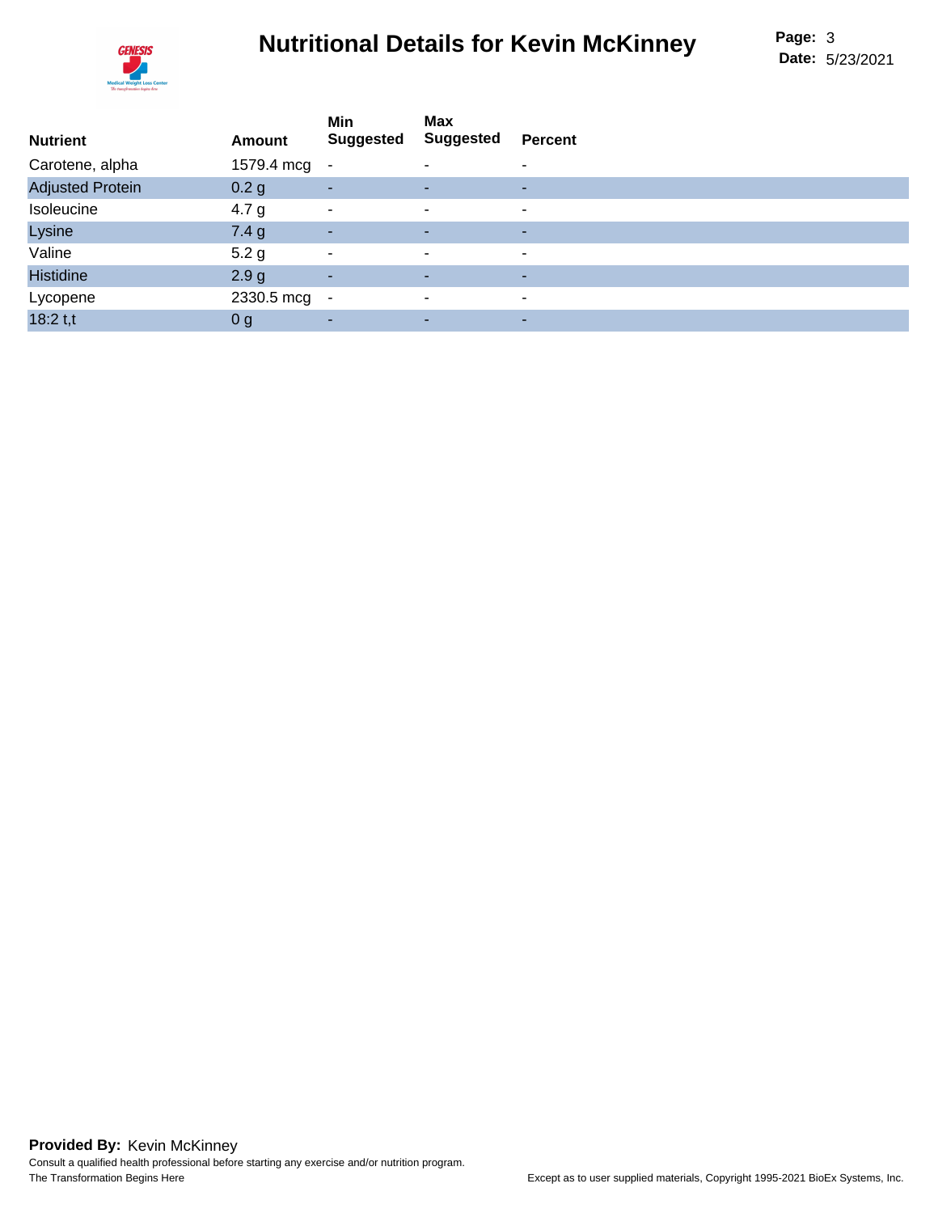# Nutritional Details for Kevin McKinney

**Page:** 3
**Date:** 5/23/2021

| Nutrient | Amount | Min Suggested | Max Suggested | Percent |
|---|---|---|---|---|
| Carotene, alpha | 1579.4 mcg | - | - | - |
| Adjusted Protein | 0.2 g | - | - | - |
| Isoleucine | 4.7 g | - | - | - |
| Lysine | 7.4 g | - | - | - |
| Valine | 5.2 g | - | - | - |
| Histidine | 2.9 g | - | - | - |
| Lycopene | 2330.5 mcg | - | - | - |
| 18:2 t,t | 0 g | - | - | - |

**Provided By:** Kevin McKinney

Consult a qualified health professional before starting any exercise and/or nutrition program.

The Transformation Begins Here

Except as to user supplied materials, Copyright 1995-2021 BioEx Systems, Inc.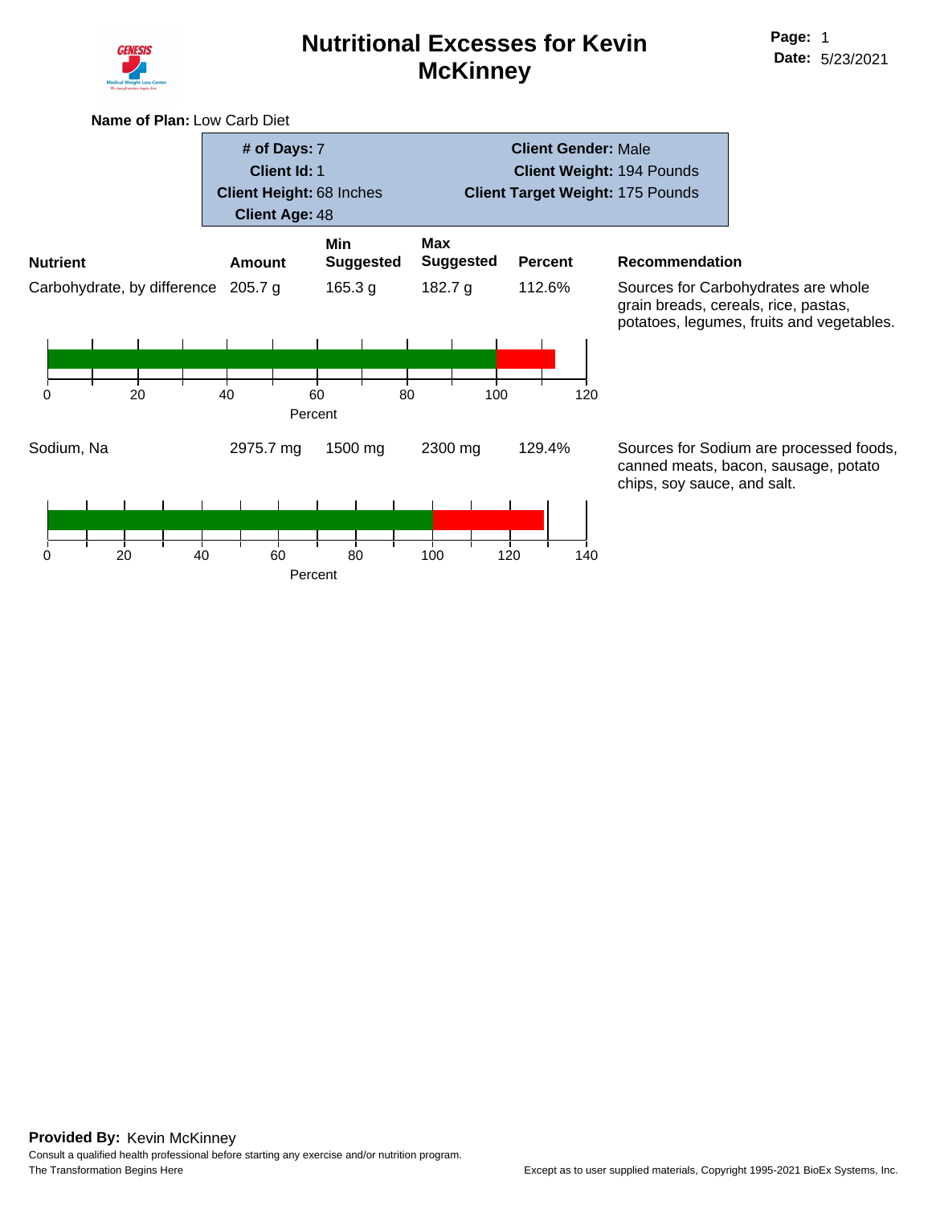# Nutritional Excesses for Kevin McKinney

**Page:** 1
**Date:** 5/23/2021

**Name of Plan:** Low Carb Diet

| | |
|---|---|
| **# of Days:** 7 | **Client Gender:** Male |
| **Client Id:** 1 | **Client Weight:** 194 Pounds |
| **Client Height:** 68 Inches | **Client Target Weight:** 175 Pounds |
| **Client Age:** 48 | |

| Nutrient | Amount | Min Suggested | Max Suggested | Percent | Recommendation |
|---|---|---|---|---|---|
| Carbohydrate, by difference | 205.7 g | 165.3 g | 182.7 g | 112.6% | Sources for Carbohydrates are whole grain breads, cereals, rice, pastas, potatoes, legumes, fruits and vegetables. |
| Sodium, Na | 2975.7 mg | 1500 mg | 2300 mg | 129.4% | Sources for Sodium are processed foods, canned meats, bacon, sausage, potato chips, soy sauce, and salt. |

**Provided By:** Kevin McKinney

Consult a qualified health professional before starting any exercise and/or nutrition program.

The Transformation Begins Here

Except as to user supplied materials, Copyright 1995-2021 BioEx Systems, Inc.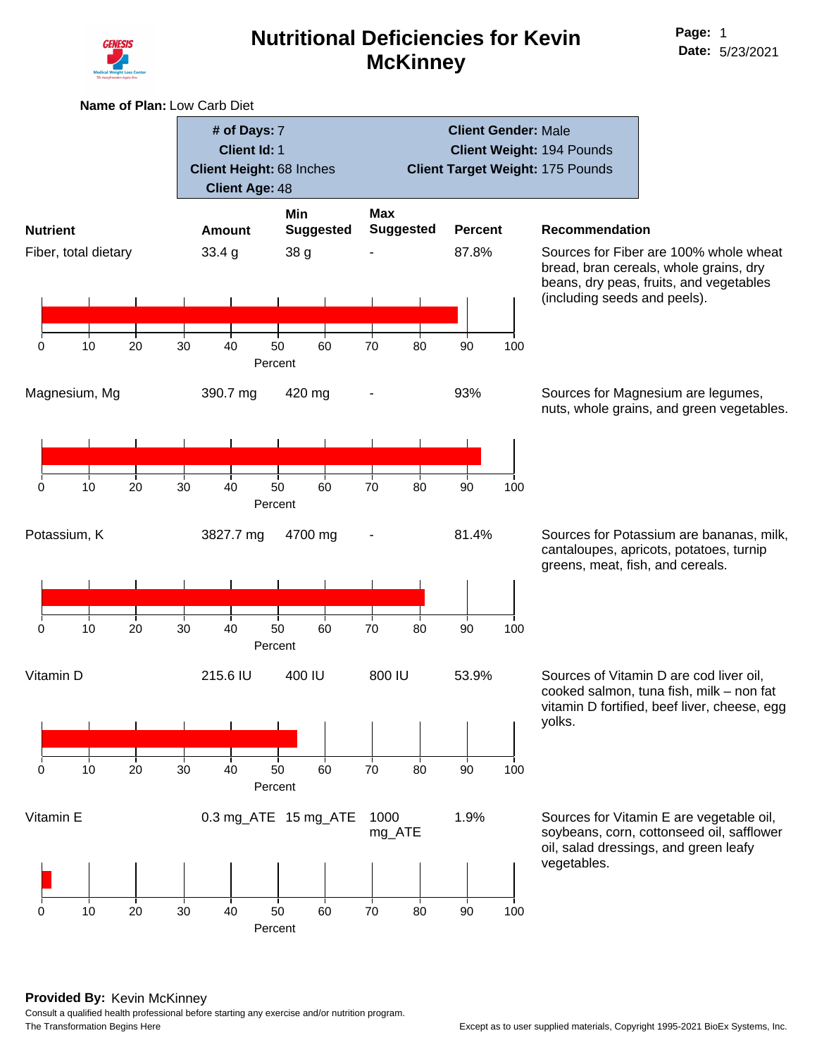# Nutritional Deficiencies for Kevin McKinney

**Page:** 1
**Date:** 5/23/2021

**Name of Plan:** Low Carb Diet

| | |
|---|---|
| **# of Days:** 7 | **Client Gender:** Male |
| **Client Id:** 1 | **Client Weight:** 194 Pounds |
| **Client Height:** 68 Inches | **Client Target Weight:** 175 Pounds |
| **Client Age:** 48 | |

| Nutrient | Amount | Min Suggested | Max Suggested | Percent | Recommendation |
|---|---|---|---|---|---|
| Fiber, total dietary | 33.4 g | 38 g | - | 87.8% | Sources for Fiber are 100% whole wheat bread, bran cereals, whole grains, dry beans, dry peas, fruits, and vegetables (including seeds and peels). |
| Magnesium, Mg | 390.7 mg | 420 mg | - | 93% | Sources for Magnesium are legumes, nuts, whole grains, and green vegetables. |
| Potassium, K | 3827.7 mg | 4700 mg | - | 81.4% | Sources for Potassium are bananas, milk, cantaloupes, apricots, potatoes, turnip greens, meat, fish, and cereals. |
| Vitamin D | 215.6 IU | 400 IU | 800 IU | 53.9% | Sources of Vitamin D are cod liver oil, cooked salmon, tuna fish, milk – non fat vitamin D fortified, beef liver, cheese, egg yolks. |
| Vitamin E | 0.3 mg_ATE | 15 mg_ATE | 1000 mg_ATE | 1.9% | Sources for Vitamin E are vegetable oil, soybeans, corn, cottonseed oil, safflower oil, salad dressings, and green leafy vegetables. |

**Provided By:** Kevin McKinney

Consult a qualified health professional before starting any exercise and/or nutrition program.

The Transformation Begins Here

Except as to user supplied materials, Copyright 1995-2021 BioEx Systems, Inc.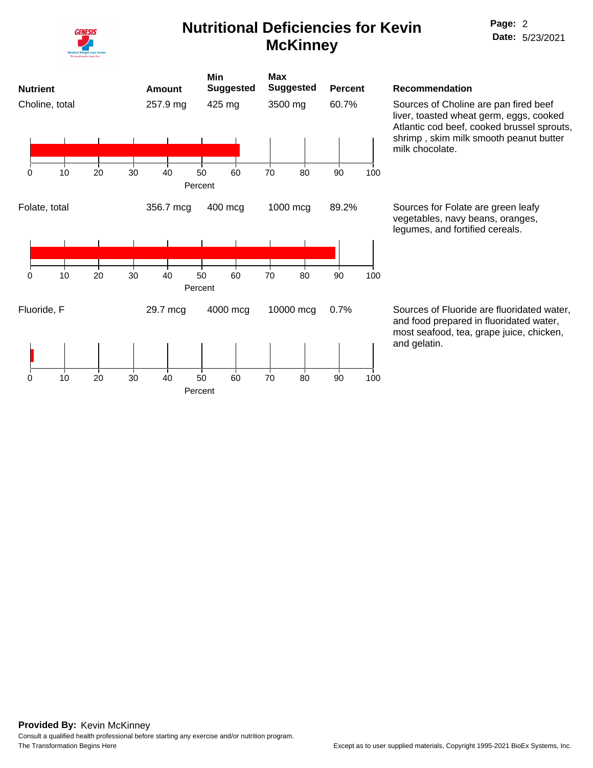# Nutritional Deficiencies for Kevin McKinney

| Nutrient | Amount | Min Suggested | Max Suggested | Percent | Recommendation |
|---|---|---|---|---|---|
| Choline, total | 257.9 mg | 425 mg | 3500 mg | 60.7% | Sources of Choline are pan fired beef liver, toasted wheat germ, eggs, cooked Atlantic cod beef, cooked brussel sprouts, shrimp , skim milk smooth peanut butter milk chocolate. |

0 10 20 30 40 50 60 70 80 90 100
Percent

| Nutrient | Amount | Min Suggested | Max Suggested | Percent | Recommendation |
|---|---|---|---|---|---|
| Folate, total | 356.7 mcg | 400 mcg | 1000 mcg | 89.2% | Sources for Folate are green leafy vegetables, navy beans, oranges, legumes, and fortified cereals. |

0 10 20 30 40 50 60 70 80 90 100
Percent

| Nutrient | Amount | Min Suggested | Max Suggested | Percent | Recommendation |
|---|---|---|---|---|---|
| Fluoride, F | 29.7 mcg | 4000 mcg | 10000 mcg | 0.7% | Sources of Fluoride are fluoridated water, and food prepared in fluoridated water, most seafood, tea, grape juice, chicken, and gelatin. |

0 10 20 30 40 50 60 70 80 90 100
Percent

**Provided By:** Kevin McKinney

Consult a qualified health professional before starting any exercise and/or nutrition program.

The Transformation Begins Here

Except as to user supplied materials, Copyright 1995-2021 BioEx Systems, Inc.